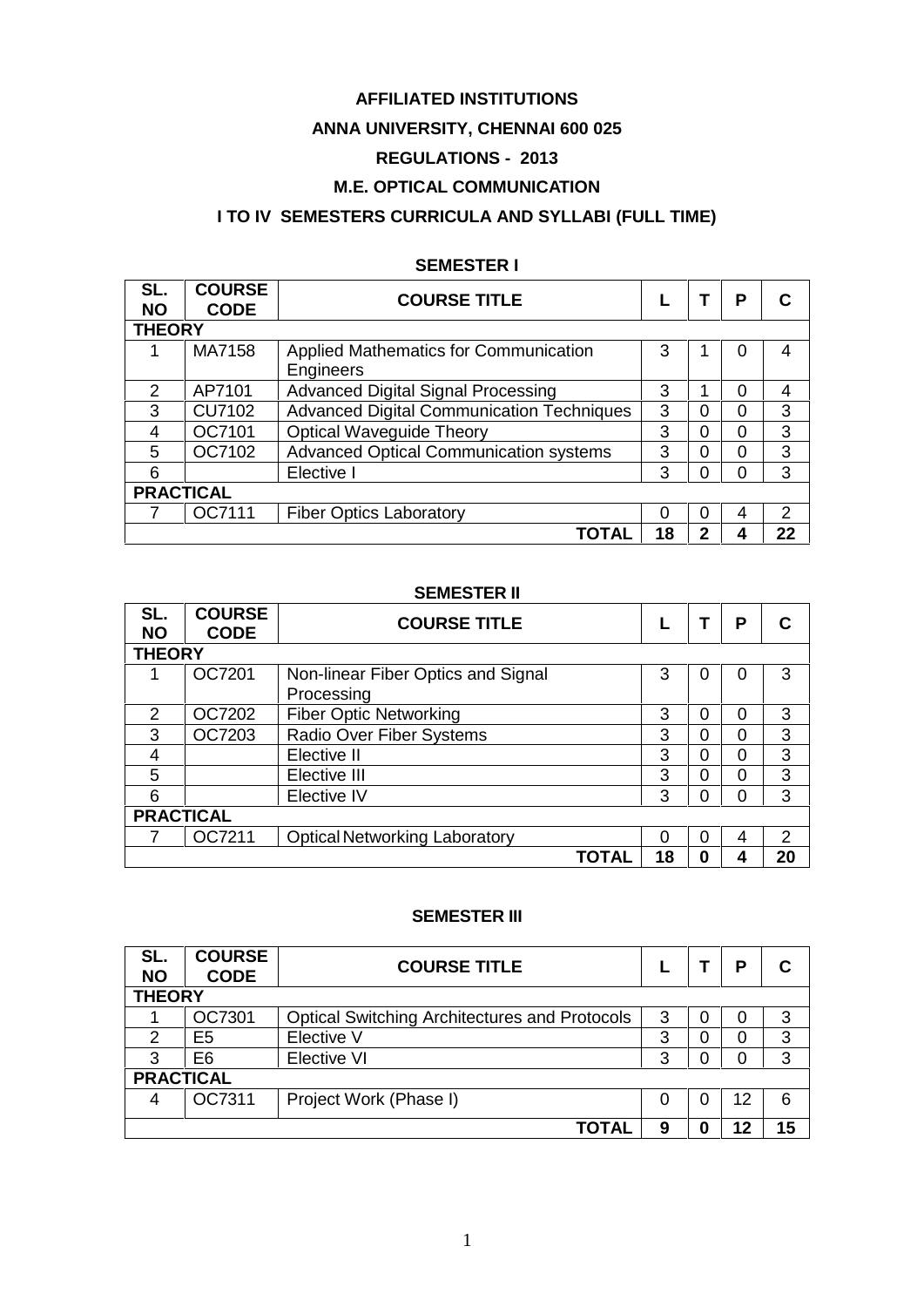# AFFILIATED INSTITUTIONS

# ANNA UNIVERSITY, CHENNAI 600 025

## REGULATIONS - 2013

## M.E. OPTICAL COMMUNICATION

## I TO IV SEMESTERS CURRICULA AND SYLLABI (FULL TIME)

### SEMESTER I

| SL. NO | COURSE CODE | COURSE TITLE | L | T | P | C |
|---|---|---|---|---|---|---|
| **THEORY** | | | | | | |
| 1 | MA7158 | Applied Mathematics for Communication Engineers | 3 | 1 | 0 | 4 |
| 2 | AP7101 | Advanced Digital Signal Processing | 3 | 1 | 0 | 4 |
| 3 | CU7102 | Advanced Digital Communication Techniques | 3 | 0 | 0 | 3 |
| 4 | OC7101 | Optical Waveguide Theory | 3 | 0 | 0 | 3 |
| 5 | OC7102 | Advanced Optical Communication systems | 3 | 0 | 0 | 3 |
| 6 | | Elective I | 3 | 0 | 0 | 3 |
| **PRACTICAL** | | | | | | |
| 7 | OC7111 | Fiber Optics Laboratory | 0 | 0 | 4 | 2 |
| | | **TOTAL** | **18** | **2** | **4** | **22** |

### SEMESTER II

| SL. NO | COURSE CODE | COURSE TITLE | L | T | P | C |
|---|---|---|---|---|---|---|
| **THEORY** | | | | | | |
| 1 | OC7201 | Non-linear Fiber Optics and Signal Processing | 3 | 0 | 0 | 3 |
| 2 | OC7202 | Fiber Optic Networking | 3 | 0 | 0 | 3 |
| 3 | OC7203 | Radio Over Fiber Systems | 3 | 0 | 0 | 3 |
| 4 | | Elective II | 3 | 0 | 0 | 3 |
| 5 | | Elective III | 3 | 0 | 0 | 3 |
| 6 | | Elective IV | 3 | 0 | 0 | 3 |
| **PRACTICAL** | | | | | | |
| 7 | OC7211 | Optical Networking Laboratory | 0 | 0 | 4 | 2 |
| | | **TOTAL** | **18** | **0** | **4** | **20** |

### SEMESTER III

| SL. NO | COURSE CODE | COURSE TITLE | L | T | P | C |
|---|---|---|---|---|---|---|
| **THEORY** | | | | | | |
| 1 | OC7301 | Optical Switching Architectures and Protocols | 3 | 0 | 0 | 3 |
| 2 | E5 | Elective V | 3 | 0 | 0 | 3 |
| 3 | E6 | Elective VI | 3 | 0 | 0 | 3 |
| **PRACTICAL** | | | | | | |
| 4 | OC7311 | Project Work (Phase I) | 0 | 0 | 12 | 6 |
| | | **TOTAL** | **9** | **0** | **12** | **15** |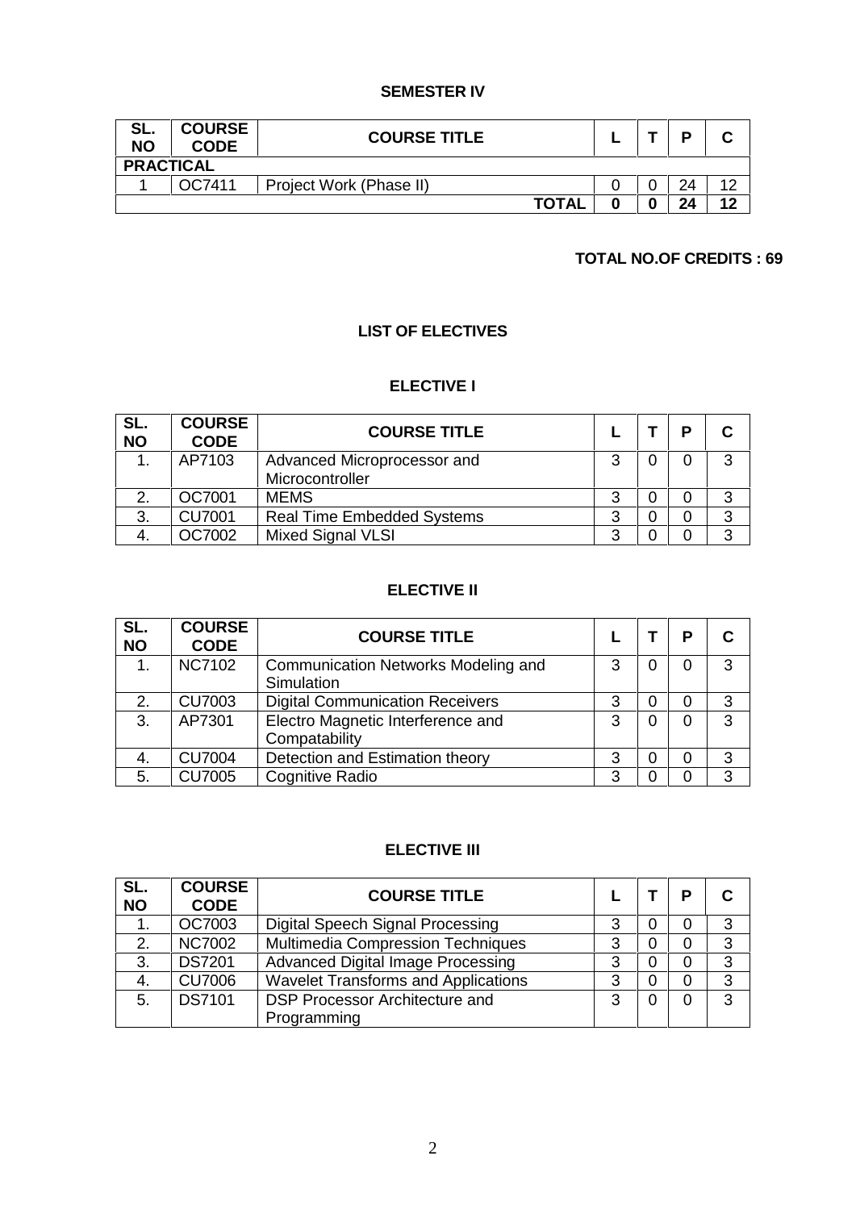## SEMESTER IV

| SL. NO | COURSE CODE | COURSE TITLE | L | T | P | C |
|---|---|---|---|---|---|---|
| **PRACTICAL** | | | | | | |
| 1 | OC7411 | Project Work (Phase II) | 0 | 0 | 24 | 12 |
| | | **TOTAL** | **0** | **0** | **24** | **12** |

**TOTAL NO.OF CREDITS : 69**

## LIST OF ELECTIVES

### ELECTIVE I

| SL. NO | COURSE CODE | COURSE TITLE | L | T | P | C |
|---|---|---|---|---|---|---|
| 1. | AP7103 | Advanced Microprocessor and Microcontroller | 3 | 0 | 0 | 3 |
| 2. | OC7001 | MEMS | 3 | 0 | 0 | 3 |
| 3. | CU7001 | Real Time Embedded Systems | 3 | 0 | 0 | 3 |
| 4. | OC7002 | Mixed Signal VLSI | 3 | 0 | 0 | 3 |

### ELECTIVE II

| SL. NO | COURSE CODE | COURSE TITLE | L | T | P | C |
|---|---|---|---|---|---|---|
| 1. | NC7102 | Communication Networks Modeling and Simulation | 3 | 0 | 0 | 3 |
| 2. | CU7003 | Digital Communication Receivers | 3 | 0 | 0 | 3 |
| 3. | AP7301 | Electro Magnetic Interference and Compatability | 3 | 0 | 0 | 3 |
| 4. | CU7004 | Detection and Estimation theory | 3 | 0 | 0 | 3 |
| 5. | CU7005 | Cognitive Radio | 3 | 0 | 0 | 3 |

### ELECTIVE III

| SL. NO | COURSE CODE | COURSE TITLE | L | T | P | C |
|---|---|---|---|---|---|---|
| 1. | OC7003 | Digital Speech Signal Processing | 3 | 0 | 0 | 3 |
| 2. | NC7002 | Multimedia Compression Techniques | 3 | 0 | 0 | 3 |
| 3. | DS7201 | Advanced Digital Image Processing | 3 | 0 | 0 | 3 |
| 4. | CU7006 | Wavelet Transforms and Applications | 3 | 0 | 0 | 3 |
| 5. | DS7101 | DSP Processor Architecture and Programming | 3 | 0 | 0 | 3 |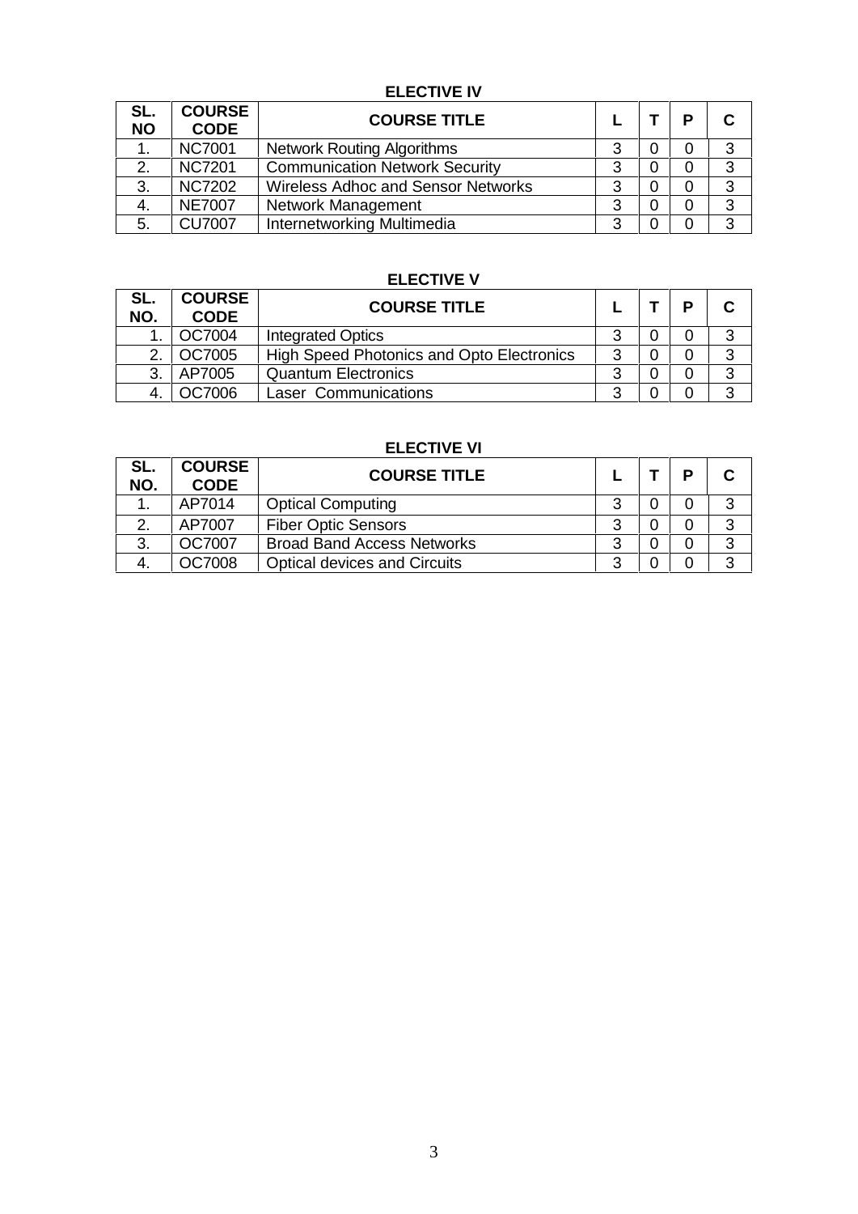## ELECTIVE IV

| SL. NO | COURSE CODE | COURSE TITLE | L | T | P | C |
|---|---|---|---|---|---|---|
| 1. | NC7001 | Network Routing Algorithms | 3 | 0 | 0 | 3 |
| 2. | NC7201 | Communication Network Security | 3 | 0 | 0 | 3 |
| 3. | NC7202 | Wireless Adhoc and Sensor Networks | 3 | 0 | 0 | 3 |
| 4. | NE7007 | Network Management | 3 | 0 | 0 | 3 |
| 5. | CU7007 | Internetworking Multimedia | 3 | 0 | 0 | 3 |

## ELECTIVE V

| SL. NO. | COURSE CODE | COURSE TITLE | L | T | P | C |
|---|---|---|---|---|---|---|
| 1. | OC7004 | Integrated Optics | 3 | 0 | 0 | 3 |
| 2. | OC7005 | High Speed Photonics and Opto Electronics | 3 | 0 | 0 | 3 |
| 3. | AP7005 | Quantum Electronics | 3 | 0 | 0 | 3 |
| 4. | OC7006 | Laser Communications | 3 | 0 | 0 | 3 |

## ELECTIVE VI

| SL. NO. | COURSE CODE | COURSE TITLE | L | T | P | C |
|---|---|---|---|---|---|---|
| 1. | AP7014 | Optical Computing | 3 | 0 | 0 | 3 |
| 2. | AP7007 | Fiber Optic Sensors | 3 | 0 | 0 | 3 |
| 3. | OC7007 | Broad Band Access Networks | 3 | 0 | 0 | 3 |
| 4. | OC7008 | Optical devices and Circuits | 3 | 0 | 0 | 3 |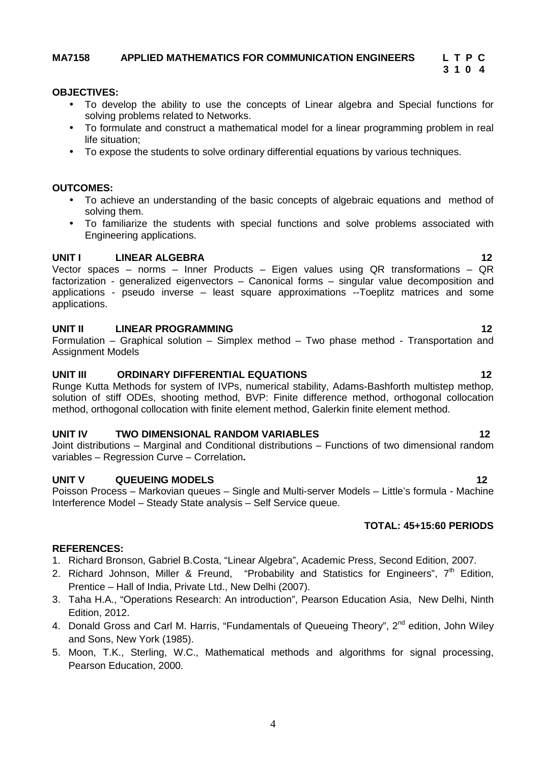**MA7158 APPLIED MATHEMATICS FOR COMMUNICATION ENGINEERS** **L T P C**
**3 1 0 4**

**OBJECTIVES:**

- To develop the ability to use the concepts of Linear algebra and Special functions for solving problems related to Networks.
- To formulate and construct a mathematical model for a linear programming problem in real life situation;
- To expose the students to solve ordinary differential equations by various techniques.

**OUTCOMES:**

- To achieve an understanding of the basic concepts of algebraic equations and method of solving them.
- To familiarize the students with special functions and solve problems associated with Engineering applications.

**UNIT I LINEAR ALGEBRA** **12**

Vector spaces – norms – Inner Products – Eigen values using QR transformations – QR factorization - generalized eigenvectors – Canonical forms – singular value decomposition and applications - pseudo inverse – least square approximations --Toeplitz matrices and some applications.

**UNIT II LINEAR PROGRAMMING** **12**

Formulation – Graphical solution – Simplex method – Two phase method - Transportation and Assignment Models

**UNIT III ORDINARY DIFFERENTIAL EQUATIONS** **12**

Runge Kutta Methods for system of IVPs, numerical stability, Adams-Bashforth multistep methop, solution of stiff ODEs, shooting method, BVP: Finite difference method, orthogonal collocation method, orthogonal collocation with finite element method, Galerkin finite element method.

**UNIT IV TWO DIMENSIONAL RANDOM VARIABLES** **12**

Joint distributions – Marginal and Conditional distributions – Functions of two dimensional random variables – Regression Curve – Correlation**.**

**UNIT V QUEUEING MODELS** **12**

Poisson Process – Markovian queues – Single and Multi-server Models – Little's formula - Machine Interference Model – Steady State analysis – Self Service queue.

**TOTAL: 45+15:60 PERIODS**

**REFERENCES:**

1. Richard Bronson, Gabriel B.Costa, "Linear Algebra", Academic Press, Second Edition, 2007.
2. Richard Johnson, Miller & Freund, "Probability and Statistics for Engineers", 7th Edition, Prentice – Hall of India, Private Ltd., New Delhi (2007).
3. Taha H.A., "Operations Research: An introduction", Pearson Education Asia, New Delhi, Ninth Edition, 2012.
4. Donald Gross and Carl M. Harris, "Fundamentals of Queueing Theory", 2nd edition, John Wiley and Sons, New York (1985).
5. Moon, T.K., Sterling, W.C., Mathematical methods and algorithms for signal processing, Pearson Education, 2000.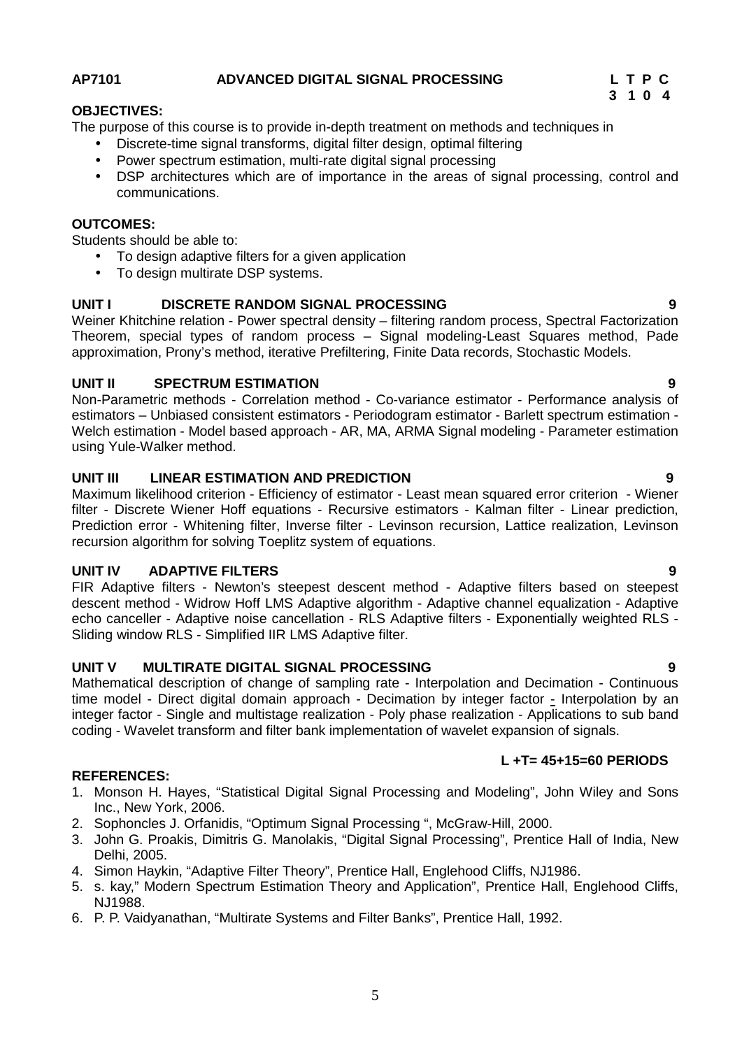**AP7101 ADVANCED DIGITAL SIGNAL PROCESSING**

| L | T | P | C |
|---|---|---|---|
| 3 | 1 | 0 | 4 |

**OBJECTIVES:**

The purpose of this course is to provide in-depth treatment on methods and techniques in

- Discrete-time signal transforms, digital filter design, optimal filtering
- Power spectrum estimation, multi-rate digital signal processing
- DSP architectures which are of importance in the areas of signal processing, control and communications.

**OUTCOMES:**

Students should be able to:

- To design adaptive filters for a given application
- To design multirate DSP systems.

**UNIT I DISCRETE RANDOM SIGNAL PROCESSING 9**

Weiner Khitchine relation - Power spectral density – filtering random process, Spectral Factorization Theorem, special types of random process – Signal modeling-Least Squares method, Pade approximation, Prony's method, iterative Prefiltering, Finite Data records, Stochastic Models.

**UNIT II SPECTRUM ESTIMATION 9**

Non-Parametric methods - Correlation method - Co-variance estimator - Performance analysis of estimators – Unbiased consistent estimators - Periodogram estimator - Barlett spectrum estimation - Welch estimation - Model based approach - AR, MA, ARMA Signal modeling - Parameter estimation using Yule-Walker method.

**UNIT III LINEAR ESTIMATION AND PREDICTION 9**

Maximum likelihood criterion - Efficiency of estimator - Least mean squared error criterion - Wiener filter - Discrete Wiener Hoff equations - Recursive estimators - Kalman filter - Linear prediction, Prediction error - Whitening filter, Inverse filter - Levinson recursion, Lattice realization, Levinson recursion algorithm for solving Toeplitz system of equations.

**UNIT IV ADAPTIVE FILTERS 9**

FIR Adaptive filters - Newton's steepest descent method - Adaptive filters based on steepest descent method - Widrow Hoff LMS Adaptive algorithm - Adaptive channel equalization - Adaptive echo canceller - Adaptive noise cancellation - RLS Adaptive filters - Exponentially weighted RLS - Sliding window RLS - Simplified IIR LMS Adaptive filter.

**UNIT V MULTIRATE DIGITAL SIGNAL PROCESSING 9**

Mathematical description of change of sampling rate - Interpolation and Decimation - Continuous time model - Direct digital domain approach - Decimation by integer factor - Interpolation by an integer factor - Single and multistage realization - Poly phase realization - Applications to sub band coding - Wavelet transform and filter bank implementation of wavelet expansion of signals.

**L +T= 45+15=60 PERIODS**

**REFERENCES:**

1. Monson H. Hayes, "Statistical Digital Signal Processing and Modeling", John Wiley and Sons Inc., New York, 2006.
2. Sophoncles J. Orfanidis, "Optimum Signal Processing ", McGraw-Hill, 2000.
3. John G. Proakis, Dimitris G. Manolakis, "Digital Signal Processing", Prentice Hall of India, New Delhi, 2005.
4. Simon Haykin, "Adaptive Filter Theory", Prentice Hall, Englehood Cliffs, NJ1986.
5. s. kay," Modern Spectrum Estimation Theory and Application", Prentice Hall, Englehood Cliffs, NJ1988.
6. P. P. Vaidyanathan, "Multirate Systems and Filter Banks", Prentice Hall, 1992.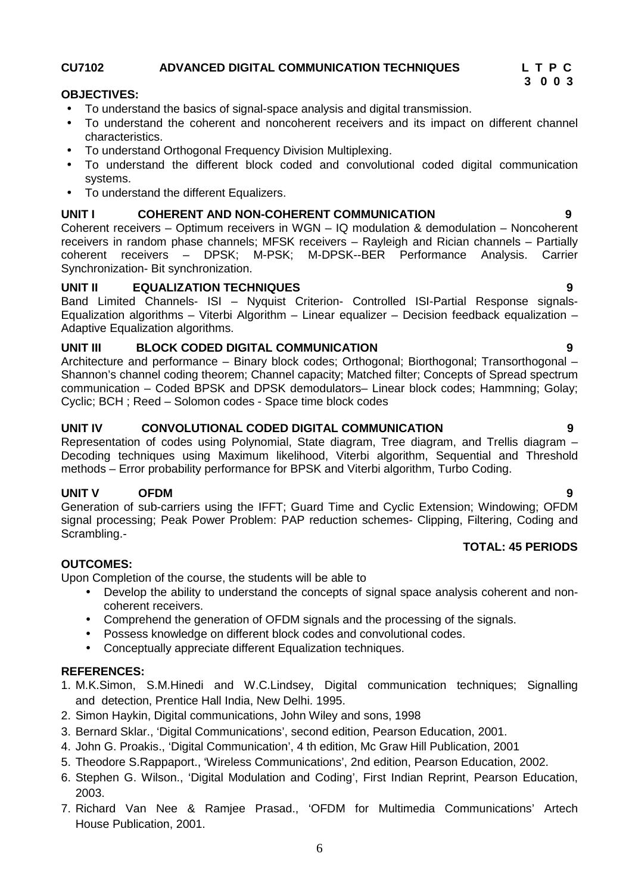## CU7102 ADVANCED DIGITAL COMMUNICATION TECHNIQUES

| L | T | P | C |
|---|---|---|---|
| 3 | 0 | 0 | 3 |

**OBJECTIVES:**

- To understand the basics of signal-space analysis and digital transmission.
- To understand the coherent and noncoherent receivers and its impact on different channel characteristics.
- To understand Orthogonal Frequency Division Multiplexing.
- To understand the different block coded and convolutional coded digital communication systems.
- To understand the different Equalizers.

**UNIT I COHERENT AND NON-COHERENT COMMUNICATION 9**

Coherent receivers – Optimum receivers in WGN – IQ modulation & demodulation – Noncoherent receivers in random phase channels; MFSK receivers – Rayleigh and Rician channels – Partially coherent receivers – DPSK; M-PSK; M-DPSK--BER Performance Analysis. Carrier Synchronization- Bit synchronization.

**UNIT II EQUALIZATION TECHNIQUES 9**

Band Limited Channels- ISI – Nyquist Criterion- Controlled ISI-Partial Response signals- Equalization algorithms – Viterbi Algorithm – Linear equalizer – Decision feedback equalization – Adaptive Equalization algorithms.

**UNIT III BLOCK CODED DIGITAL COMMUNICATION 9**

Architecture and performance – Binary block codes; Orthogonal; Biorthogonal; Transorthogonal – Shannon's channel coding theorem; Channel capacity; Matched filter; Concepts of Spread spectrum communication – Coded BPSK and DPSK demodulators– Linear block codes; Hammning; Golay; Cyclic; BCH ; Reed – Solomon codes - Space time block codes

**UNIT IV CONVOLUTIONAL CODED DIGITAL COMMUNICATION 9**

Representation of codes using Polynomial, State diagram, Tree diagram, and Trellis diagram – Decoding techniques using Maximum likelihood, Viterbi algorithm, Sequential and Threshold methods – Error probability performance for BPSK and Viterbi algorithm, Turbo Coding.

**UNIT V OFDM 9**

Generation of sub-carriers using the IFFT; Guard Time and Cyclic Extension; Windowing; OFDM signal processing; Peak Power Problem: PAP reduction schemes- Clipping, Filtering, Coding and Scrambling.-

**TOTAL: 45 PERIODS**

**OUTCOMES:**

Upon Completion of the course, the students will be able to

- Develop the ability to understand the concepts of signal space analysis coherent and non-coherent receivers.
- Comprehend the generation of OFDM signals and the processing of the signals.
- Possess knowledge on different block codes and convolutional codes.
- Conceptually appreciate different Equalization techniques.

**REFERENCES:**

1. M.K.Simon, S.M.Hinedi and W.C.Lindsey, Digital communication techniques; Signalling and detection, Prentice Hall India, New Delhi. 1995.
2. Simon Haykin, Digital communications, John Wiley and sons, 1998
3. Bernard Sklar., 'Digital Communications', second edition, Pearson Education, 2001.
4. John G. Proakis., 'Digital Communication', 4 th edition, Mc Graw Hill Publication, 2001
5. Theodore S.Rappaport., 'Wireless Communications', 2nd edition, Pearson Education, 2002.
6. Stephen G. Wilson., 'Digital Modulation and Coding', First Indian Reprint, Pearson Education, 2003.
7. Richard Van Nee & Ramjee Prasad., 'OFDM for Multimedia Communications' Artech House Publication, 2001.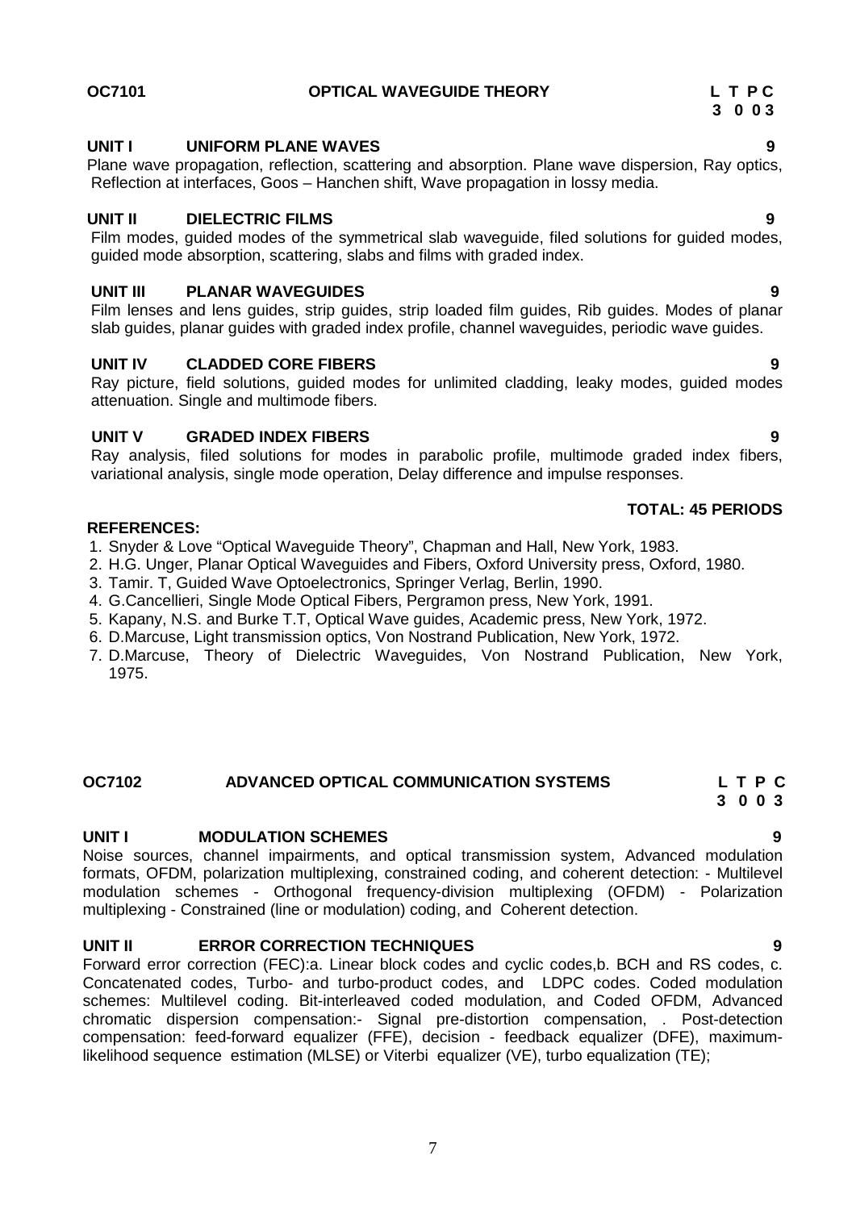**OC7101 OPTICAL WAVEGUIDE THEORY**

| L | T | P | C |
|---|---|---|---|
| 3 | 0 | 0 | 3 |

**UNIT I UNIFORM PLANE WAVES 9**

Plane wave propagation, reflection, scattering and absorption. Plane wave dispersion, Ray optics, Reflection at interfaces, Goos – Hanchen shift, Wave propagation in lossy media.

**UNIT II DIELECTRIC FILMS 9**

Film modes, guided modes of the symmetrical slab waveguide, filed solutions for guided modes, guided mode absorption, scattering, slabs and films with graded index.

**UNIT III PLANAR WAVEGUIDES 9**

Film lenses and lens guides, strip guides, strip loaded film guides, Rib guides. Modes of planar slab guides, planar guides with graded index profile, channel waveguides, periodic wave guides.

**UNIT IV CLADDED CORE FIBERS 9**

Ray picture, field solutions, guided modes for unlimited cladding, leaky modes, guided modes attenuation. Single and multimode fibers.

**UNIT V GRADED INDEX FIBERS 9**

Ray analysis, filed solutions for modes in parabolic profile, multimode graded index fibers, variational analysis, single mode operation, Delay difference and impulse responses.

**TOTAL: 45 PERIODS**

**REFERENCES:**

1. Snyder & Love "Optical Waveguide Theory", Chapman and Hall, New York, 1983.
2. H.G. Unger, Planar Optical Waveguides and Fibers, Oxford University press, Oxford, 1980.
3. Tamir. T, Guided Wave Optoelectronics, Springer Verlag, Berlin, 1990.
4. G.Cancellieri, Single Mode Optical Fibers, Pergramon press, New York, 1991.
5. Kapany, N.S. and Burke T.T, Optical Wave guides, Academic press, New York, 1972.
6. D.Marcuse, Light transmission optics, Von Nostrand Publication, New York, 1972.
7. D.Marcuse, Theory of Dielectric Waveguides, Von Nostrand Publication, New York, 1975.

**OC7102 ADVANCED OPTICAL COMMUNICATION SYSTEMS**

| L | T | P | C |
|---|---|---|---|
| 3 | 0 | 0 | 3 |

**UNIT I MODULATION SCHEMES 9**

Noise sources, channel impairments, and optical transmission system, Advanced modulation formats, OFDM, polarization multiplexing, constrained coding, and coherent detection: - Multilevel modulation schemes - Orthogonal frequency-division multiplexing (OFDM) - Polarization multiplexing - Constrained (line or modulation) coding, and Coherent detection.

**UNIT II ERROR CORRECTION TECHNIQUES 9**

Forward error correction (FEC):a. Linear block codes and cyclic codes,b. BCH and RS codes, c. Concatenated codes, Turbo- and turbo-product codes, and LDPC codes. Coded modulation schemes: Multilevel coding. Bit-interleaved coded modulation, and Coded OFDM, Advanced chromatic dispersion compensation:- Signal pre-distortion compensation, . Post-detection compensation: feed-forward equalizer (FFE), decision - feedback equalizer (DFE), maximum-likelihood sequence estimation (MLSE) or Viterbi equalizer (VE), turbo equalization (TE);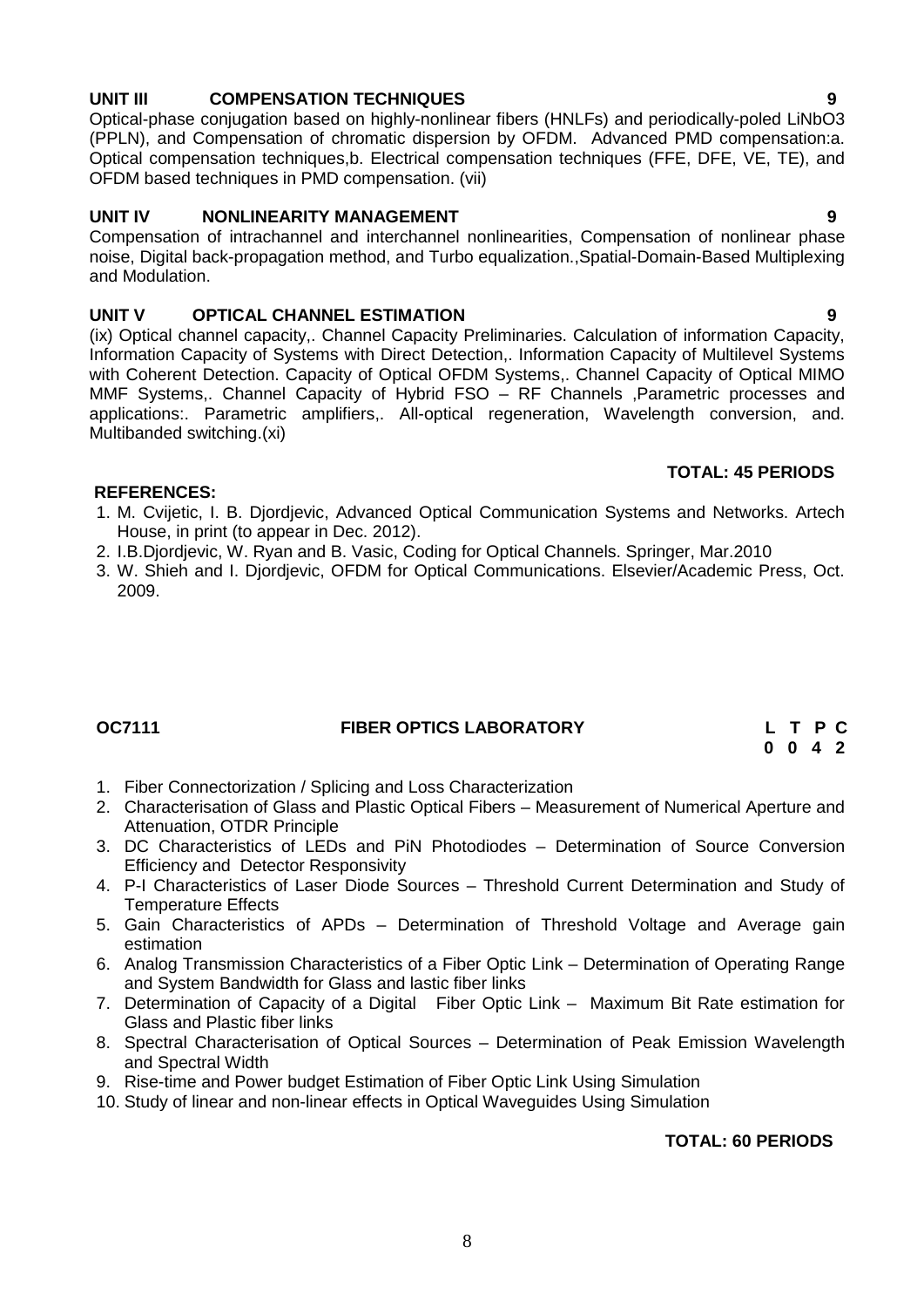**UNIT III COMPENSATION TECHNIQUES 9**

Optical-phase conjugation based on highly-nonlinear fibers (HNLFs) and periodically-poled LiNbO3 (PPLN), and Compensation of chromatic dispersion by OFDM. Advanced PMD compensation:a. Optical compensation techniques,b. Electrical compensation techniques (FFE, DFE, VE, TE), and OFDM based techniques in PMD compensation. (vii)

**UNIT IV NONLINEARITY MANAGEMENT 9**

Compensation of intrachannel and interchannel nonlinearities, Compensation of nonlinear phase noise, Digital back-propagation method, and Turbo equalization.,Spatial-Domain-Based Multiplexing and Modulation.

**UNIT V OPTICAL CHANNEL ESTIMATION 9**

(ix) Optical channel capacity,. Channel Capacity Preliminaries. Calculation of information Capacity, Information Capacity of Systems with Direct Detection,. Information Capacity of Multilevel Systems with Coherent Detection. Capacity of Optical OFDM Systems,. Channel Capacity of Optical MIMO MMF Systems,. Channel Capacity of Hybrid FSO – RF Channels ,Parametric processes and applications:. Parametric amplifiers,. All-optical regeneration, Wavelength conversion, and. Multibanded switching.(xi)

**TOTAL: 45 PERIODS**

**REFERENCES:**

1. M. Cvijetic, I. B. Djordjevic, Advanced Optical Communication Systems and Networks. Artech House, in print (to appear in Dec. 2012).
2. I.B.Djordjevic, W. Ryan and B. Vasic, Coding for Optical Channels. Springer, Mar.2010
3. W. Shieh and I. Djordjevic, OFDM for Optical Communications. Elsevier/Academic Press, Oct. 2009.

**OC7111 FIBER OPTICS LABORATORY**

| L | T | P | C |
|---|---|---|---|
| 0 | 0 | 4 | 2 |

1. Fiber Connectorization / Splicing and Loss Characterization
2. Characterisation of Glass and Plastic Optical Fibers – Measurement of Numerical Aperture and Attenuation, OTDR Principle
3. DC Characteristics of LEDs and PiN Photodiodes – Determination of Source Conversion Efficiency and Detector Responsivity
4. P-I Characteristics of Laser Diode Sources – Threshold Current Determination and Study of Temperature Effects
5. Gain Characteristics of APDs – Determination of Threshold Voltage and Average gain estimation
6. Analog Transmission Characteristics of a Fiber Optic Link – Determination of Operating Range and System Bandwidth for Glass and lastic fiber links
7. Determination of Capacity of a Digital Fiber Optic Link – Maximum Bit Rate estimation for Glass and Plastic fiber links
8. Spectral Characterisation of Optical Sources – Determination of Peak Emission Wavelength and Spectral Width
9. Rise-time and Power budget Estimation of Fiber Optic Link Using Simulation
10. Study of linear and non-linear effects in Optical Waveguides Using Simulation

**TOTAL: 60 PERIODS**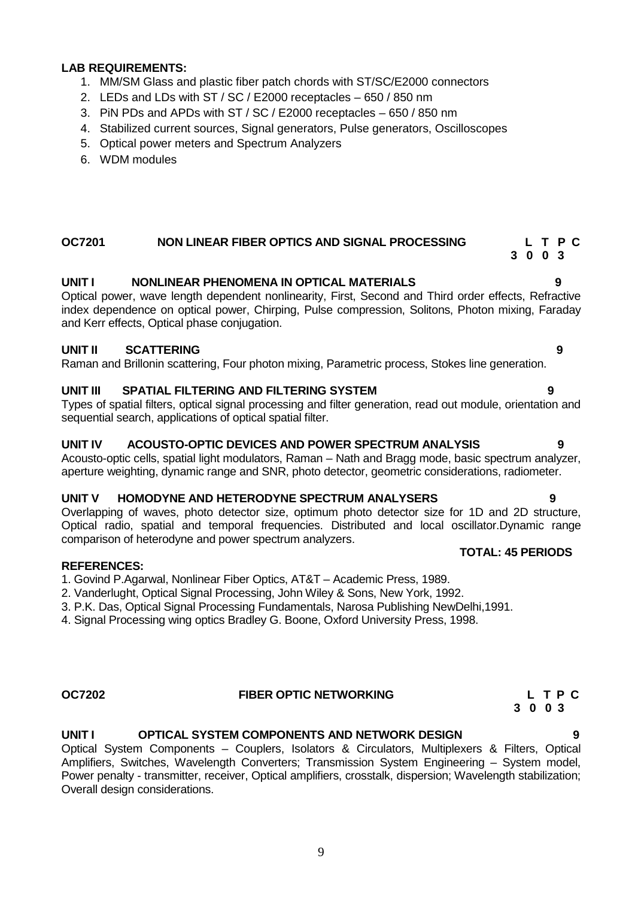**LAB REQUIREMENTS:**

1. MM/SM Glass and plastic fiber patch chords with ST/SC/E2000 connectors
2. LEDs and LDs with ST / SC / E2000 receptacles – 650 / 850 nm
3. PiN PDs and APDs with ST / SC / E2000 receptacles – 650 / 850 nm
4. Stabilized current sources, Signal generators, Pulse generators, Oscilloscopes
5. Optical power meters and Spectrum Analyzers
6. WDM modules

## OC7201 NON LINEAR FIBER OPTICS AND SIGNAL PROCESSING

**L T P C**
**3 0 0 3**

**UNIT I NONLINEAR PHENOMENA IN OPTICAL MATERIALS 9**

Optical power, wave length dependent nonlinearity, First, Second and Third order effects, Refractive index dependence on optical power, Chirping, Pulse compression, Solitons, Photon mixing, Faraday and Kerr effects, Optical phase conjugation.

**UNIT II SCATTERING 9**

Raman and Brillonin scattering, Four photon mixing, Parametric process, Stokes line generation.

**UNIT III SPATIAL FILTERING AND FILTERING SYSTEM 9**

Types of spatial filters, optical signal processing and filter generation, read out module, orientation and sequential search, applications of optical spatial filter.

**UNIT IV ACOUSTO-OPTIC DEVICES AND POWER SPECTRUM ANALYSIS 9**

Acousto-optic cells, spatial light modulators, Raman – Nath and Bragg mode, basic spectrum analyzer, aperture weighting, dynamic range and SNR, photo detector, geometric considerations, radiometer.

**UNIT V HOMODYNE AND HETERODYNE SPECTRUM ANALYSERS 9**

Overlapping of waves, photo detector size, optimum photo detector size for 1D and 2D structure, Optical radio, spatial and temporal frequencies. Distributed and local oscillator.Dynamic range comparison of heterodyne and power spectrum analyzers.

**TOTAL: 45 PERIODS**

**REFERENCES:**

1. Govind P.Agarwal, Nonlinear Fiber Optics, AT&T – Academic Press, 1989.
2. Vanderlught, Optical Signal Processing, John Wiley & Sons, New York, 1992.
3. P.K. Das, Optical Signal Processing Fundamentals, Narosa Publishing NewDelhi,1991.
4. Signal Processing wing optics Bradley G. Boone, Oxford University Press, 1998.

## OC7202 FIBER OPTIC NETWORKING

**L T P C**
**3 0 0 3**

**UNIT I OPTICAL SYSTEM COMPONENTS AND NETWORK DESIGN 9**

Optical System Components – Couplers, Isolators & Circulators, Multiplexers & Filters, Optical Amplifiers, Switches, Wavelength Converters; Transmission System Engineering – System model, Power penalty - transmitter, receiver, Optical amplifiers, crosstalk, dispersion; Wavelength stabilization; Overall design considerations.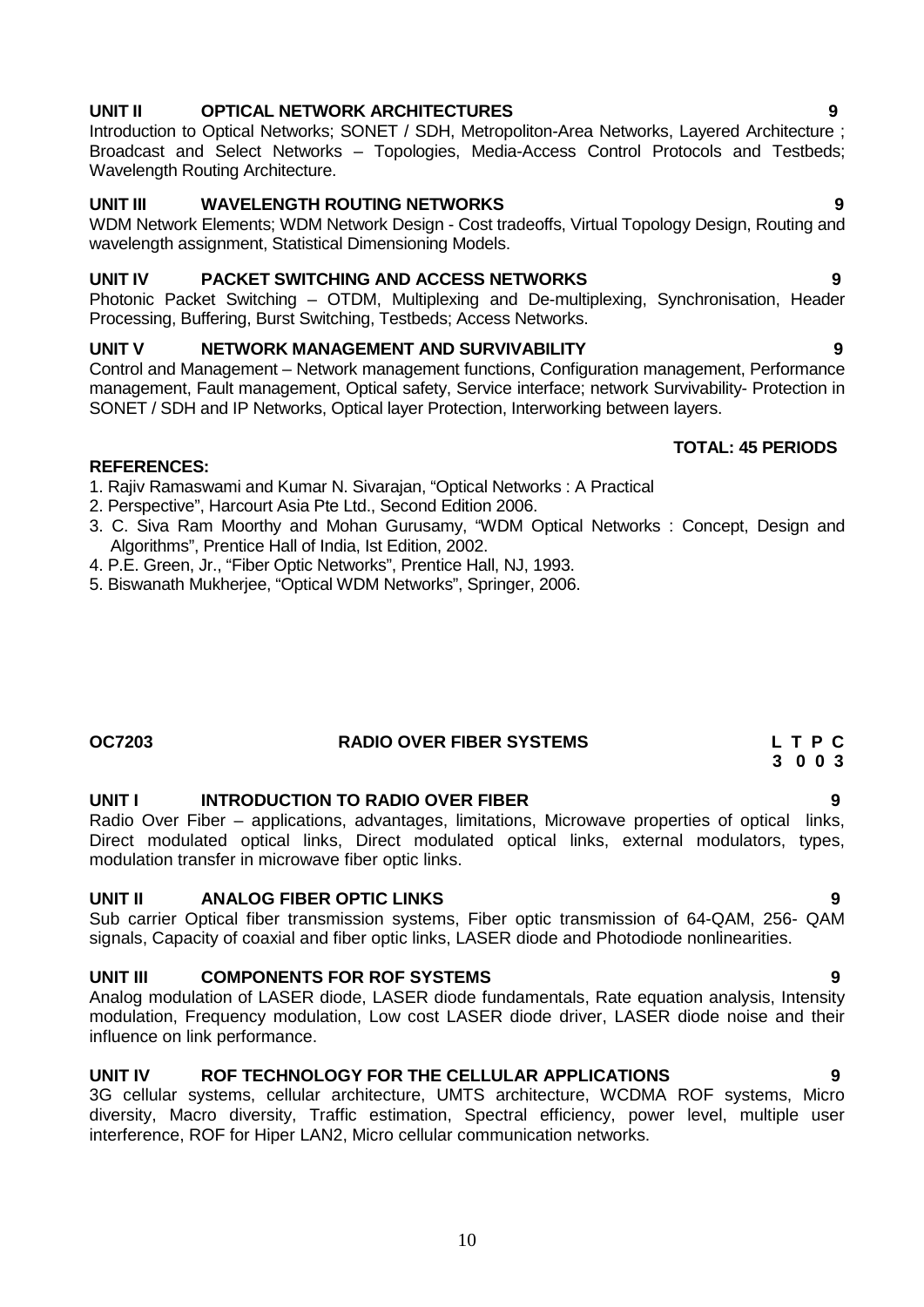### UNIT II OPTICAL NETWORK ARCHITECTURES 9

Introduction to Optical Networks; SONET / SDH, Metropoliton-Area Networks, Layered Architecture ; Broadcast and Select Networks – Topologies, Media-Access Control Protocols and Testbeds; Wavelength Routing Architecture.

### UNIT III WAVELENGTH ROUTING NETWORKS 9

WDM Network Elements; WDM Network Design - Cost tradeoffs, Virtual Topology Design, Routing and wavelength assignment, Statistical Dimensioning Models.

### UNIT IV PACKET SWITCHING AND ACCESS NETWORKS 9

Photonic Packet Switching – OTDM, Multiplexing and De-multiplexing, Synchronisation, Header Processing, Buffering, Burst Switching, Testbeds; Access Networks.

### UNIT V NETWORK MANAGEMENT AND SURVIVABILITY 9

Control and Management – Network management functions, Configuration management, Performance management, Fault management, Optical safety, Service interface; network Survivability- Protection in SONET / SDH and IP Networks, Optical layer Protection, Interworking between layers.

**TOTAL: 45 PERIODS**

**REFERENCES:**

1. Rajiv Ramaswami and Kumar N. Sivarajan, "Optical Networks : A Practical
2. Perspective", Harcourt Asia Pte Ltd., Second Edition 2006.
3. C. Siva Ram Moorthy and Mohan Gurusamy, "WDM Optical Networks : Concept, Design and Algorithms", Prentice Hall of India, Ist Edition, 2002.
4. P.E. Green, Jr., "Fiber Optic Networks", Prentice Hall, NJ, 1993.
5. Biswanath Mukherjee, "Optical WDM Networks", Springer, 2006.

## OC7203 RADIO OVER FIBER SYSTEMS

| L | T | P | C |
|---|---|---|---|
| 3 | 0 | 0 | 3 |

### UNIT I INTRODUCTION TO RADIO OVER FIBER 9

Radio Over Fiber – applications, advantages, limitations, Microwave properties of optical links, Direct modulated optical links, Direct modulated optical links, external modulators, types, modulation transfer in microwave fiber optic links.

### UNIT II ANALOG FIBER OPTIC LINKS 9

Sub carrier Optical fiber transmission systems, Fiber optic transmission of 64-QAM, 256- QAM signals, Capacity of coaxial and fiber optic links, LASER diode and Photodiode nonlinearities.

### UNIT III COMPONENTS FOR ROF SYSTEMS 9

Analog modulation of LASER diode, LASER diode fundamentals, Rate equation analysis, Intensity modulation, Frequency modulation, Low cost LASER diode driver, LASER diode noise and their influence on link performance.

### UNIT IV ROF TECHNOLOGY FOR THE CELLULAR APPLICATIONS 9

3G cellular systems, cellular architecture, UMTS architecture, WCDMA ROF systems, Micro diversity, Macro diversity, Traffic estimation, Spectral efficiency, power level, multiple user interference, ROF for Hiper LAN2, Micro cellular communication networks.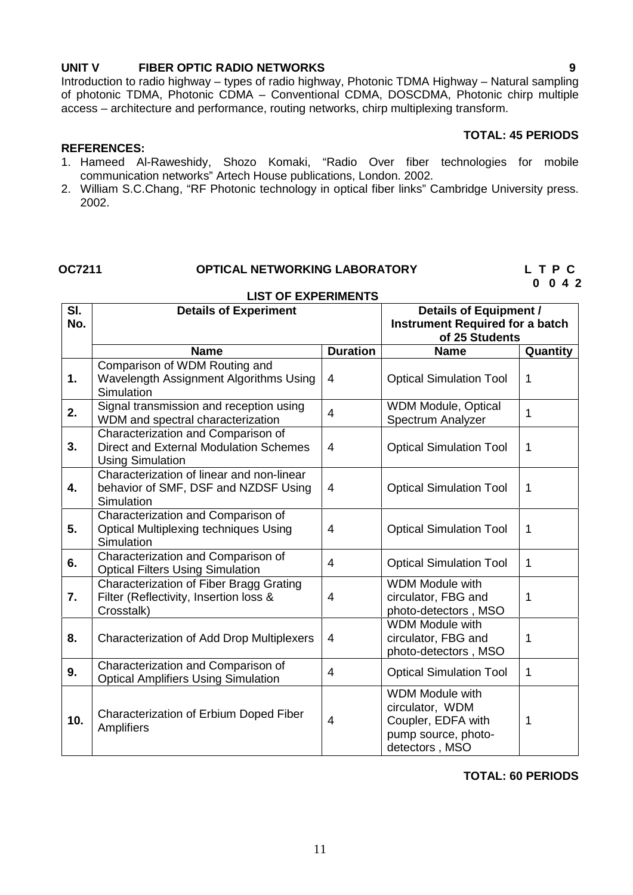**UNIT V FIBER OPTIC RADIO NETWORKS 9**

Introduction to radio highway – types of radio highway, Photonic TDMA Highway – Natural sampling of photonic TDMA, Photonic CDMA – Conventional CDMA, DOSCDMA, Photonic chirp multiple access – architecture and performance, routing networks, chirp multiplexing transform.

**TOTAL: 45 PERIODS**

**REFERENCES:**

1. Hameed Al-Raweshidy, Shozo Komaki, "Radio Over fiber technologies for mobile communication networks" Artech House publications, London. 2002.
2. William S.C.Chang, "RF Photonic technology in optical fiber links" Cambridge University press. 2002.

**OC7211 OPTICAL NETWORKING LABORATORY L T P C**
**0 0 4 2**

**LIST OF EXPERIMENTS**

| Sl. No. | Details of Experiment | | Details of Equipment / Instrument Required for a batch of 25 Students | |
|---|---|---|---|---|
| | **Name** | **Duration** | **Name** | **Quantity** |
| **1.** | Comparison of WDM Routing and Wavelength Assignment Algorithms Using Simulation | 4 | Optical Simulation Tool | 1 |
| **2.** | Signal transmission and reception using WDM and spectral characterization | 4 | WDM Module, Optical Spectrum Analyzer | 1 |
| **3.** | Characterization and Comparison of Direct and External Modulation Schemes Using Simulation | 4 | Optical Simulation Tool | 1 |
| **4.** | Characterization of linear and non-linear behavior of SMF, DSF and NZDSF Using Simulation | 4 | Optical Simulation Tool | 1 |
| **5.** | Characterization and Comparison of Optical Multiplexing techniques Using Simulation | 4 | Optical Simulation Tool | 1 |
| **6.** | Characterization and Comparison of Optical Filters Using Simulation | 4 | Optical Simulation Tool | 1 |
| **7.** | Characterization of Fiber Bragg Grating Filter (Reflectivity, Insertion loss & Crosstalk) | 4 | WDM Module with circulator, FBG and photo-detectors , MSO | 1 |
| **8.** | Characterization of Add Drop Multiplexers | 4 | WDM Module with circulator, FBG and photo-detectors , MSO | 1 |
| **9.** | Characterization and Comparison of Optical Amplifiers Using Simulation | 4 | Optical Simulation Tool | 1 |
| **10.** | Characterization of Erbium Doped Fiber Amplifiers | 4 | WDM Module with circulator, WDM Coupler, EDFA with pump source, photo-detectors , MSO | 1 |

**TOTAL: 60 PERIODS**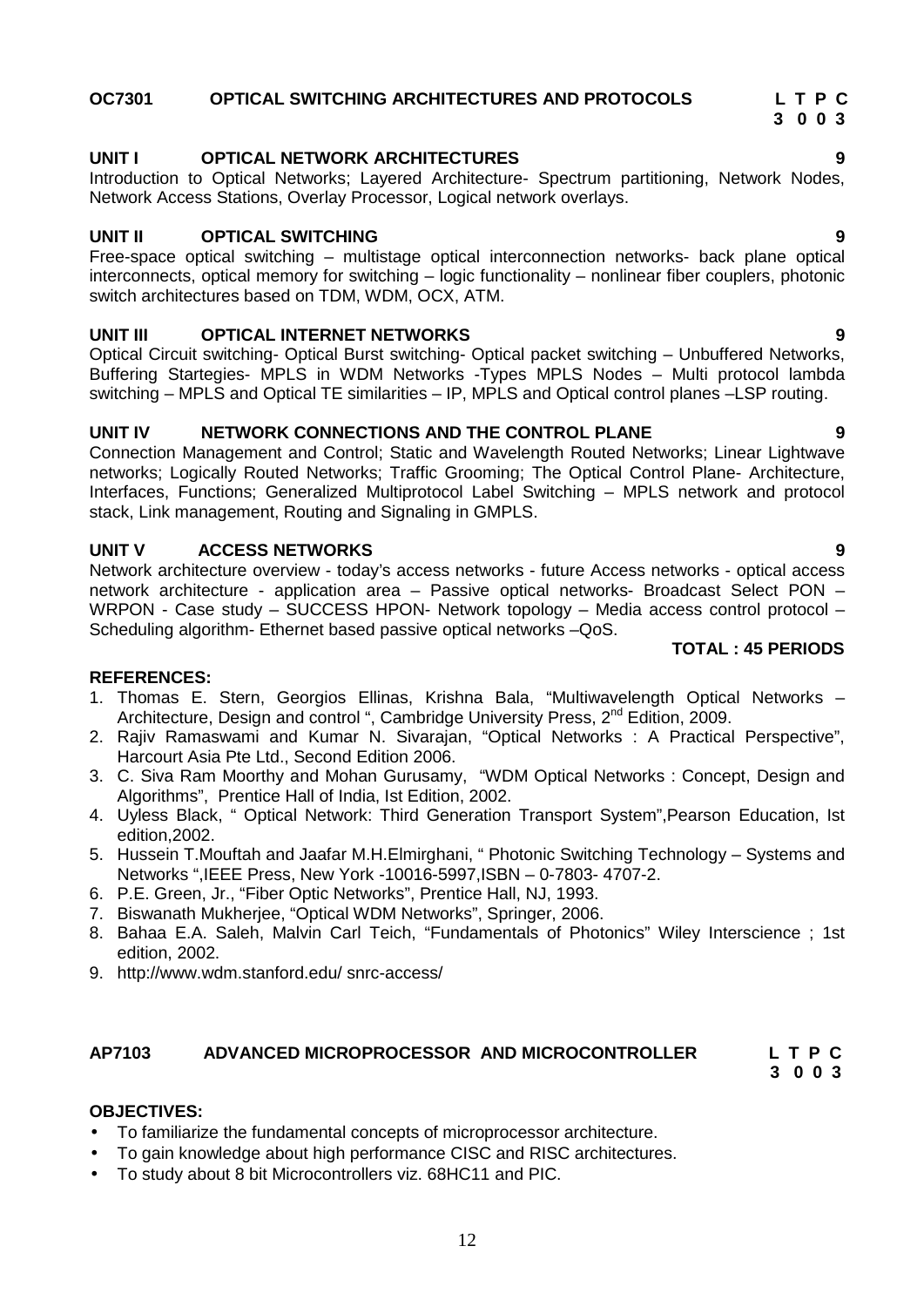## OC7301 OPTICAL SWITCHING ARCHITECTURES AND PROTOCOLS

**L T P C**
**3 0 0 3**

### UNIT I OPTICAL NETWORK ARCHITECTURES 9

Introduction to Optical Networks; Layered Architecture- Spectrum partitioning, Network Nodes, Network Access Stations, Overlay Processor, Logical network overlays.

### UNIT II OPTICAL SWITCHING 9

Free-space optical switching – multistage optical interconnection networks- back plane optical interconnects, optical memory for switching – logic functionality – nonlinear fiber couplers, photonic switch architectures based on TDM, WDM, OCX, ATM.

### UNIT III OPTICAL INTERNET NETWORKS 9

Optical Circuit switching- Optical Burst switching- Optical packet switching – Unbuffered Networks, Buffering Startegies- MPLS in WDM Networks -Types MPLS Nodes – Multi protocol lambda switching – MPLS and Optical TE similarities – IP, MPLS and Optical control planes –LSP routing.

### UNIT IV NETWORK CONNECTIONS AND THE CONTROL PLANE 9

Connection Management and Control; Static and Wavelength Routed Networks; Linear Lightwave networks; Logically Routed Networks; Traffic Grooming; The Optical Control Plane- Architecture, Interfaces, Functions; Generalized Multiprotocol Label Switching – MPLS network and protocol stack, Link management, Routing and Signaling in GMPLS.

### UNIT V ACCESS NETWORKS 9

Network architecture overview - today's access networks - future Access networks - optical access network architecture - application area – Passive optical networks- Broadcast Select PON – WRPON - Case study – SUCCESS HPON- Network topology – Media access control protocol – Scheduling algorithm- Ethernet based passive optical networks –QoS.

**TOTAL : 45 PERIODS**

**REFERENCES:**

1. Thomas E. Stern, Georgios Ellinas, Krishna Bala, "Multiwavelength Optical Networks – Architecture, Design and control ", Cambridge University Press, 2nd Edition, 2009.
2. Rajiv Ramaswami and Kumar N. Sivarajan, "Optical Networks : A Practical Perspective", Harcourt Asia Pte Ltd., Second Edition 2006.
3. C. Siva Ram Moorthy and Mohan Gurusamy, "WDM Optical Networks : Concept, Design and Algorithms", Prentice Hall of India, Ist Edition, 2002.
4. Uyless Black, " Optical Network: Third Generation Transport System",Pearson Education, Ist edition,2002.
5. Hussein T.Mouftah and Jaafar M.H.Elmirghani, " Photonic Switching Technology – Systems and Networks ",IEEE Press, New York -10016-5997,ISBN – 0-7803- 4707-2.
6. P.E. Green, Jr., "Fiber Optic Networks", Prentice Hall, NJ, 1993.
7. Biswanath Mukherjee, "Optical WDM Networks", Springer, 2006.
8. Bahaa E.A. Saleh, Malvin Carl Teich, "Fundamentals of Photonics" Wiley Interscience ; 1st edition, 2002.
9. http://www.wdm.stanford.edu/ snrc-access/

## AP7103 ADVANCED MICROPROCESSOR AND MICROCONTROLLER

**L T P C**
**3 0 0 3**

**OBJECTIVES:**

- To familiarize the fundamental concepts of microprocessor architecture.
- To gain knowledge about high performance CISC and RISC architectures.
- To study about 8 bit Microcontrollers viz. 68HC11 and PIC.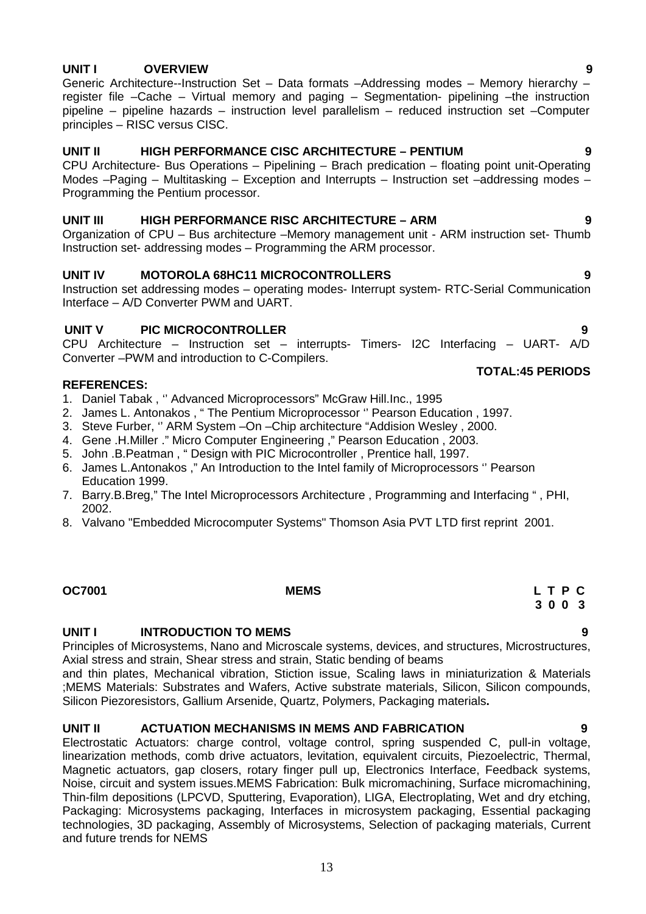**UNIT I OVERVIEW** **9**

Generic Architecture--Instruction Set – Data formats –Addressing modes – Memory hierarchy – register file –Cache – Virtual memory and paging – Segmentation- pipelining –the instruction pipeline – pipeline hazards – instruction level parallelism – reduced instruction set –Computer principles – RISC versus CISC.

**UNIT II HIGH PERFORMANCE CISC ARCHITECTURE – PENTIUM** **9**

CPU Architecture- Bus Operations – Pipelining – Brach predication – floating point unit-Operating Modes –Paging – Multitasking – Exception and Interrupts – Instruction set –addressing modes – Programming the Pentium processor.

**UNIT III HIGH PERFORMANCE RISC ARCHITECTURE – ARM** **9**

Organization of CPU – Bus architecture –Memory management unit - ARM instruction set- Thumb Instruction set- addressing modes – Programming the ARM processor.

**UNIT IV MOTOROLA 68HC11 MICROCONTROLLERS** **9**

Instruction set addressing modes – operating modes- Interrupt system- RTC-Serial Communication Interface – A/D Converter PWM and UART.

**UNIT V PIC MICROCONTROLLER** **9**

CPU Architecture – Instruction set – interrupts- Timers- I2C Interfacing – UART- A/D Converter –PWM and introduction to C-Compilers.

**TOTAL:45 PERIODS**

**REFERENCES:**

1. Daniel Tabak , '' Advanced Microprocessors" McGraw Hill.Inc., 1995
2. James L. Antonakos , " The Pentium Microprocessor '' Pearson Education , 1997.
3. Steve Furber, '' ARM System –On –Chip architecture "Addision Wesley , 2000.
4. Gene .H.Miller ." Micro Computer Engineering ," Pearson Education , 2003.
5. John .B.Peatman , " Design with PIC Microcontroller , Prentice hall, 1997.
6. James L.Antonakos ," An Introduction to the Intel family of Microprocessors '' Pearson Education 1999.
7. Barry.B.Breg," The Intel Microprocessors Architecture , Programming and Interfacing " , PHI, 2002.
8. Valvano "Embedded Microcomputer Systems" Thomson Asia PVT LTD first reprint 2001.

**OC7001 MEMS** **L T P C**
**3 0 0 3**

**UNIT I INTRODUCTION TO MEMS** **9**

Principles of Microsystems, Nano and Microscale systems, devices, and structures, Microstructures, Axial stress and strain, Shear stress and strain, Static bending of beams and thin plates, Mechanical vibration, Stiction issue, Scaling laws in miniaturization & Materials ;MEMS Materials: Substrates and Wafers, Active substrate materials, Silicon, Silicon compounds, Silicon Piezoresistors, Gallium Arsenide, Quartz, Polymers, Packaging materials**.**

**UNIT II ACTUATION MECHANISMS IN MEMS AND FABRICATION** **9**

Electrostatic Actuators: charge control, voltage control, spring suspended C, pull-in voltage, linearization methods, comb drive actuators, levitation, equivalent circuits, Piezoelectric, Thermal, Magnetic actuators, gap closers, rotary finger pull up, Electronics Interface, Feedback systems, Noise, circuit and system issues.MEMS Fabrication: Bulk micromachining, Surface micromachining, Thin-film depositions (LPCVD, Sputtering, Evaporation), LIGA, Electroplating, Wet and dry etching, Packaging: Microsystems packaging, Interfaces in microsystem packaging, Essential packaging technologies, 3D packaging, Assembly of Microsystems, Selection of packaging materials, Current and future trends for NEMS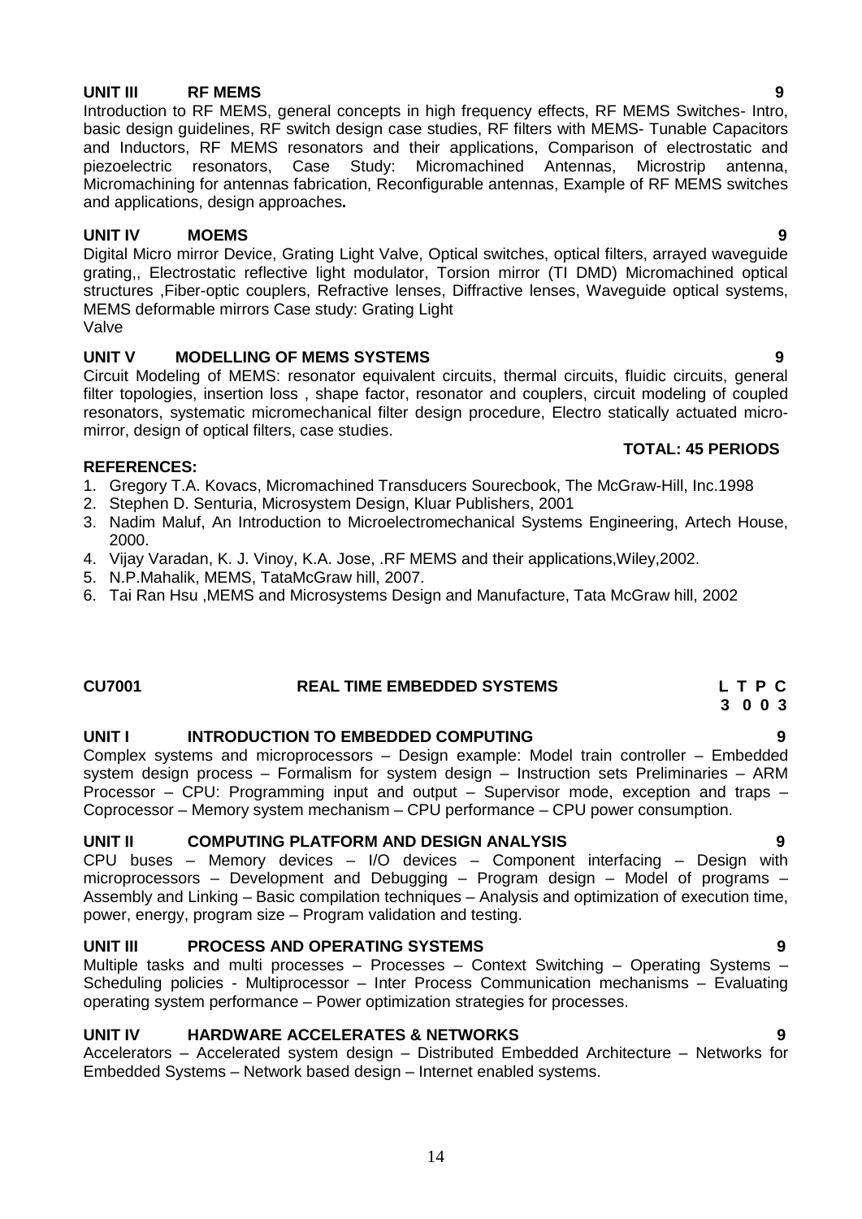**UNIT III RF MEMS** **9**

Introduction to RF MEMS, general concepts in high frequency effects, RF MEMS Switches- Intro, basic design guidelines, RF switch design case studies, RF filters with MEMS- Tunable Capacitors and Inductors, RF MEMS resonators and their applications, Comparison of electrostatic and piezoelectric resonators, Case Study: Micromachined Antennas, Microstrip antenna, Micromachining for antennas fabrication, Reconfigurable antennas, Example of RF MEMS switches and applications, design approaches**.**

**UNIT IV MOEMS** **9**

Digital Micro mirror Device, Grating Light Valve, Optical switches, optical filters, arrayed waveguide grating,, Electrostatic reflective light modulator, Torsion mirror (TI DMD) Micromachined optical structures ,Fiber-optic couplers, Refractive lenses, Diffractive lenses, Waveguide optical systems, MEMS deformable mirrors Case study: Grating Light Valve

**UNIT V MODELLING OF MEMS SYSTEMS** **9**

Circuit Modeling of MEMS: resonator equivalent circuits, thermal circuits, fluidic circuits, general filter topologies, insertion loss , shape factor, resonator and couplers, circuit modeling of coupled resonators, systematic micromechanical filter design procedure, Electro statically actuated micro-mirror, design of optical filters, case studies.

**TOTAL: 45 PERIODS**

**REFERENCES:**

1. Gregory T.A. Kovacs, Micromachined Transducers Sourecbook, The McGraw-Hill, Inc.1998
2. Stephen D. Senturia, Microsystem Design, Kluar Publishers, 2001
3. Nadim Maluf, An Introduction to Microelectromechanical Systems Engineering, Artech House, 2000.
4. Vijay Varadan, K. J. Vinoy, K.A. Jose, .RF MEMS and their applications,Wiley,2002.
5. N.P.Mahalik, MEMS, TataMcGraw hill, 2007.
6. Tai Ran Hsu ,MEMS and Microsystems Design and Manufacture, Tata McGraw hill, 2002

**CU7001 REAL TIME EMBEDDED SYSTEMS** **L T P C**
**3 0 0 3**

**UNIT I INTRODUCTION TO EMBEDDED COMPUTING** **9**

Complex systems and microprocessors – Design example: Model train controller – Embedded system design process – Formalism for system design – Instruction sets Preliminaries – ARM Processor – CPU: Programming input and output – Supervisor mode, exception and traps – Coprocessor – Memory system mechanism – CPU performance – CPU power consumption.

**UNIT II COMPUTING PLATFORM AND DESIGN ANALYSIS** **9**

CPU buses – Memory devices – I/O devices – Component interfacing – Design with microprocessors – Development and Debugging – Program design – Model of programs – Assembly and Linking – Basic compilation techniques – Analysis and optimization of execution time, power, energy, program size – Program validation and testing.

**UNIT III PROCESS AND OPERATING SYSTEMS** **9**

Multiple tasks and multi processes – Processes – Context Switching – Operating Systems – Scheduling policies - Multiprocessor – Inter Process Communication mechanisms – Evaluating operating system performance – Power optimization strategies for processes.

**UNIT IV HARDWARE ACCELERATES & NETWORKS** **9**

Accelerators – Accelerated system design – Distributed Embedded Architecture – Networks for Embedded Systems – Network based design – Internet enabled systems.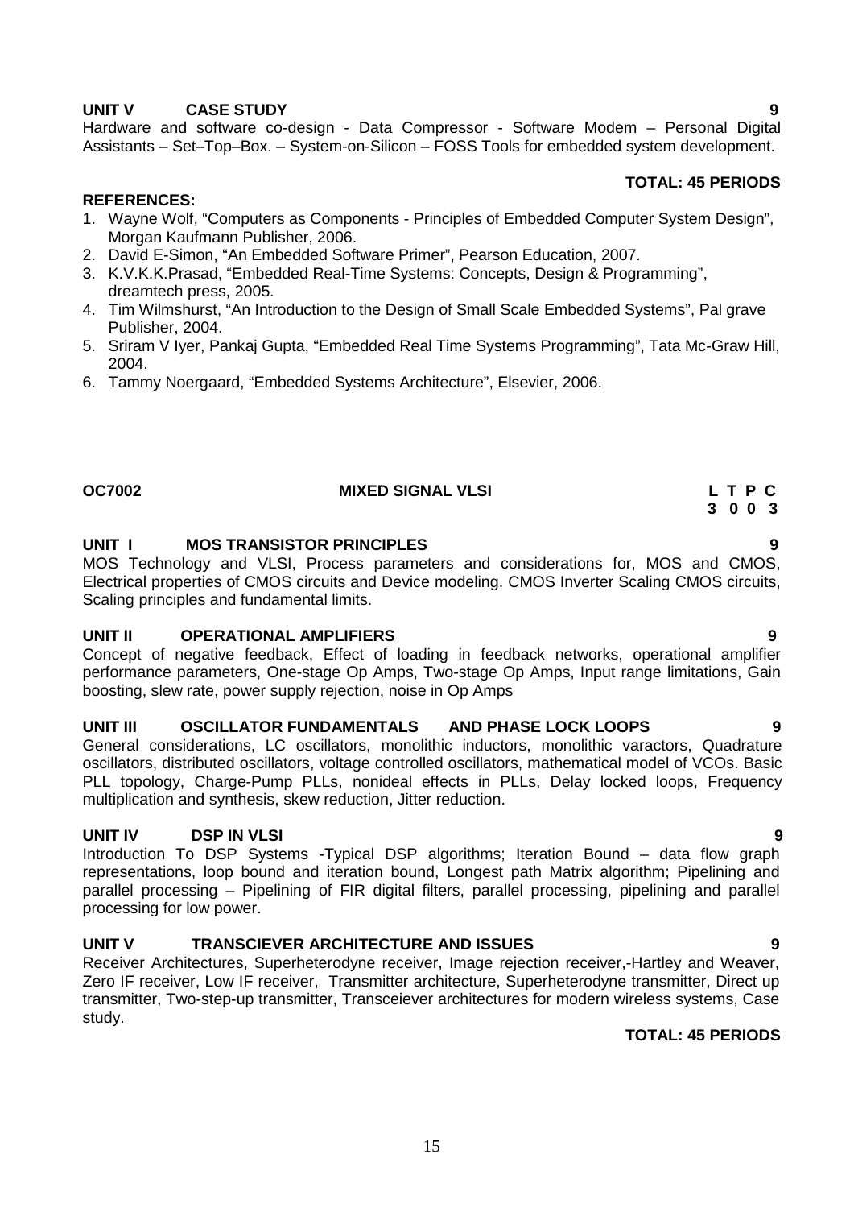**UNIT V CASE STUDY 9**

Hardware and software co-design - Data Compressor - Software Modem – Personal Digital Assistants – Set–Top–Box. – System-on-Silicon – FOSS Tools for embedded system development.

**TOTAL: 45 PERIODS**

**REFERENCES:**

1. Wayne Wolf, "Computers as Components - Principles of Embedded Computer System Design", Morgan Kaufmann Publisher, 2006.
2. David E-Simon, "An Embedded Software Primer", Pearson Education, 2007.
3. K.V.K.K.Prasad, "Embedded Real-Time Systems: Concepts, Design & Programming", dreamtech press, 2005.
4. Tim Wilmshurst, "An Introduction to the Design of Small Scale Embedded Systems", Pal grave Publisher, 2004.
5. Sriram V Iyer, Pankaj Gupta, "Embedded Real Time Systems Programming", Tata Mc-Graw Hill, 2004.
6. Tammy Noergaard, "Embedded Systems Architecture", Elsevier, 2006.

## OC7002 MIXED SIGNAL VLSI

| L | T | P | C |
|---|---|---|---|
| 3 | 0 | 0 | 3 |

**UNIT I MOS TRANSISTOR PRINCIPLES 9**

MOS Technology and VLSI, Process parameters and considerations for, MOS and CMOS, Electrical properties of CMOS circuits and Device modeling. CMOS Inverter Scaling CMOS circuits, Scaling principles and fundamental limits.

**UNIT II OPERATIONAL AMPLIFIERS 9**

Concept of negative feedback, Effect of loading in feedback networks, operational amplifier performance parameters, One-stage Op Amps, Two-stage Op Amps, Input range limitations, Gain boosting, slew rate, power supply rejection, noise in Op Amps

**UNIT III OSCILLATOR FUNDAMENTALS AND PHASE LOCK LOOPS 9**

General considerations, LC oscillators, monolithic inductors, monolithic varactors, Quadrature oscillators, distributed oscillators, voltage controlled oscillators, mathematical model of VCOs. Basic PLL topology, Charge-Pump PLLs, nonideal effects in PLLs, Delay locked loops, Frequency multiplication and synthesis, skew reduction, Jitter reduction.

**UNIT IV DSP IN VLSI 9**

Introduction To DSP Systems -Typical DSP algorithms; Iteration Bound – data flow graph representations, loop bound and iteration bound, Longest path Matrix algorithm; Pipelining and parallel processing – Pipelining of FIR digital filters, parallel processing, pipelining and parallel processing for low power.

**UNIT V TRANSCIEVER ARCHITECTURE AND ISSUES 9**

Receiver Architectures, Superheterodyne receiver, Image rejection receiver,-Hartley and Weaver, Zero IF receiver, Low IF receiver, Transmitter architecture, Superheterodyne transmitter, Direct up transmitter, Two-step-up transmitter, Transceiever architectures for modern wireless systems, Case study.

**TOTAL: 45 PERIODS**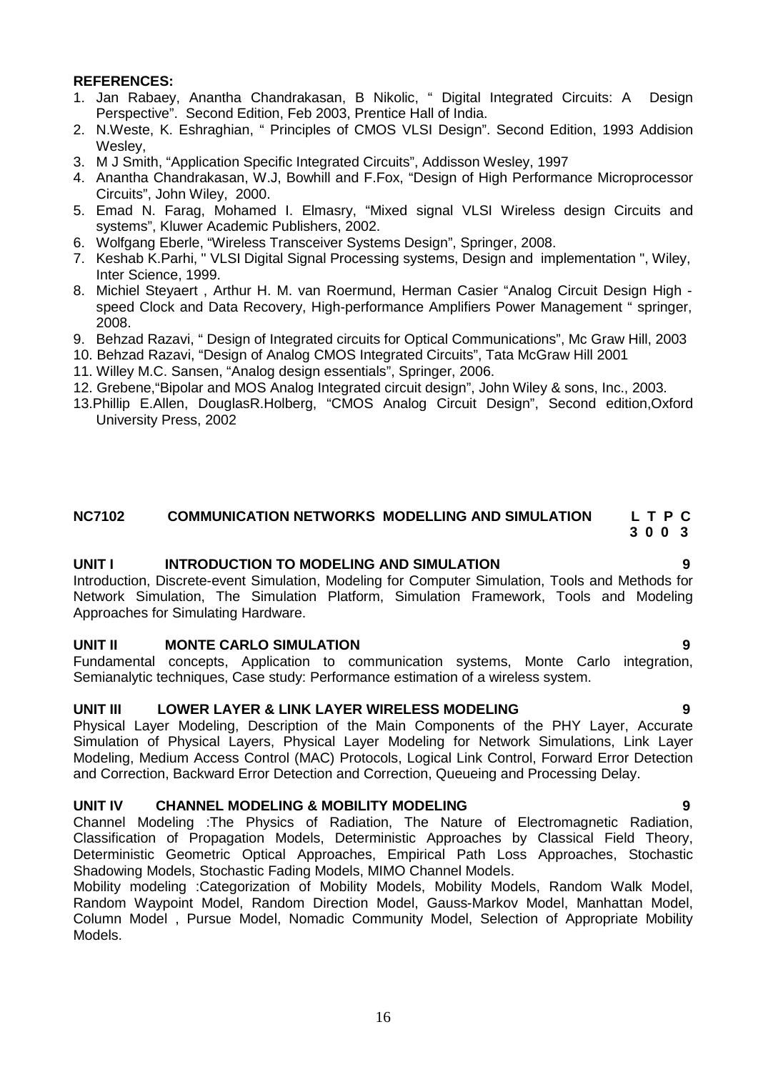**REFERENCES:**

1. Jan Rabaey, Anantha Chandrakasan, B Nikolic, " Digital Integrated Circuits: A Design Perspective". Second Edition, Feb 2003, Prentice Hall of India.
2. N.Weste, K. Eshraghian, " Principles of CMOS VLSI Design". Second Edition, 1993 Addision Wesley,
3. M J Smith, "Application Specific Integrated Circuits", Addisson Wesley, 1997
4. Anantha Chandrakasan, W.J, Bowhill and F.Fox, "Design of High Performance Microprocessor Circuits", John Wiley, 2000.
5. Emad N. Farag, Mohamed I. Elmasry, "Mixed signal VLSI Wireless design Circuits and systems", Kluwer Academic Publishers, 2002.
6. Wolfgang Eberle, "Wireless Transceiver Systems Design", Springer, 2008.
7. Keshab K.Parhi, " VLSI Digital Signal Processing systems, Design and implementation ", Wiley, Inter Science, 1999.
8. Michiel Steyaert , Arthur H. M. van Roermund, Herman Casier "Analog Circuit Design High - speed Clock and Data Recovery, High-performance Amplifiers Power Management " springer, 2008.
9. Behzad Razavi, " Design of Integrated circuits for Optical Communications", Mc Graw Hill, 2003
10. Behzad Razavi, "Design of Analog CMOS Integrated Circuits", Tata McGraw Hill 2001
11. Willey M.C. Sansen, "Analog design essentials", Springer, 2006.
12. Grebene,"Bipolar and MOS Analog Integrated circuit design", John Wiley & sons, Inc., 2003.
13. Phillip E.Allen, DouglasR.Holberg, "CMOS Analog Circuit Design", Second edition,Oxford University Press, 2002

## NC7102 COMMUNICATION NETWORKS MODELLING AND SIMULATION

| L | T | P | C |
|---|---|---|---|
| 3 | 0 | 0 | 3 |

### UNIT I INTRODUCTION TO MODELING AND SIMULATION — 9

Introduction, Discrete-event Simulation, Modeling for Computer Simulation, Tools and Methods for Network Simulation, The Simulation Platform, Simulation Framework, Tools and Modeling Approaches for Simulating Hardware.

### UNIT II MONTE CARLO SIMULATION — 9

Fundamental concepts, Application to communication systems, Monte Carlo integration, Semianalytic techniques, Case study: Performance estimation of a wireless system.

### UNIT III LOWER LAYER & LINK LAYER WIRELESS MODELING — 9

Physical Layer Modeling, Description of the Main Components of the PHY Layer, Accurate Simulation of Physical Layers, Physical Layer Modeling for Network Simulations, Link Layer Modeling, Medium Access Control (MAC) Protocols, Logical Link Control, Forward Error Detection and Correction, Backward Error Detection and Correction, Queueing and Processing Delay.

### UNIT IV CHANNEL MODELING & MOBILITY MODELING — 9

Channel Modeling :The Physics of Radiation, The Nature of Electromagnetic Radiation, Classification of Propagation Models, Deterministic Approaches by Classical Field Theory, Deterministic Geometric Optical Approaches, Empirical Path Loss Approaches, Stochastic Shadowing Models, Stochastic Fading Models, MIMO Channel Models.

Mobility modeling :Categorization of Mobility Models, Mobility Models, Random Walk Model, Random Waypoint Model, Random Direction Model, Gauss-Markov Model, Manhattan Model, Column Model , Pursue Model, Nomadic Community Model, Selection of Appropriate Mobility Models.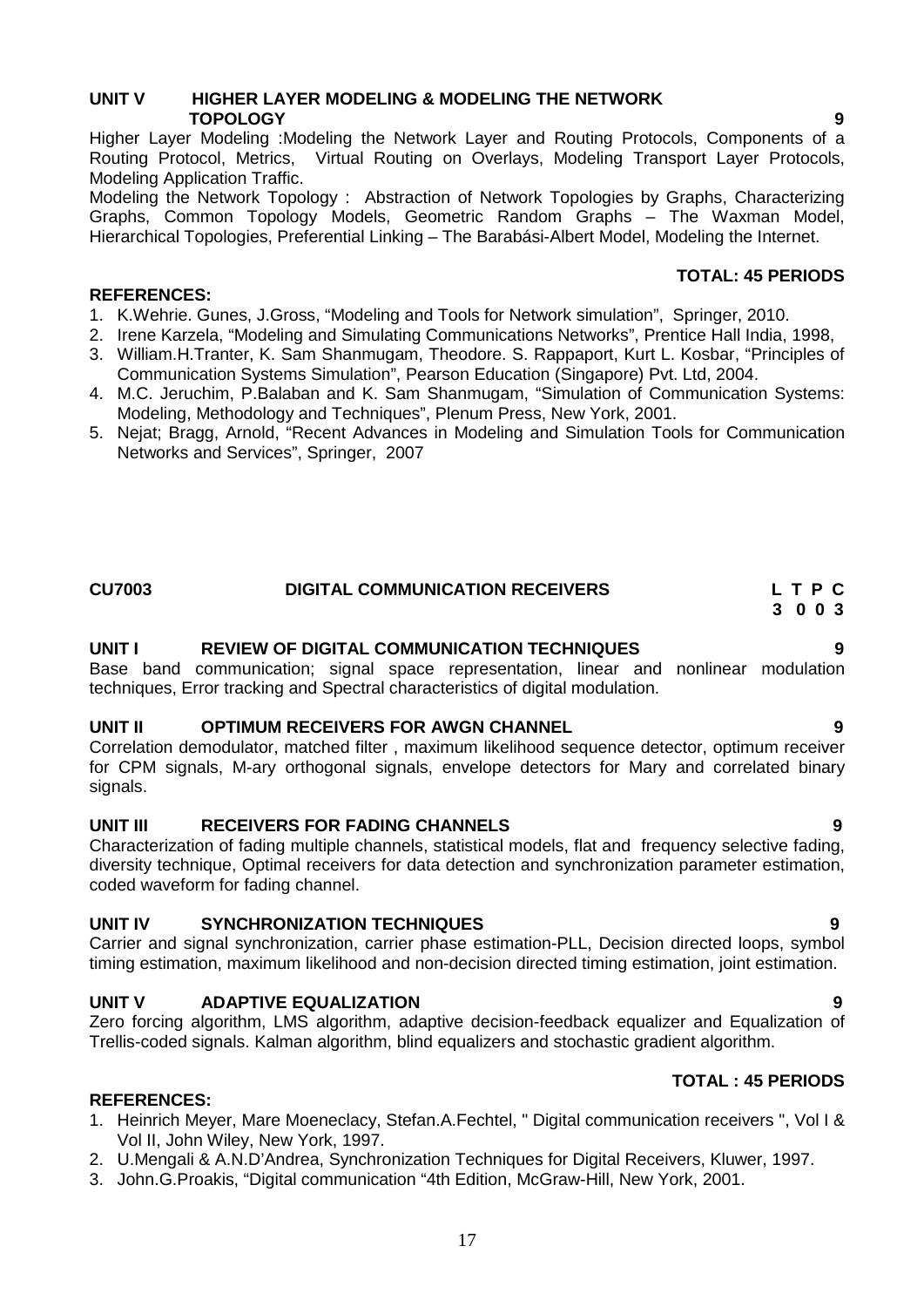**UNIT V HIGHER LAYER MODELING & MODELING THE NETWORK TOPOLOGY** **9**

Higher Layer Modeling :Modeling the Network Layer and Routing Protocols, Components of a Routing Protocol, Metrics, Virtual Routing on Overlays, Modeling Transport Layer Protocols, Modeling Application Traffic.

Modeling the Network Topology : Abstraction of Network Topologies by Graphs, Characterizing Graphs, Common Topology Models, Geometric Random Graphs – The Waxman Model, Hierarchical Topologies, Preferential Linking – The Barabási-Albert Model, Modeling the Internet.

**TOTAL: 45 PERIODS**

**REFERENCES:**

1. K.Wehrie. Gunes, J.Gross, "Modeling and Tools for Network simulation", Springer, 2010.
2. Irene Karzela, "Modeling and Simulating Communications Networks", Prentice Hall India, 1998,
3. William.H.Tranter, K. Sam Shanmugam, Theodore. S. Rappaport, Kurt L. Kosbar, "Principles of Communication Systems Simulation", Pearson Education (Singapore) Pvt. Ltd, 2004.
4. M.C. Jeruchim, P.Balaban and K. Sam Shanmugam, "Simulation of Communication Systems: Modeling, Methodology and Techniques", Plenum Press, New York, 2001.
5. Nejat; Bragg, Arnold, "Recent Advances in Modeling and Simulation Tools for Communication Networks and Services", Springer, 2007

## CU7003 DIGITAL COMMUNICATION RECEIVERS

**L T P C**
**3 0 0 3**

**UNIT I REVIEW OF DIGITAL COMMUNICATION TECHNIQUES** **9**

Base band communication; signal space representation, linear and nonlinear modulation techniques, Error tracking and Spectral characteristics of digital modulation.

**UNIT II OPTIMUM RECEIVERS FOR AWGN CHANNEL** **9**

Correlation demodulator, matched filter , maximum likelihood sequence detector, optimum receiver for CPM signals, M-ary orthogonal signals, envelope detectors for Mary and correlated binary signals.

**UNIT III RECEIVERS FOR FADING CHANNELS** **9**

Characterization of fading multiple channels, statistical models, flat and frequency selective fading, diversity technique, Optimal receivers for data detection and synchronization parameter estimation, coded waveform for fading channel.

**UNIT IV SYNCHRONIZATION TECHNIQUES** **9**

Carrier and signal synchronization, carrier phase estimation-PLL, Decision directed loops, symbol timing estimation, maximum likelihood and non-decision directed timing estimation, joint estimation.

**UNIT V ADAPTIVE EQUALIZATION** **9**

Zero forcing algorithm, LMS algorithm, adaptive decision-feedback equalizer and Equalization of Trellis-coded signals. Kalman algorithm, blind equalizers and stochastic gradient algorithm.

**TOTAL : 45 PERIODS**

**REFERENCES:**

1. Heinrich Meyer, Mare Moeneclacy, Stefan.A.Fechtel, " Digital communication receivers ", Vol I & Vol II, John Wiley, New York, 1997.
2. U.Mengali & A.N.D'Andrea, Synchronization Techniques for Digital Receivers, Kluwer, 1997.
3. John.G.Proakis, "Digital communication "4th Edition, McGraw-Hill, New York, 2001.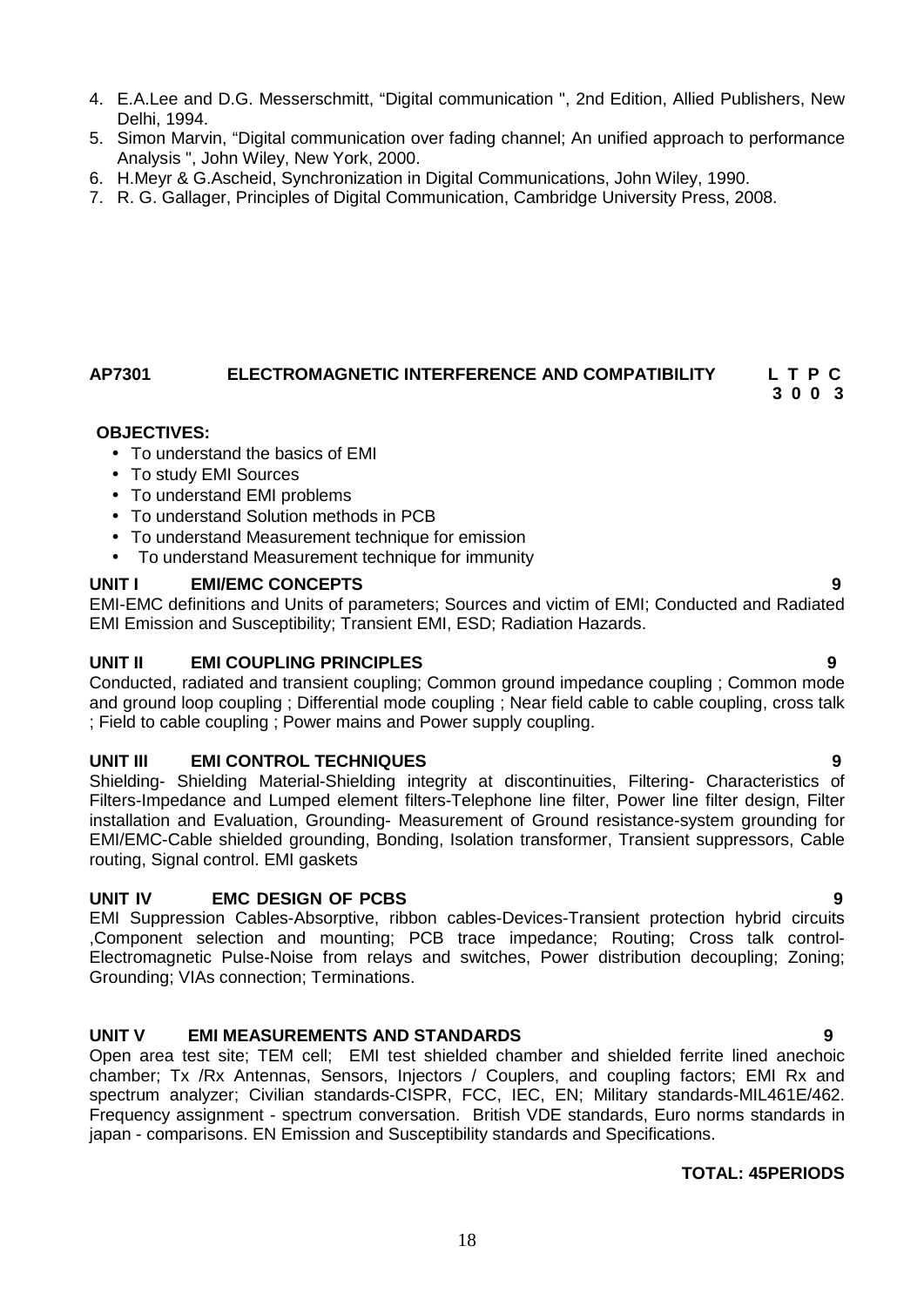4. E.A.Lee and D.G. Messerschmitt, “Digital communication ", 2nd Edition, Allied Publishers, New Delhi, 1994.
5. Simon Marvin, “Digital communication over fading channel; An unified approach to performance Analysis ", John Wiley, New York, 2000.
6. H.Meyr & G.Ascheid, Synchronization in Digital Communications, John Wiley, 1990.
7. R. G. Gallager, Principles of Digital Communication, Cambridge University Press, 2008.

## AP7301 ELECTROMAGNETIC INTERFERENCE AND COMPATIBILITY

**L T P C**
**3 0 0 3**

**OBJECTIVES:**

- To understand the basics of EMI
- To study EMI Sources
- To understand EMI problems
- To understand Solution methods in PCB
- To understand Measurement technique for emission
- To understand Measurement technique for immunity

### UNIT I EMI/EMC CONCEPTS 9

EMI-EMC definitions and Units of parameters; Sources and victim of EMI; Conducted and Radiated EMI Emission and Susceptibility; Transient EMI, ESD; Radiation Hazards.

### UNIT II EMI COUPLING PRINCIPLES 9

Conducted, radiated and transient coupling; Common ground impedance coupling ; Common mode and ground loop coupling ; Differential mode coupling ; Near field cable to cable coupling, cross talk ; Field to cable coupling ; Power mains and Power supply coupling.

### UNIT III EMI CONTROL TECHNIQUES 9

Shielding- Shielding Material-Shielding integrity at discontinuities, Filtering- Characteristics of Filters-Impedance and Lumped element filters-Telephone line filter, Power line filter design, Filter installation and Evaluation, Grounding- Measurement of Ground resistance-system grounding for EMI/EMC-Cable shielded grounding, Bonding, Isolation transformer, Transient suppressors, Cable routing, Signal control. EMI gaskets

### UNIT IV EMC DESIGN OF PCBS 9

EMI Suppression Cables-Absorptive, ribbon cables-Devices-Transient protection hybrid circuits ,Component selection and mounting; PCB trace impedance; Routing; Cross talk control-Electromagnetic Pulse-Noise from relays and switches, Power distribution decoupling; Zoning; Grounding; VIAs connection; Terminations.

### UNIT V EMI MEASUREMENTS AND STANDARDS 9

Open area test site; TEM cell; EMI test shielded chamber and shielded ferrite lined anechoic chamber; Tx /Rx Antennas, Sensors, Injectors / Couplers, and coupling factors; EMI Rx and spectrum analyzer; Civilian standards-CISPR, FCC, IEC, EN; Military standards-MIL461E/462. Frequency assignment - spectrum conversation. British VDE standards, Euro norms standards in japan - comparisons. EN Emission and Susceptibility standards and Specifications.

**TOTAL: 45PERIODS**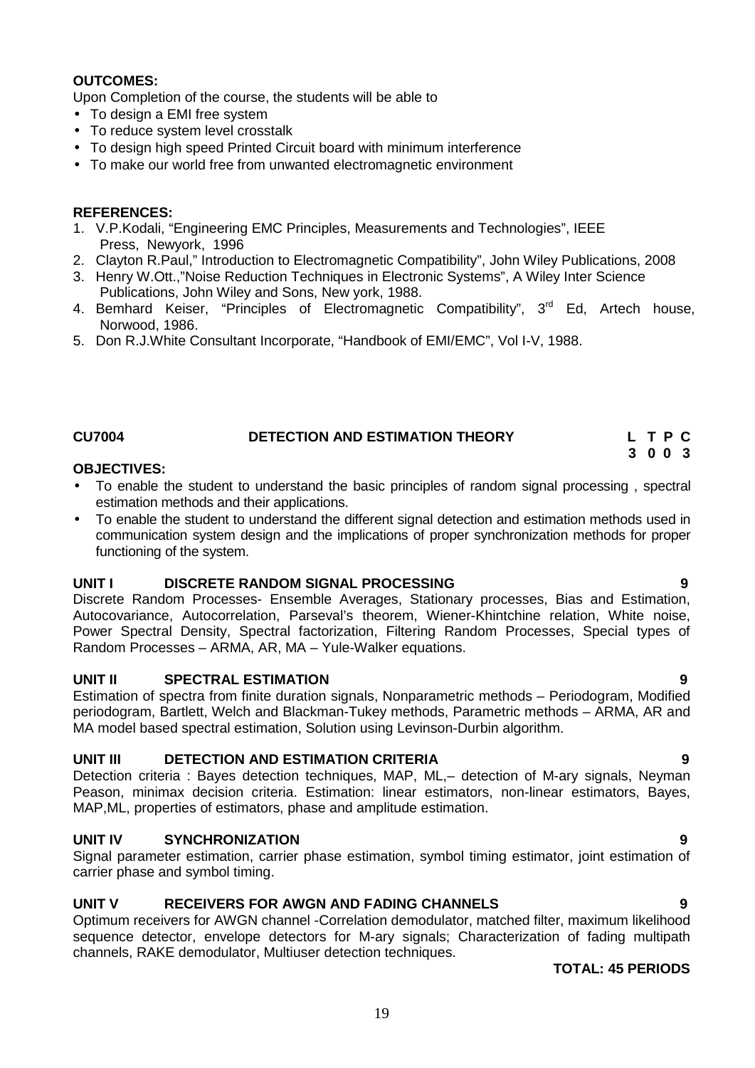**OUTCOMES:**

Upon Completion of the course, the students will be able to

- To design a EMI free system
- To reduce system level crosstalk
- To design high speed Printed Circuit board with minimum interference
- To make our world free from unwanted electromagnetic environment

**REFERENCES:**

1. V.P.Kodali, "Engineering EMC Principles, Measurements and Technologies", IEEE Press, Newyork, 1996
2. Clayton R.Paul," Introduction to Electromagnetic Compatibility", John Wiley Publications, 2008
3. Henry W.Ott.,"Noise Reduction Techniques in Electronic Systems", A Wiley Inter Science Publications, John Wiley and Sons, New york, 1988.
4. Bemhard Keiser, "Principles of Electromagnetic Compatibility", 3rd Ed, Artech house, Norwood, 1986.
5. Don R.J.White Consultant Incorporate, "Handbook of EMI/EMC", Vol I-V, 1988.

## CU7004 DETECTION AND ESTIMATION THEORY

| L | T | P | C |
|---|---|---|---|
| 3 | 0 | 0 | 3 |

**OBJECTIVES:**

- To enable the student to understand the basic principles of random signal processing , spectral estimation methods and their applications.
- To enable the student to understand the different signal detection and estimation methods used in communication system design and the implications of proper synchronization methods for proper functioning of the system.

**UNIT I DISCRETE RANDOM SIGNAL PROCESSING 9**

Discrete Random Processes- Ensemble Averages, Stationary processes, Bias and Estimation, Autocovariance, Autocorrelation, Parseval's theorem, Wiener-Khintchine relation, White noise, Power Spectral Density, Spectral factorization, Filtering Random Processes, Special types of Random Processes – ARMA, AR, MA – Yule-Walker equations.

**UNIT II SPECTRAL ESTIMATION 9**

Estimation of spectra from finite duration signals, Nonparametric methods – Periodogram, Modified periodogram, Bartlett, Welch and Blackman-Tukey methods, Parametric methods – ARMA, AR and MA model based spectral estimation, Solution using Levinson-Durbin algorithm.

**UNIT III DETECTION AND ESTIMATION CRITERIA 9**

Detection criteria : Bayes detection techniques, MAP, ML,– detection of M-ary signals, Neyman Peason, minimax decision criteria. Estimation: linear estimators, non-linear estimators, Bayes, MAP,ML, properties of estimators, phase and amplitude estimation.

**UNIT IV SYNCHRONIZATION 9**

Signal parameter estimation, carrier phase estimation, symbol timing estimator, joint estimation of carrier phase and symbol timing.

**UNIT V RECEIVERS FOR AWGN AND FADING CHANNELS 9**

Optimum receivers for AWGN channel -Correlation demodulator, matched filter, maximum likelihood sequence detector, envelope detectors for M-ary signals; Characterization of fading multipath channels, RAKE demodulator, Multiuser detection techniques.

**TOTAL: 45 PERIODS**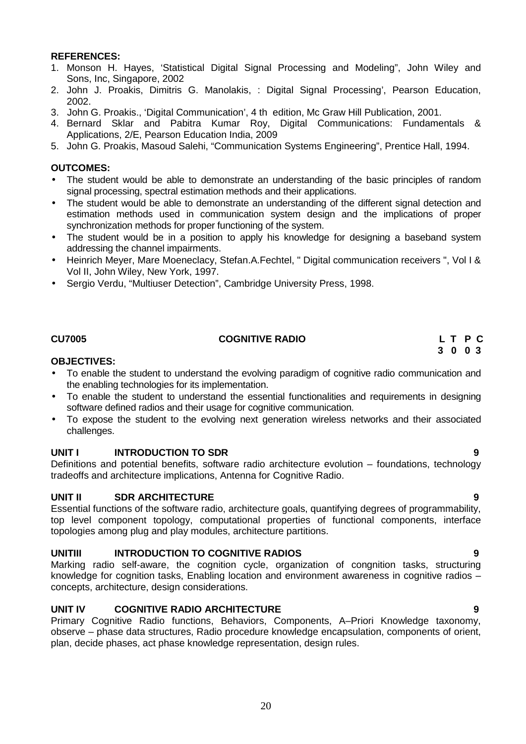**REFERENCES:**

1. Monson H. Hayes, 'Statistical Digital Signal Processing and Modeling", John Wiley and Sons, Inc, Singapore, 2002
2. John J. Proakis, Dimitris G. Manolakis, : Digital Signal Processing', Pearson Education, 2002.
3. John G. Proakis., 'Digital Communication', 4 th edition, Mc Graw Hill Publication, 2001.
4. Bernard Sklar and Pabitra Kumar Roy, Digital Communications: Fundamentals & Applications, 2/E, Pearson Education India, 2009
5. John G. Proakis, Masoud Salehi, "Communication Systems Engineering", Prentice Hall, 1994.

**OUTCOMES:**

- The student would be able to demonstrate an understanding of the basic principles of random signal processing, spectral estimation methods and their applications.
- The student would be able to demonstrate an understanding of the different signal detection and estimation methods used in communication system design and the implications of proper synchronization methods for proper functioning of the system.
- The student would be in a position to apply his knowledge for designing a baseband system addressing the channel impairments.
- Heinrich Meyer, Mare Moeneclacy, Stefan.A.Fechtel, " Digital communication receivers ", Vol I & Vol II, John Wiley, New York, 1997.
- Sergio Verdu, "Multiuser Detection", Cambridge University Press, 1998.

**CU7005 COGNITIVE RADIO**

| L | T | P | C |
|---|---|---|---|
| 3 | 0 | 0 | 3 |

**OBJECTIVES:**

- To enable the student to understand the evolving paradigm of cognitive radio communication and the enabling technologies for its implementation.
- To enable the student to understand the essential functionalities and requirements in designing software defined radios and their usage for cognitive communication.
- To expose the student to the evolving next generation wireless networks and their associated challenges.

**UNIT I INTRODUCTION TO SDR 9**

Definitions and potential benefits, software radio architecture evolution – foundations, technology tradeoffs and architecture implications, Antenna for Cognitive Radio.

**UNIT II SDR ARCHITECTURE 9**

Essential functions of the software radio, architecture goals, quantifying degrees of programmability, top level component topology, computational properties of functional components, interface topologies among plug and play modules, architecture partitions.

**UNITIII INTRODUCTION TO COGNITIVE RADIOS 9**

Marking radio self-aware, the cognition cycle, organization of congnition tasks, structuring knowledge for cognition tasks, Enabling location and environment awareness in cognitive radios – concepts, architecture, design considerations.

**UNIT IV COGNITIVE RADIO ARCHITECTURE 9**

Primary Cognitive Radio functions, Behaviors, Components, A–Priori Knowledge taxonomy, observe – phase data structures, Radio procedure knowledge encapsulation, components of orient, plan, decide phases, act phase knowledge representation, design rules.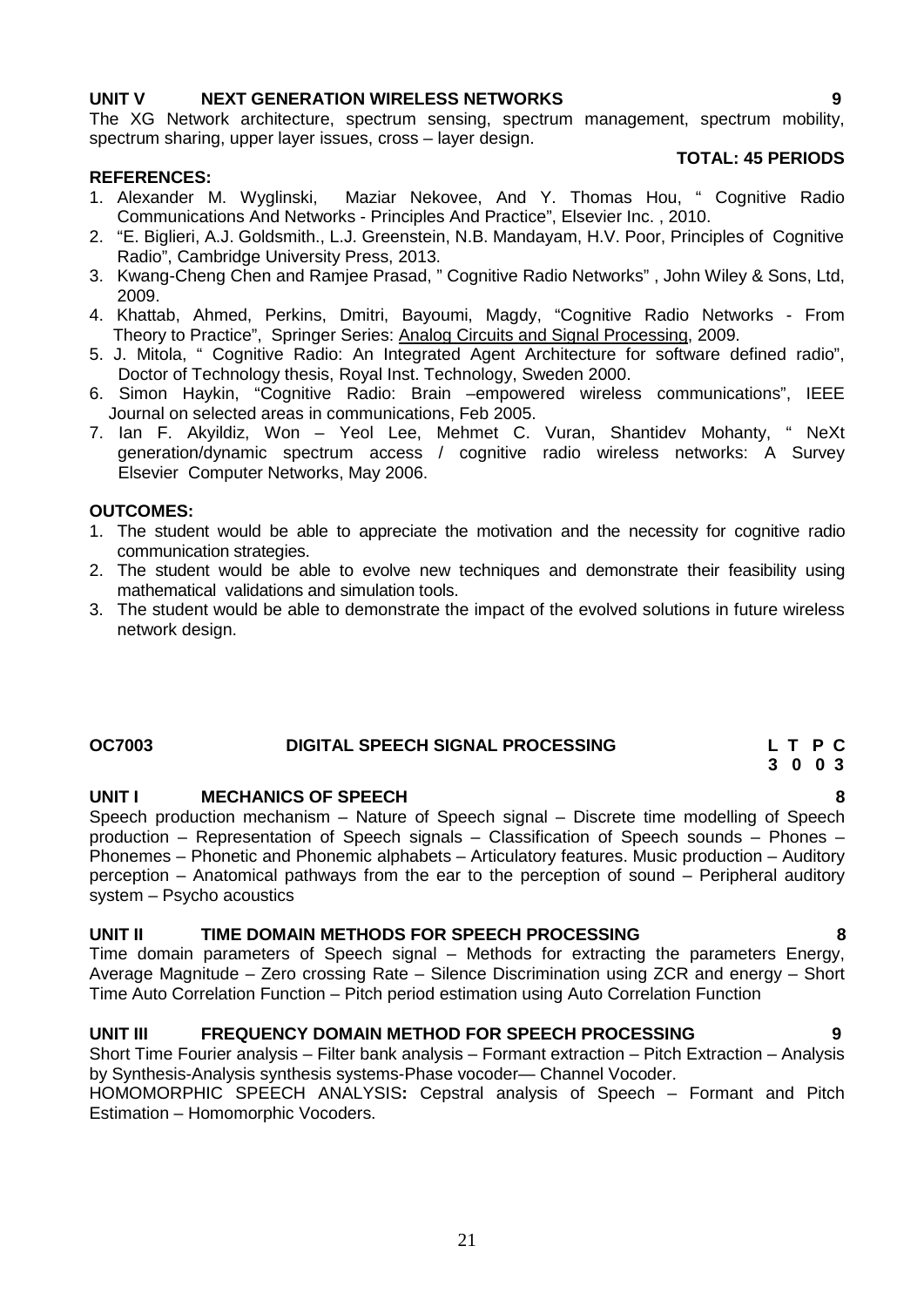**UNIT V NEXT GENERATION WIRELESS NETWORKS 9**

The XG Network architecture, spectrum sensing, spectrum management, spectrum mobility, spectrum sharing, upper layer issues, cross – layer design.

**TOTAL: 45 PERIODS**

**REFERENCES:**

1. Alexander M. Wyglinski, Maziar Nekovee, And Y. Thomas Hou, " Cognitive Radio Communications And Networks - Principles And Practice", Elsevier Inc. , 2010.
2. "E. Biglieri, A.J. Goldsmith., L.J. Greenstein, N.B. Mandayam, H.V. Poor, Principles of Cognitive Radio", Cambridge University Press, 2013.
3. Kwang-Cheng Chen and Ramjee Prasad, " Cognitive Radio Networks" , John Wiley & Sons, Ltd, 2009.
4. Khattab, Ahmed, Perkins, Dmitri, Bayoumi, Magdy, "Cognitive Radio Networks - From Theory to Practice", Springer Series: Analog Circuits and Signal Processing, 2009.
5. J. Mitola, " Cognitive Radio: An Integrated Agent Architecture for software defined radio", Doctor of Technology thesis, Royal Inst. Technology, Sweden 2000.
6. Simon Haykin, "Cognitive Radio: Brain –empowered wireless communications", IEEE Journal on selected areas in communications, Feb 2005.
7. Ian F. Akyildiz, Won – Yeol Lee, Mehmet C. Vuran, Shantidev Mohanty, " NeXt generation/dynamic spectrum access / cognitive radio wireless networks: A Survey Elsevier Computer Networks, May 2006.

**OUTCOMES:**

1. The student would be able to appreciate the motivation and the necessity for cognitive radio communication strategies.
2. The student would be able to evolve new techniques and demonstrate their feasibility using mathematical validations and simulation tools.
3. The student would be able to demonstrate the impact of the evolved solutions in future wireless network design.

## OC7003 DIGITAL SPEECH SIGNAL PROCESSING

| L | T | P | C |
|---|---|---|---|
| 3 | 0 | 0 | 3 |

**UNIT I MECHANICS OF SPEECH 8**

Speech production mechanism – Nature of Speech signal – Discrete time modelling of Speech production – Representation of Speech signals – Classification of Speech sounds – Phones – Phonemes – Phonetic and Phonemic alphabets – Articulatory features. Music production – Auditory perception – Anatomical pathways from the ear to the perception of sound – Peripheral auditory system – Psycho acoustics

**UNIT II TIME DOMAIN METHODS FOR SPEECH PROCESSING 8**

Time domain parameters of Speech signal – Methods for extracting the parameters Energy, Average Magnitude – Zero crossing Rate – Silence Discrimination using ZCR and energy – Short Time Auto Correlation Function – Pitch period estimation using Auto Correlation Function

**UNIT III FREQUENCY DOMAIN METHOD FOR SPEECH PROCESSING 9**

Short Time Fourier analysis – Filter bank analysis – Formant extraction – Pitch Extraction – Analysis by Synthesis-Analysis synthesis systems-Phase vocoder— Channel Vocoder.

HOMOMORPHIC SPEECH ANALYSIS**:** Cepstral analysis of Speech – Formant and Pitch Estimation – Homomorphic Vocoders.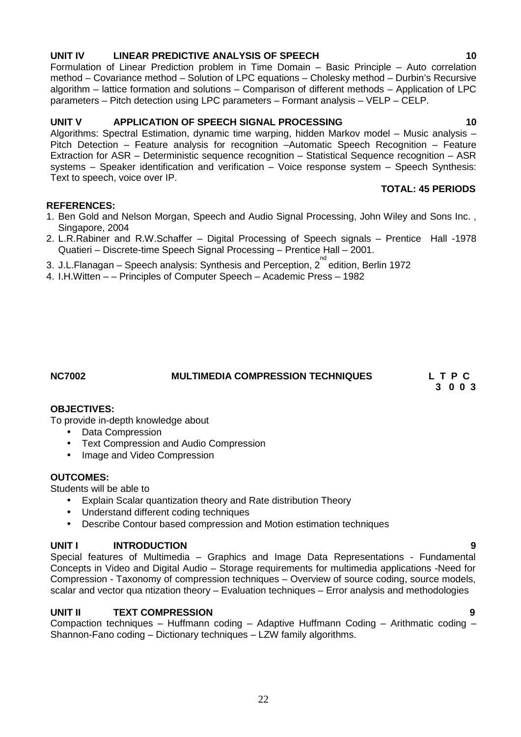**UNIT IV LINEAR PREDICTIVE ANALYSIS OF SPEECH 10**

Formulation of Linear Prediction problem in Time Domain – Basic Principle – Auto correlation method – Covariance method – Solution of LPC equations – Cholesky method – Durbin's Recursive algorithm – lattice formation and solutions – Comparison of different methods – Application of LPC parameters – Pitch detection using LPC parameters – Formant analysis – VELP – CELP.

**UNIT V APPLICATION OF SPEECH SIGNAL PROCESSING 10**

Algorithms: Spectral Estimation, dynamic time warping, hidden Markov model – Music analysis – Pitch Detection – Feature analysis for recognition –Automatic Speech Recognition – Feature Extraction for ASR – Deterministic sequence recognition – Statistical Sequence recognition – ASR systems – Speaker identification and verification – Voice response system – Speech Synthesis: Text to speech, voice over IP.

**TOTAL: 45 PERIODS**

**REFERENCES:**

1. Ben Gold and Nelson Morgan, Speech and Audio Signal Processing, John Wiley and Sons Inc. , Singapore, 2004
2. L.R.Rabiner and R.W.Schaffer – Digital Processing of Speech signals – Prentice Hall -1978 Quatieri – Discrete-time Speech Signal Processing – Prentice Hall – 2001.
3. J.L.Flanagan – Speech analysis: Synthesis and Perception, 2nd edition, Berlin 1972
4. I.H.Witten – – Principles of Computer Speech – Academic Press – 1982

**NC7002 MULTIMEDIA COMPRESSION TECHNIQUES**

**L T P C**
**3 0 0 3**

**OBJECTIVES:**

To provide in-depth knowledge about

- Data Compression
- Text Compression and Audio Compression
- Image and Video Compression

**OUTCOMES:**

Students will be able to

- Explain Scalar quantization theory and Rate distribution Theory
- Understand different coding techniques
- Describe Contour based compression and Motion estimation techniques

**UNIT I INTRODUCTION 9**

Special features of Multimedia – Graphics and Image Data Representations - Fundamental Concepts in Video and Digital Audio – Storage requirements for multimedia applications -Need for Compression - Taxonomy of compression techniques – Overview of source coding, source models, scalar and vector qua ntization theory – Evaluation techniques – Error analysis and methodologies

**UNIT II TEXT COMPRESSION 9**

Compaction techniques – Huffmann coding – Adaptive Huffmann Coding – Arithmatic coding – Shannon-Fano coding – Dictionary techniques – LZW family algorithms.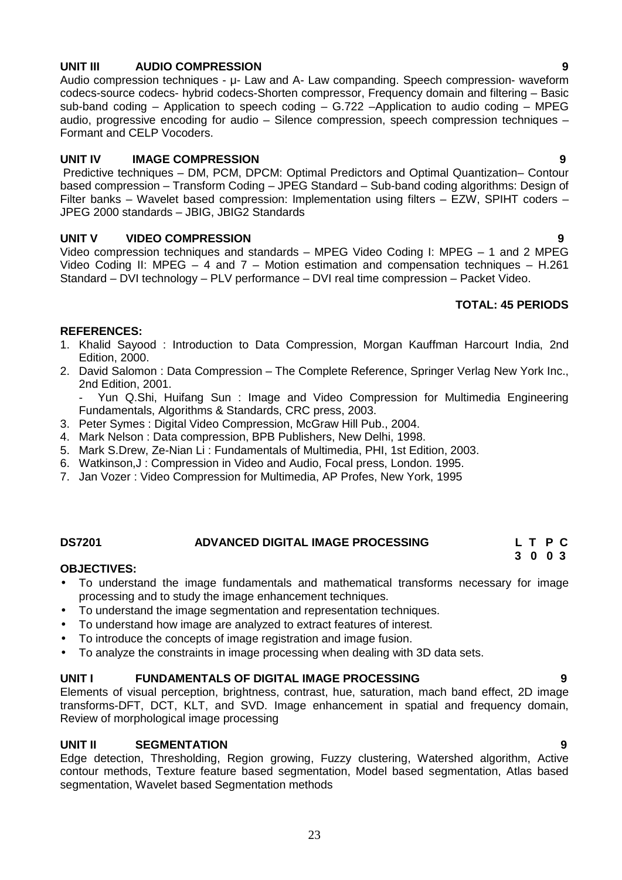### UNIT III AUDIO COMPRESSION 9

Audio compression techniques - μ- Law and A- Law companding. Speech compression- waveform codecs-source codecs- hybrid codecs-Shorten compressor, Frequency domain and filtering – Basic sub-band coding – Application to speech coding – G.722 –Application to audio coding – MPEG audio, progressive encoding for audio – Silence compression, speech compression techniques – Formant and CELP Vocoders.

### UNIT IV IMAGE COMPRESSION 9

Predictive techniques – DM, PCM, DPCM: Optimal Predictors and Optimal Quantization– Contour based compression – Transform Coding – JPEG Standard – Sub-band coding algorithms: Design of Filter banks – Wavelet based compression: Implementation using filters – EZW, SPIHT coders – JPEG 2000 standards – JBIG, JBIG2 Standards

### UNIT V VIDEO COMPRESSION 9

Video compression techniques and standards – MPEG Video Coding I: MPEG – 1 and 2 MPEG Video Coding II: MPEG – 4 and 7 – Motion estimation and compensation techniques – H.261 Standard – DVI technology – PLV performance – DVI real time compression – Packet Video.

**TOTAL: 45 PERIODS**

**REFERENCES:**

1. Khalid Sayood : Introduction to Data Compression, Morgan Kauffman Harcourt India, 2nd Edition, 2000.
2. David Salomon : Data Compression – The Complete Reference, Springer Verlag New York Inc., 2nd Edition, 2001.
   - Yun Q.Shi, Huifang Sun : Image and Video Compression for Multimedia Engineering Fundamentals, Algorithms & Standards, CRC press, 2003.
3. Peter Symes : Digital Video Compression, McGraw Hill Pub., 2004.
4. Mark Nelson : Data compression, BPB Publishers, New Delhi, 1998.
5. Mark S.Drew, Ze-Nian Li : Fundamentals of Multimedia, PHI, 1st Edition, 2003.
6. Watkinson,J : Compression in Video and Audio, Focal press, London. 1995.
7. Jan Vozer : Video Compression for Multimedia, AP Profes, New York, 1995

## DS7201 ADVANCED DIGITAL IMAGE PROCESSING

| L | T | P | C |
|---|---|---|---|
| 3 | 0 | 0 | 3 |

**OBJECTIVES:**

- To understand the image fundamentals and mathematical transforms necessary for image processing and to study the image enhancement techniques.
- To understand the image segmentation and representation techniques.
- To understand how image are analyzed to extract features of interest.
- To introduce the concepts of image registration and image fusion.
- To analyze the constraints in image processing when dealing with 3D data sets.

### UNIT I FUNDAMENTALS OF DIGITAL IMAGE PROCESSING 9

Elements of visual perception, brightness, contrast, hue, saturation, mach band effect, 2D image transforms-DFT, DCT, KLT, and SVD. Image enhancement in spatial and frequency domain, Review of morphological image processing

### UNIT II SEGMENTATION 9

Edge detection, Thresholding, Region growing, Fuzzy clustering, Watershed algorithm, Active contour methods, Texture feature based segmentation, Model based segmentation, Atlas based segmentation, Wavelet based Segmentation methods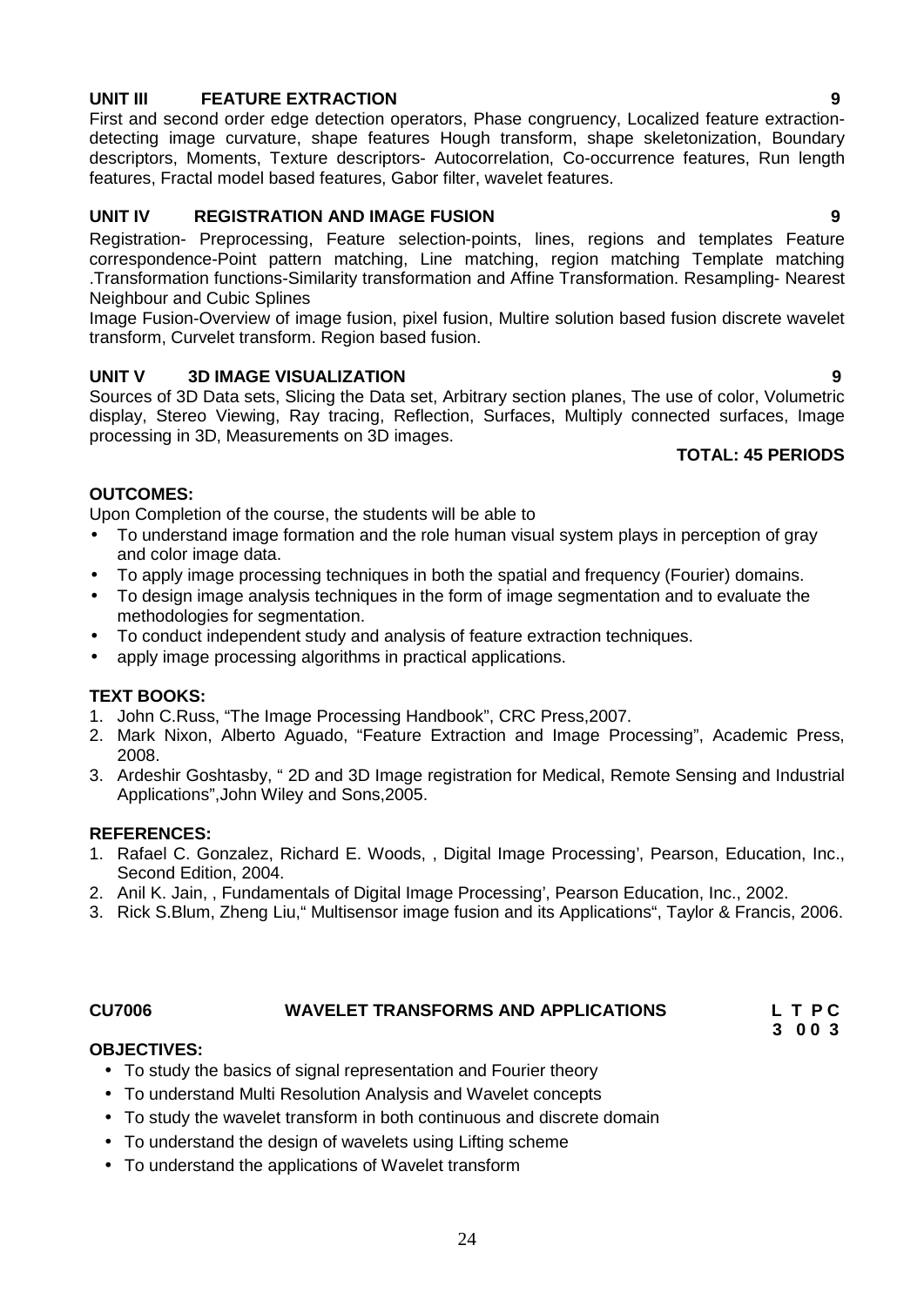**UNIT III FEATURE EXTRACTION** **9**

First and second order edge detection operators, Phase congruency, Localized feature extraction-detecting image curvature, shape features Hough transform, shape skeletonization, Boundary descriptors, Moments, Texture descriptors- Autocorrelation, Co-occurrence features, Run length features, Fractal model based features, Gabor filter, wavelet features.

**UNIT IV REGISTRATION AND IMAGE FUSION** **9**

Registration- Preprocessing, Feature selection-points, lines, regions and templates Feature correspondence-Point pattern matching, Line matching, region matching Template matching .Transformation functions-Similarity transformation and Affine Transformation. Resampling- Nearest Neighbour and Cubic Splines

Image Fusion-Overview of image fusion, pixel fusion, Multire solution based fusion discrete wavelet transform, Curvelet transform. Region based fusion.

**UNIT V 3D IMAGE VISUALIZATION** **9**

Sources of 3D Data sets, Slicing the Data set, Arbitrary section planes, The use of color, Volumetric display, Stereo Viewing, Ray tracing, Reflection, Surfaces, Multiply connected surfaces, Image processing in 3D, Measurements on 3D images.

**TOTAL: 45 PERIODS**

**OUTCOMES:**

Upon Completion of the course, the students will be able to

- To understand image formation and the role human visual system plays in perception of gray and color image data.
- To apply image processing techniques in both the spatial and frequency (Fourier) domains.
- To design image analysis techniques in the form of image segmentation and to evaluate the methodologies for segmentation.
- To conduct independent study and analysis of feature extraction techniques.
- apply image processing algorithms in practical applications.

**TEXT BOOKS:**

1. John C.Russ, "The Image Processing Handbook", CRC Press,2007.
2. Mark Nixon, Alberto Aguado, "Feature Extraction and Image Processing", Academic Press, 2008.
3. Ardeshir Goshtasby, " 2D and 3D Image registration for Medical, Remote Sensing and Industrial Applications",John Wiley and Sons,2005.

**REFERENCES:**

1. Rafael C. Gonzalez, Richard E. Woods, , Digital Image Processing', Pearson, Education, Inc., Second Edition, 2004.
2. Anil K. Jain, , Fundamentals of Digital Image Processing', Pearson Education, Inc., 2002.
3. Rick S.Blum, Zheng Liu," Multisensor image fusion and its Applications", Taylor & Francis, 2006.

**CU7006 WAVELET TRANSFORMS AND APPLICATIONS** **L T P C**
**3 0 0 3**

**OBJECTIVES:**

- To study the basics of signal representation and Fourier theory
- To understand Multi Resolution Analysis and Wavelet concepts
- To study the wavelet transform in both continuous and discrete domain
- To understand the design of wavelets using Lifting scheme
- To understand the applications of Wavelet transform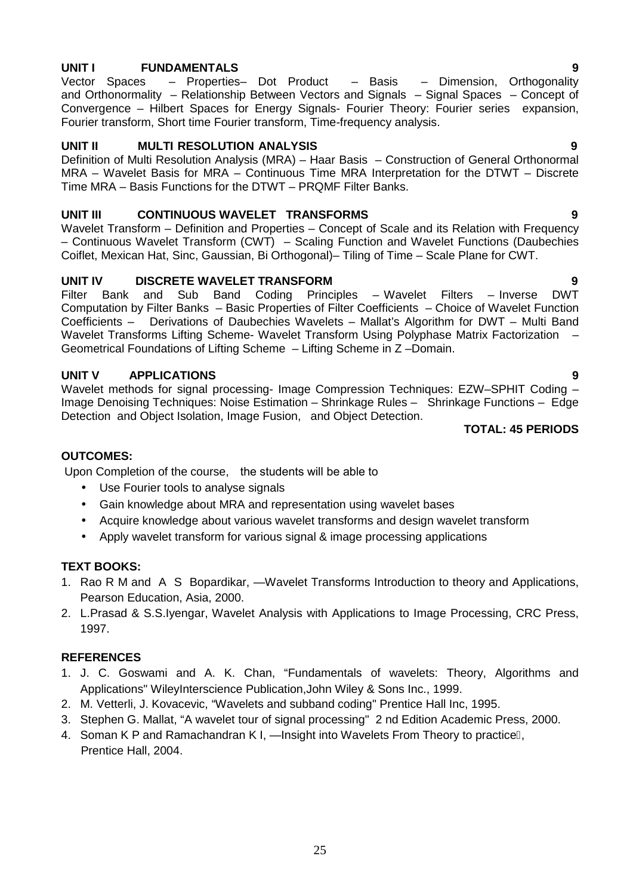**UNIT I FUNDAMENTALS 9**

Vector Spaces – Properties– Dot Product – Basis – Dimension, Orthogonality and Orthonormality – Relationship Between Vectors and Signals – Signal Spaces – Concept of Convergence – Hilbert Spaces for Energy Signals- Fourier Theory: Fourier series expansion, Fourier transform, Short time Fourier transform, Time-frequency analysis.

**UNIT II MULTI RESOLUTION ANALYSIS 9**

Definition of Multi Resolution Analysis (MRA) – Haar Basis – Construction of General Orthonormal MRA – Wavelet Basis for MRA – Continuous Time MRA Interpretation for the DTWT – Discrete Time MRA – Basis Functions for the DTWT – PRQMF Filter Banks.

**UNIT III CONTINUOUS WAVELET TRANSFORMS 9**

Wavelet Transform – Definition and Properties – Concept of Scale and its Relation with Frequency – Continuous Wavelet Transform (CWT) – Scaling Function and Wavelet Functions (Daubechies Coiflet, Mexican Hat, Sinc, Gaussian, Bi Orthogonal)– Tiling of Time – Scale Plane for CWT.

**UNIT IV DISCRETE WAVELET TRANSFORM 9**

Filter Bank and Sub Band Coding Principles – Wavelet Filters – Inverse DWT Computation by Filter Banks – Basic Properties of Filter Coefficients – Choice of Wavelet Function Coefficients – Derivations of Daubechies Wavelets – Mallat's Algorithm for DWT – Multi Band Wavelet Transforms Lifting Scheme- Wavelet Transform Using Polyphase Matrix Factorization – Geometrical Foundations of Lifting Scheme – Lifting Scheme in Z –Domain.

**UNIT V APPLICATIONS 9**

Wavelet methods for signal processing- Image Compression Techniques: EZW–SPHIT Coding – Image Denoising Techniques: Noise Estimation – Shrinkage Rules – Shrinkage Functions – Edge Detection and Object Isolation, Image Fusion, and Object Detection.

**TOTAL: 45 PERIODS**

**OUTCOMES:**

Upon Completion of the course, the students will be able to

- Use Fourier tools to analyse signals
- Gain knowledge about MRA and representation using wavelet bases
- Acquire knowledge about various wavelet transforms and design wavelet transform
- Apply wavelet transform for various signal & image processing applications

**TEXT BOOKS:**

1. Rao R M and A S Bopardikar, ―Wavelet Transforms Introduction to theory and Applications, Pearson Education, Asia, 2000.
2. L.Prasad & S.S.Iyengar, Wavelet Analysis with Applications to Image Processing, CRC Press, 1997.

**REFERENCES**

1. J. C. Goswami and A. K. Chan, "Fundamentals of wavelets: Theory, Algorithms and Applications" WileyInterscience Publication,John Wiley & Sons Inc., 1999.
2. M. Vetterli, J. Kovacevic, "Wavelets and subband coding" Prentice Hall Inc, 1995.
3. Stephen G. Mallat, "A wavelet tour of signal processing" 2 nd Edition Academic Press, 2000.
4. Soman K P and Ramachandran K I, ―Insight into Wavelets From Theory to practice, Prentice Hall, 2004.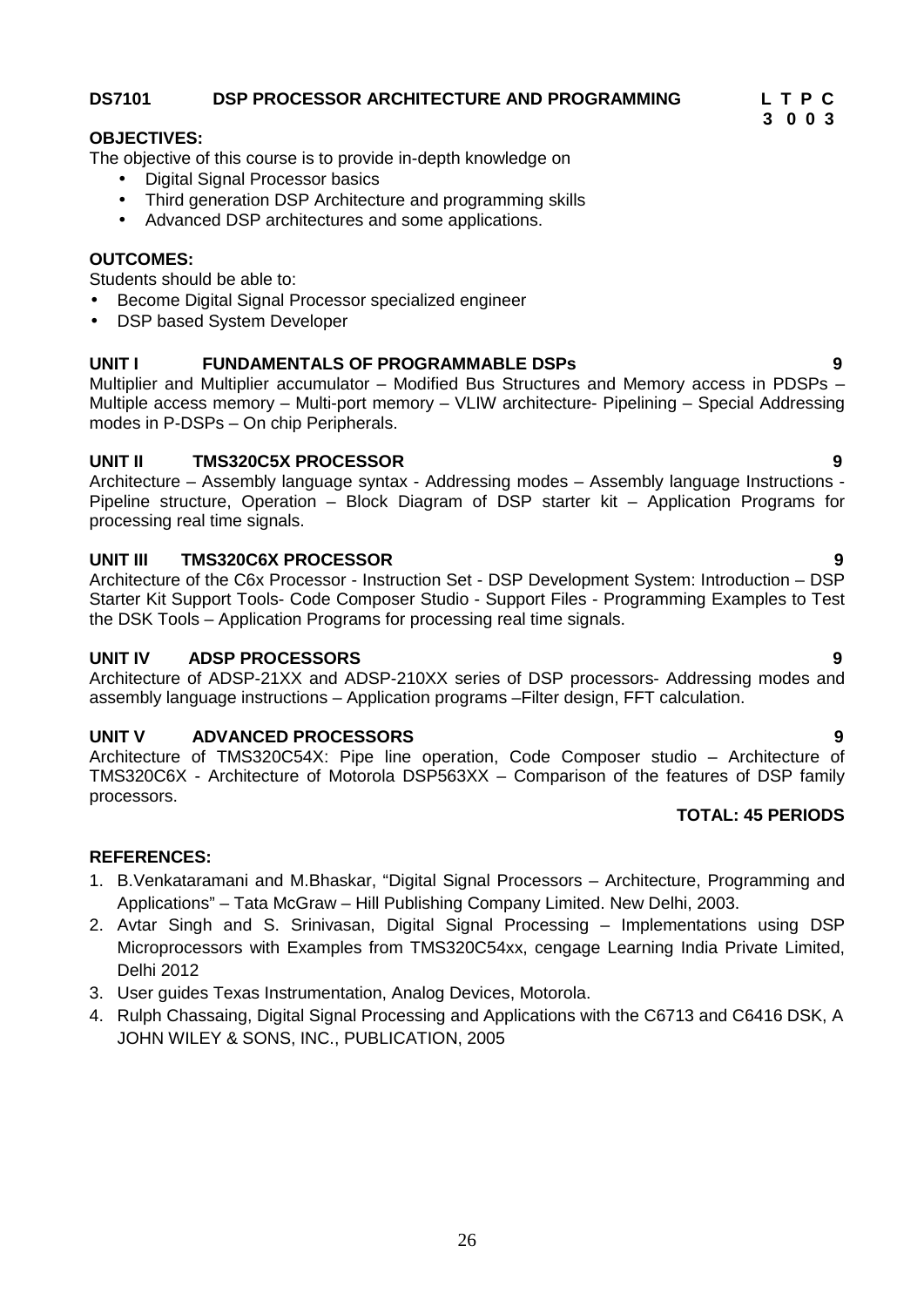**DS7101 DSP PROCESSOR ARCHITECTURE AND PROGRAMMING** **L T P C**
**3 0 0 3**

**OBJECTIVES:**

The objective of this course is to provide in-depth knowledge on

- Digital Signal Processor basics
- Third generation DSP Architecture and programming skills
- Advanced DSP architectures and some applications.

**OUTCOMES:**

Students should be able to:

- Become Digital Signal Processor specialized engineer
- DSP based System Developer

**UNIT I FUNDAMENTALS OF PROGRAMMABLE DSPs 9**

Multiplier and Multiplier accumulator – Modified Bus Structures and Memory access in PDSPs – Multiple access memory – Multi-port memory – VLIW architecture- Pipelining – Special Addressing modes in P-DSPs – On chip Peripherals.

**UNIT II TMS320C5X PROCESSOR 9**

Architecture – Assembly language syntax - Addressing modes – Assembly language Instructions - Pipeline structure, Operation – Block Diagram of DSP starter kit – Application Programs for processing real time signals.

**UNIT III TMS320C6X PROCESSOR 9**

Architecture of the C6x Processor - Instruction Set - DSP Development System: Introduction – DSP Starter Kit Support Tools- Code Composer Studio - Support Files - Programming Examples to Test the DSK Tools – Application Programs for processing real time signals.

**UNIT IV ADSP PROCESSORS 9**

Architecture of ADSP-21XX and ADSP-210XX series of DSP processors- Addressing modes and assembly language instructions – Application programs –Filter design, FFT calculation.

**UNIT V ADVANCED PROCESSORS 9**

Architecture of TMS320C54X: Pipe line operation, Code Composer studio – Architecture of TMS320C6X - Architecture of Motorola DSP563XX – Comparison of the features of DSP family processors.

**TOTAL: 45 PERIODS**

**REFERENCES:**

1. B.Venkataramani and M.Bhaskar, "Digital Signal Processors – Architecture, Programming and Applications" – Tata McGraw – Hill Publishing Company Limited. New Delhi, 2003.
2. Avtar Singh and S. Srinivasan, Digital Signal Processing – Implementations using DSP Microprocessors with Examples from TMS320C54xx, cengage Learning India Private Limited, Delhi 2012
3. User guides Texas Instrumentation, Analog Devices, Motorola.
4. Rulph Chassaing, Digital Signal Processing and Applications with the C6713 and C6416 DSK, A JOHN WILEY & SONS, INC., PUBLICATION, 2005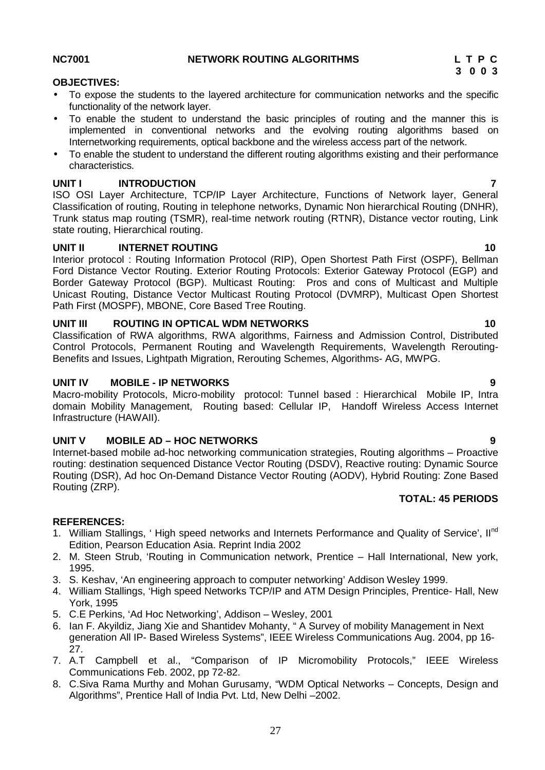**NC7001 NETWORK ROUTING ALGORITHMS**

| L | T | P | C |
|---|---|---|---|
| 3 | 0 | 0 | 3 |

**OBJECTIVES:**

- To expose the students to the layered architecture for communication networks and the specific functionality of the network layer.
- To enable the student to understand the basic principles of routing and the manner this is implemented in conventional networks and the evolving routing algorithms based on Internetworking requirements, optical backbone and the wireless access part of the network.
- To enable the student to understand the different routing algorithms existing and their performance characteristics.

**UNIT I INTRODUCTION 7**

ISO OSI Layer Architecture, TCP/IP Layer Architecture, Functions of Network layer, General Classification of routing, Routing in telephone networks, Dynamic Non hierarchical Routing (DNHR), Trunk status map routing (TSMR), real-time network routing (RTNR), Distance vector routing, Link state routing, Hierarchical routing.

**UNIT II INTERNET ROUTING 10**

Interior protocol : Routing Information Protocol (RIP), Open Shortest Path First (OSPF), Bellman Ford Distance Vector Routing. Exterior Routing Protocols: Exterior Gateway Protocol (EGP) and Border Gateway Protocol (BGP). Multicast Routing: Pros and cons of Multicast and Multiple Unicast Routing, Distance Vector Multicast Routing Protocol (DVMRP), Multicast Open Shortest Path First (MOSPF), MBONE, Core Based Tree Routing.

**UNIT III ROUTING IN OPTICAL WDM NETWORKS 10**

Classification of RWA algorithms, RWA algorithms, Fairness and Admission Control, Distributed Control Protocols, Permanent Routing and Wavelength Requirements, Wavelength Rerouting-Benefits and Issues, Lightpath Migration, Rerouting Schemes, Algorithms- AG, MWPG.

**UNIT IV MOBILE - IP NETWORKS 9**

Macro-mobility Protocols, Micro-mobility protocol: Tunnel based : Hierarchical Mobile IP, Intra domain Mobility Management, Routing based: Cellular IP, Handoff Wireless Access Internet Infrastructure (HAWAII).

**UNIT V MOBILE AD – HOC NETWORKS 9**

Internet-based mobile ad-hoc networking communication strategies, Routing algorithms – Proactive routing: destination sequenced Distance Vector Routing (DSDV), Reactive routing: Dynamic Source Routing (DSR), Ad hoc On-Demand Distance Vector Routing (AODV), Hybrid Routing: Zone Based Routing (ZRP).

**TOTAL: 45 PERIODS**

**REFERENCES:**

1. William Stallings, ' High speed networks and Internets Performance and Quality of Service', II$^{nd}$ Edition, Pearson Education Asia. Reprint India 2002
2. M. Steen Strub, 'Routing in Communication network, Prentice – Hall International, New york, 1995.
3. S. Keshav, 'An engineering approach to computer networking' Addison Wesley 1999.
4. William Stallings, 'High speed Networks TCP/IP and ATM Design Principles, Prentice- Hall, New York, 1995
5. C.E Perkins, 'Ad Hoc Networking', Addison – Wesley, 2001
6. Ian F. Akyildiz, Jiang Xie and Shantidev Mohanty, " A Survey of mobility Management in Next generation All IP- Based Wireless Systems", IEEE Wireless Communications Aug. 2004, pp 16-27.
7. A.T Campbell et al., "Comparison of IP Micromobility Protocols," IEEE Wireless Communications Feb. 2002, pp 72-82.
8. C.Siva Rama Murthy and Mohan Gurusamy, "WDM Optical Networks – Concepts, Design and Algorithms", Prentice Hall of India Pvt. Ltd, New Delhi –2002.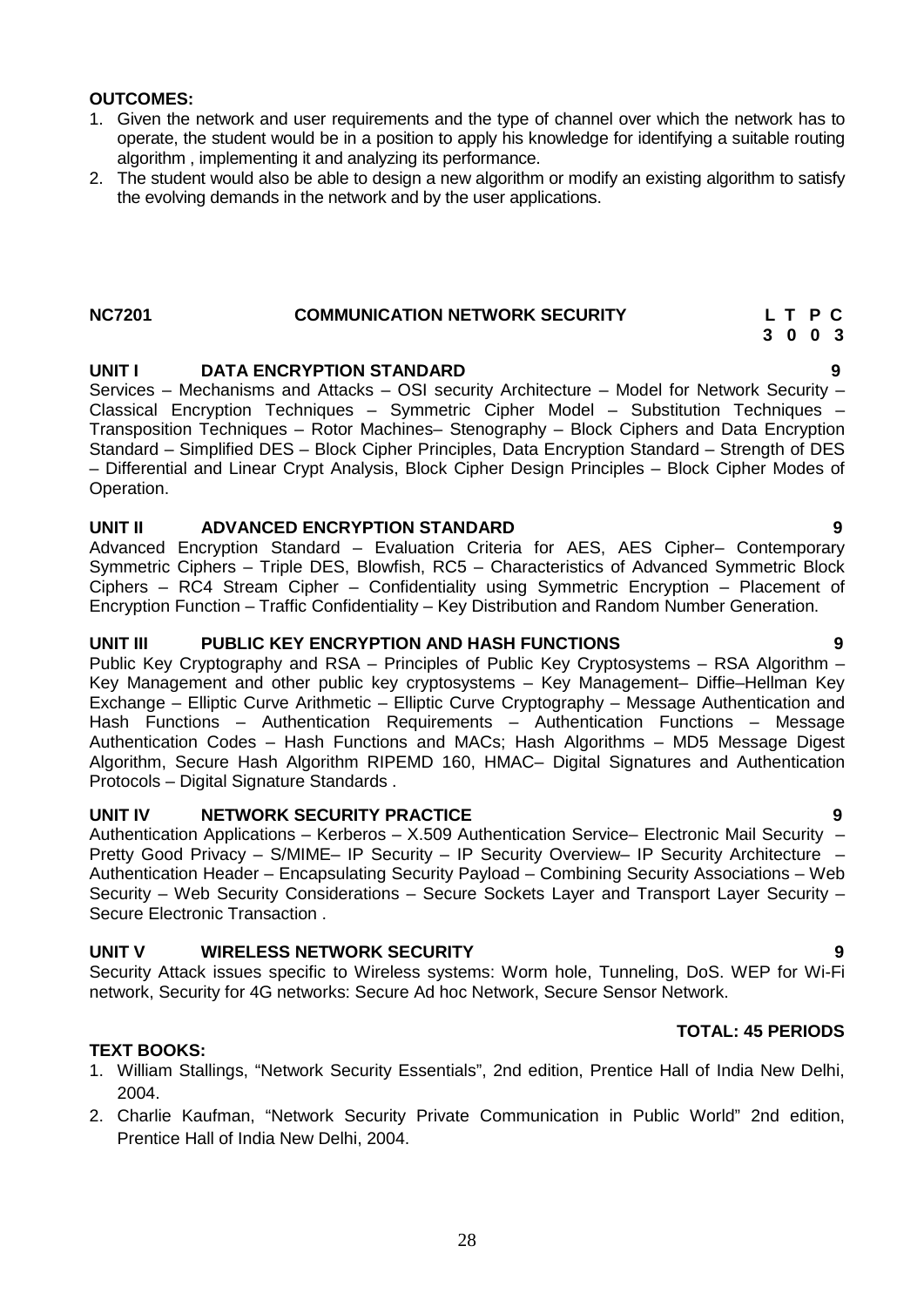**OUTCOMES:**

1. Given the network and user requirements and the type of channel over which the network has to operate, the student would be in a position to apply his knowledge for identifying a suitable routing algorithm , implementing it and analyzing its performance.
2. The student would also be able to design a new algorithm or modify an existing algorithm to satisfy the evolving demands in the network and by the user applications.

## NC7201 COMMUNICATION NETWORK SECURITY

| L | T | P | C |
|---|---|---|---|
| 3 | 0 | 0 | 3 |

### UNIT I DATA ENCRYPTION STANDARD — 9

Services – Mechanisms and Attacks – OSI security Architecture – Model for Network Security – Classical Encryption Techniques – Symmetric Cipher Model – Substitution Techniques – Transposition Techniques – Rotor Machines– Stenography – Block Ciphers and Data Encryption Standard – Simplified DES – Block Cipher Principles, Data Encryption Standard – Strength of DES – Differential and Linear Crypt Analysis, Block Cipher Design Principles – Block Cipher Modes of Operation.

### UNIT II ADVANCED ENCRYPTION STANDARD — 9

Advanced Encryption Standard – Evaluation Criteria for AES, AES Cipher– Contemporary Symmetric Ciphers – Triple DES, Blowfish, RC5 – Characteristics of Advanced Symmetric Block Ciphers – RC4 Stream Cipher – Confidentiality using Symmetric Encryption – Placement of Encryption Function – Traffic Confidentiality – Key Distribution and Random Number Generation.

### UNIT III PUBLIC KEY ENCRYPTION AND HASH FUNCTIONS — 9

Public Key Cryptography and RSA – Principles of Public Key Cryptosystems – RSA Algorithm – Key Management and other public key cryptosystems – Key Management– Diffie–Hellman Key Exchange – Elliptic Curve Arithmetic – Elliptic Curve Cryptography – Message Authentication and Hash Functions – Authentication Requirements – Authentication Functions – Message Authentication Codes – Hash Functions and MACs; Hash Algorithms – MD5 Message Digest Algorithm, Secure Hash Algorithm RIPEMD 160, HMAC– Digital Signatures and Authentication Protocols – Digital Signature Standards .

### UNIT IV NETWORK SECURITY PRACTICE — 9

Authentication Applications – Kerberos – X.509 Authentication Service– Electronic Mail Security – Pretty Good Privacy – S/MIME– IP Security – IP Security Overview– IP Security Architecture – Authentication Header – Encapsulating Security Payload – Combining Security Associations – Web Security – Web Security Considerations – Secure Sockets Layer and Transport Layer Security – Secure Electronic Transaction .

### UNIT V WIRELESS NETWORK SECURITY — 9

Security Attack issues specific to Wireless systems: Worm hole, Tunneling, DoS. WEP for Wi-Fi network, Security for 4G networks: Secure Ad hoc Network, Secure Sensor Network.

**TOTAL: 45 PERIODS**

**TEXT BOOKS:**

1. William Stallings, "Network Security Essentials", 2nd edition, Prentice Hall of India New Delhi, 2004.
2. Charlie Kaufman, "Network Security Private Communication in Public World" 2nd edition, Prentice Hall of India New Delhi, 2004.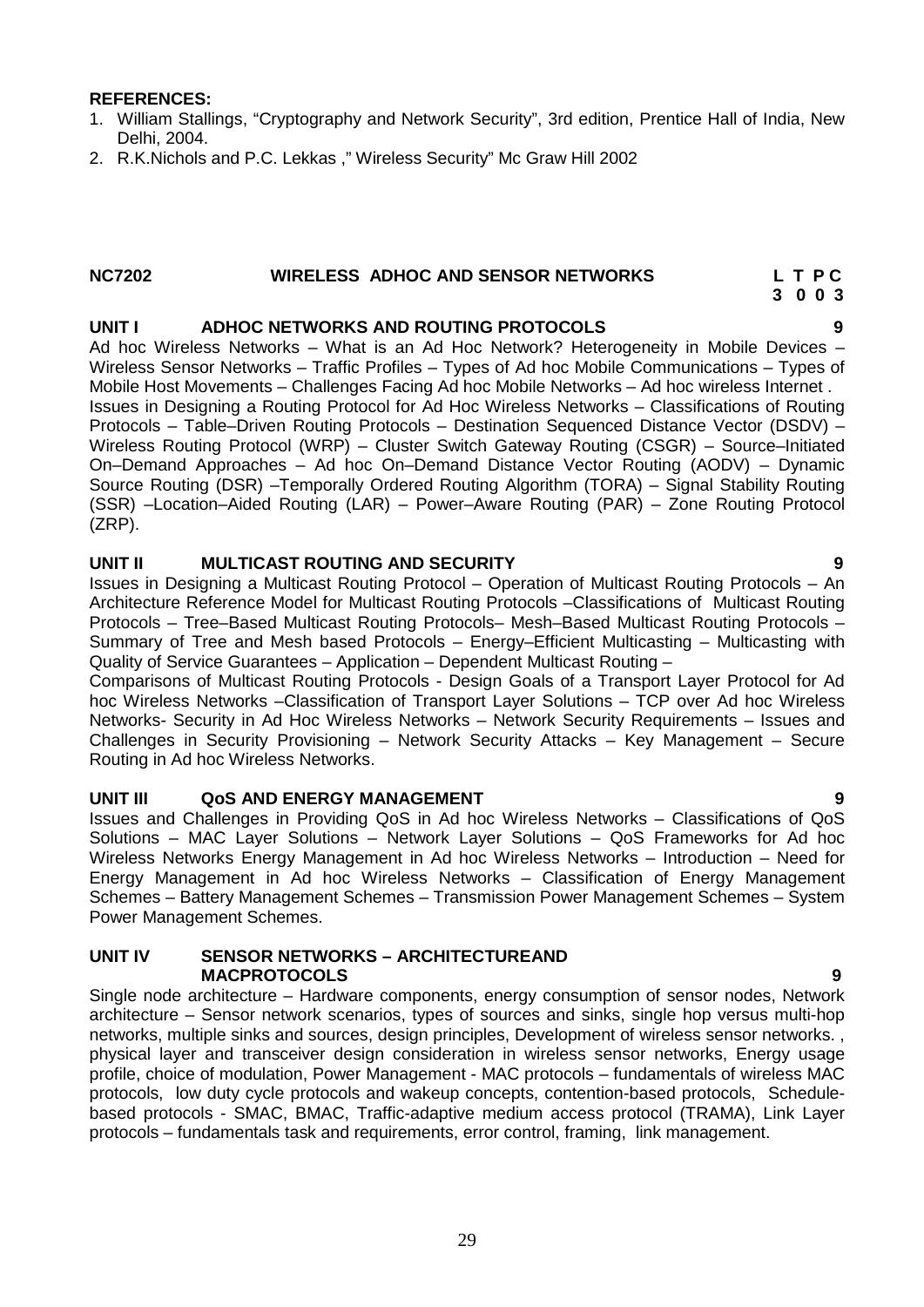**REFERENCES:**

1. William Stallings, "Cryptography and Network Security", 3rd edition, Prentice Hall of India, New Delhi, 2004.
2. R.K.Nichols and P.C. Lekkas ," Wireless Security" Mc Graw Hill 2002

## NC7202 WIRELESS ADHOC AND SENSOR NETWORKS

| L | T | P | C |
|---|---|---|---|
| 3 | 0 | 0 | 3 |

### UNIT I ADHOC NETWORKS AND ROUTING PROTOCOLS 9

Ad hoc Wireless Networks – What is an Ad Hoc Network? Heterogeneity in Mobile Devices – Wireless Sensor Networks – Traffic Profiles – Types of Ad hoc Mobile Communications – Types of Mobile Host Movements – Challenges Facing Ad hoc Mobile Networks – Ad hoc wireless Internet . Issues in Designing a Routing Protocol for Ad Hoc Wireless Networks – Classifications of Routing Protocols – Table–Driven Routing Protocols – Destination Sequenced Distance Vector (DSDV) – Wireless Routing Protocol (WRP) – Cluster Switch Gateway Routing (CSGR) – Source–Initiated On–Demand Approaches – Ad hoc On–Demand Distance Vector Routing (AODV) – Dynamic Source Routing (DSR) –Temporally Ordered Routing Algorithm (TORA) – Signal Stability Routing (SSR) –Location–Aided Routing (LAR) – Power–Aware Routing (PAR) – Zone Routing Protocol (ZRP).

### UNIT II MULTICAST ROUTING AND SECURITY 9

Issues in Designing a Multicast Routing Protocol – Operation of Multicast Routing Protocols – An Architecture Reference Model for Multicast Routing Protocols –Classifications of Multicast Routing Protocols – Tree–Based Multicast Routing Protocols– Mesh–Based Multicast Routing Protocols – Summary of Tree and Mesh based Protocols – Energy–Efficient Multicasting – Multicasting with Quality of Service Guarantees – Application – Dependent Multicast Routing –

Comparisons of Multicast Routing Protocols - Design Goals of a Transport Layer Protocol for Ad hoc Wireless Networks –Classification of Transport Layer Solutions – TCP over Ad hoc Wireless Networks- Security in Ad Hoc Wireless Networks – Network Security Requirements – Issues and Challenges in Security Provisioning – Network Security Attacks – Key Management – Secure Routing in Ad hoc Wireless Networks.

### UNIT III QoS AND ENERGY MANAGEMENT 9

Issues and Challenges in Providing QoS in Ad hoc Wireless Networks – Classifications of QoS Solutions – MAC Layer Solutions – Network Layer Solutions – QoS Frameworks for Ad hoc Wireless Networks Energy Management in Ad hoc Wireless Networks – Introduction – Need for Energy Management in Ad hoc Wireless Networks – Classification of Energy Management Schemes – Battery Management Schemes – Transmission Power Management Schemes – System Power Management Schemes.

### UNIT IV SENSOR NETWORKS – ARCHITECTUREAND MACPROTOCOLS 9

Single node architecture – Hardware components, energy consumption of sensor nodes, Network architecture – Sensor network scenarios, types of sources and sinks, single hop versus multi-hop networks, multiple sinks and sources, design principles, Development of wireless sensor networks. , physical layer and transceiver design consideration in wireless sensor networks, Energy usage profile, choice of modulation, Power Management - MAC protocols – fundamentals of wireless MAC protocols, low duty cycle protocols and wakeup concepts, contention-based protocols, Schedule-based protocols - SMAC, BMAC, Traffic-adaptive medium access protocol (TRAMA), Link Layer protocols – fundamentals task and requirements, error control, framing, link management.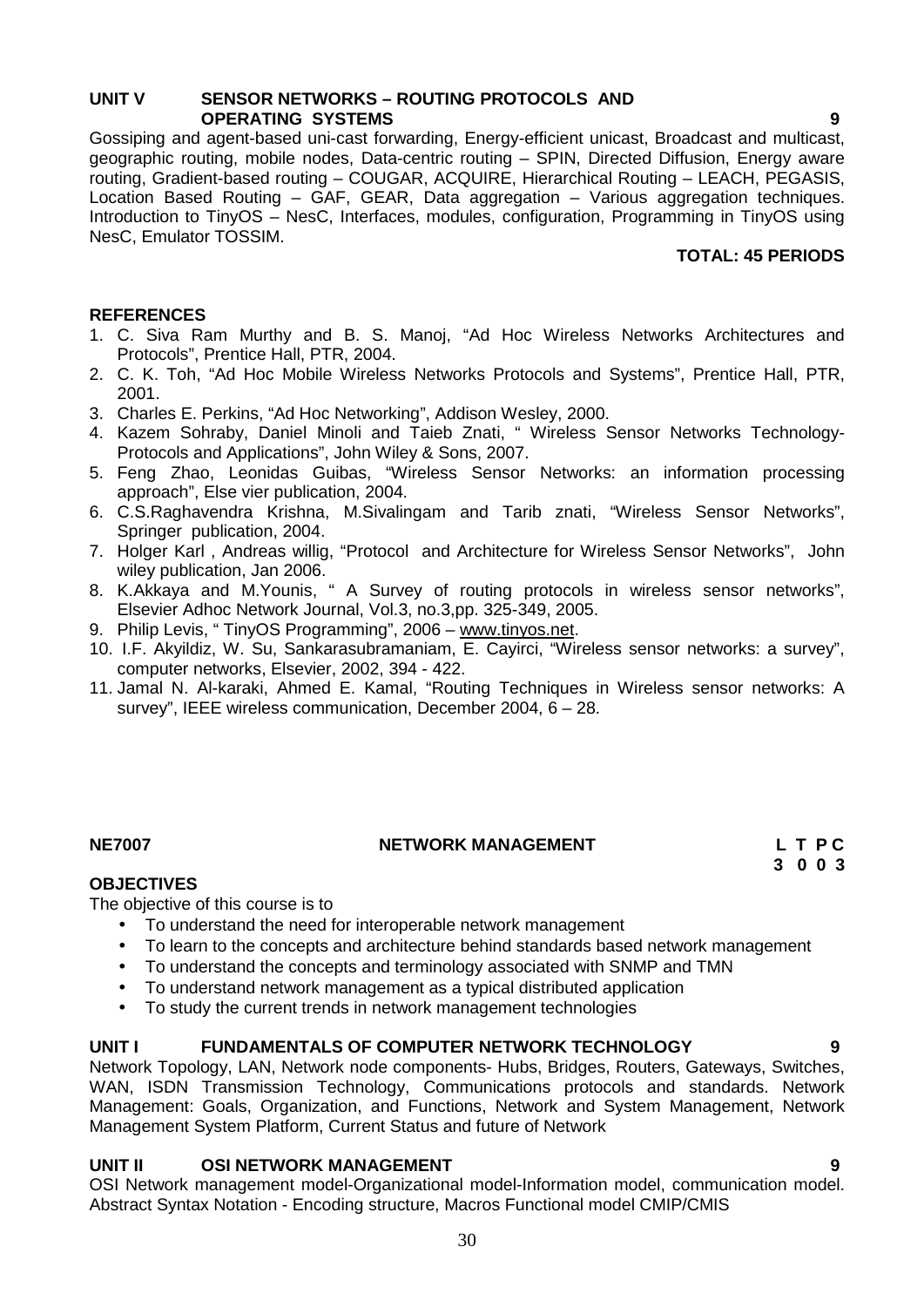### UNIT V SENSOR NETWORKS – ROUTING PROTOCOLS AND OPERATING SYSTEMS **9**

Gossiping and agent-based uni-cast forwarding, Energy-efficient unicast, Broadcast and multicast, geographic routing, mobile nodes, Data-centric routing – SPIN, Directed Diffusion, Energy aware routing, Gradient-based routing – COUGAR, ACQUIRE, Hierarchical Routing – LEACH, PEGASIS, Location Based Routing – GAF, GEAR, Data aggregation – Various aggregation techniques. Introduction to TinyOS – NesC, Interfaces, modules, configuration, Programming in TinyOS using NesC, Emulator TOSSIM.

**TOTAL: 45 PERIODS**

### REFERENCES

1. C. Siva Ram Murthy and B. S. Manoj, "Ad Hoc Wireless Networks Architectures and Protocols", Prentice Hall, PTR, 2004.
2. C. K. Toh, "Ad Hoc Mobile Wireless Networks Protocols and Systems", Prentice Hall, PTR, 2001.
3. Charles E. Perkins, "Ad Hoc Networking", Addison Wesley, 2000.
4. Kazem Sohraby, Daniel Minoli and Taieb Znati, " Wireless Sensor Networks Technology-Protocols and Applications", John Wiley & Sons, 2007.
5. Feng Zhao, Leonidas Guibas, "Wireless Sensor Networks: an information processing approach", Else vier publication, 2004.
6. C.S.Raghavendra Krishna, M.Sivalingam and Tarib znati, "Wireless Sensor Networks", Springer publication, 2004.
7. Holger Karl , Andreas willig, "Protocol and Architecture for Wireless Sensor Networks", John wiley publication, Jan 2006.
8. K.Akkaya and M.Younis, " A Survey of routing protocols in wireless sensor networks", Elsevier Adhoc Network Journal, Vol.3, no.3,pp. 325-349, 2005.
9. Philip Levis, " TinyOS Programming", 2006 – www.tinyos.net.
10. I.F. Akyildiz, W. Su, Sankarasubramaniam, E. Cayirci, "Wireless sensor networks: a survey", computer networks, Elsevier, 2002, 394 - 422.
11. Jamal N. Al-karaki, Ahmed E. Kamal, "Routing Techniques in Wireless sensor networks: A survey", IEEE wireless communication, December 2004, 6 – 28.

## NE7007 NETWORK MANAGEMENT

| L | T | P | C |
|---|---|---|---|
| 3 | 0 | 0 | 3 |

### OBJECTIVES

The objective of this course is to

- To understand the need for interoperable network management
- To learn to the concepts and architecture behind standards based network management
- To understand the concepts and terminology associated with SNMP and TMN
- To understand network management as a typical distributed application
- To study the current trends in network management technologies

### UNIT I FUNDAMENTALS OF COMPUTER NETWORK TECHNOLOGY **9**

Network Topology, LAN, Network node components- Hubs, Bridges, Routers, Gateways, Switches, WAN, ISDN Transmission Technology, Communications protocols and standards. Network Management: Goals, Organization, and Functions, Network and System Management, Network Management System Platform, Current Status and future of Network

### UNIT II OSI NETWORK MANAGEMENT **9**

OSI Network management model-Organizational model-Information model, communication model. Abstract Syntax Notation - Encoding structure, Macros Functional model CMIP/CMIS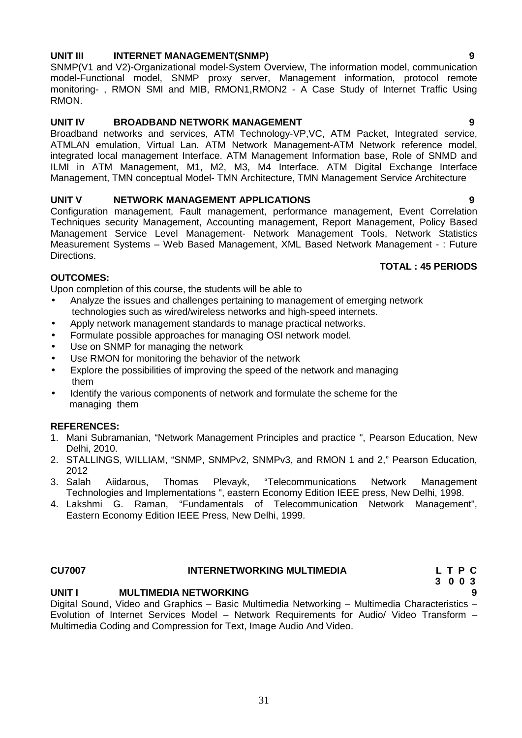**UNIT III INTERNET MANAGEMENT(SNMP) 9**

SNMP(V1 and V2)-Organizational model-System Overview, The information model, communication model-Functional model, SNMP proxy server, Management information, protocol remote monitoring- , RMON SMI and MIB, RMON1,RMON2 - A Case Study of Internet Traffic Using RMON.

**UNIT IV BROADBAND NETWORK MANAGEMENT 9**

Broadband networks and services, ATM Technology-VP,VC, ATM Packet, Integrated service, ATMLAN emulation, Virtual Lan. ATM Network Management-ATM Network reference model, integrated local management Interface. ATM Management Information base, Role of SNMD and ILMI in ATM Management, M1, M2, M3, M4 Interface. ATM Digital Exchange Interface Management, TMN conceptual Model- TMN Architecture, TMN Management Service Architecture

**UNIT V NETWORK MANAGEMENT APPLICATIONS 9**

Configuration management, Fault management, performance management, Event Correlation Techniques security Management, Accounting management, Report Management, Policy Based Management Service Level Management- Network Management Tools, Network Statistics Measurement Systems – Web Based Management, XML Based Network Management - : Future Directions.

**TOTAL : 45 PERIODS**

**OUTCOMES:**

Upon completion of this course, the students will be able to

- Analyze the issues and challenges pertaining to management of emerging network technologies such as wired/wireless networks and high-speed internets.
- Apply network management standards to manage practical networks.
- Formulate possible approaches for managing OSI network model.
- Use on SNMP for managing the network
- Use RMON for monitoring the behavior of the network
- Explore the possibilities of improving the speed of the network and managing them
- Identify the various components of network and formulate the scheme for the managing them

**REFERENCES:**

1. Mani Subramanian, "Network Management Principles and practice ", Pearson Education, New Delhi, 2010.
2. STALLINGS, WILLIAM, "SNMP, SNMPv2, SNMPv3, and RMON 1 and 2," Pearson Education, 2012
3. Salah Aiidarous, Thomas Plevayk, "Telecommunications Network Management Technologies and Implementations ", eastern Economy Edition IEEE press, New Delhi, 1998.
4. Lakshmi G. Raman, "Fundamentals of Telecommunication Network Management", Eastern Economy Edition IEEE Press, New Delhi, 1999.

**CU7007 INTERNETWORKING MULTIMEDIA**

| L | T | P | C |
|---|---|---|---|
| 3 | 0 | 0 | 3 |

**UNIT I MULTIMEDIA NETWORKING 9**

Digital Sound, Video and Graphics – Basic Multimedia Networking – Multimedia Characteristics – Evolution of Internet Services Model – Network Requirements for Audio/ Video Transform – Multimedia Coding and Compression for Text, Image Audio And Video.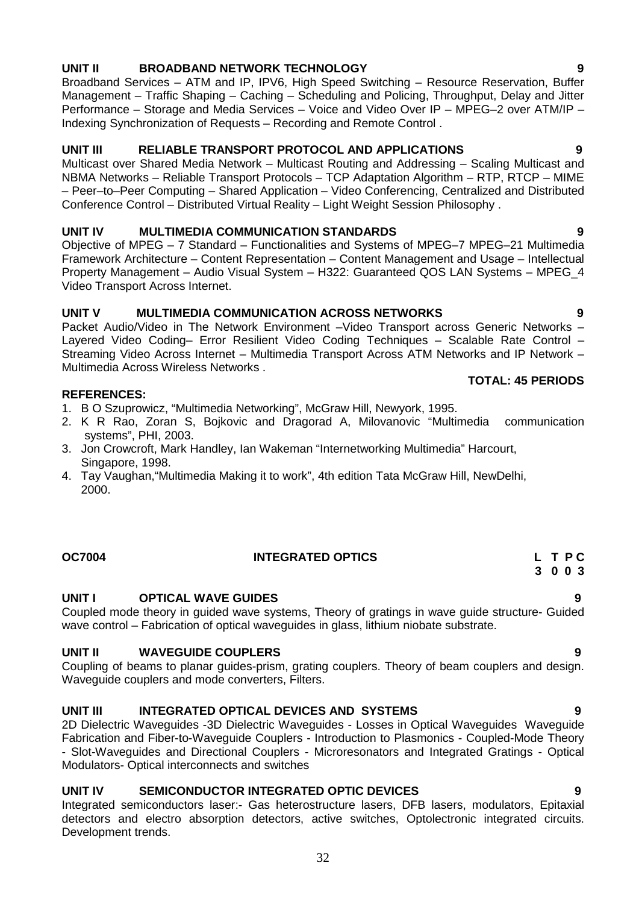**UNIT II BROADBAND NETWORK TECHNOLOGY** **9**

Broadband Services – ATM and IP, IPV6, High Speed Switching – Resource Reservation, Buffer Management – Traffic Shaping – Caching – Scheduling and Policing, Throughput, Delay and Jitter Performance – Storage and Media Services – Voice and Video Over IP – MPEG–2 over ATM/IP – Indexing Synchronization of Requests – Recording and Remote Control .

**UNIT III RELIABLE TRANSPORT PROTOCOL AND APPLICATIONS** **9**

Multicast over Shared Media Network – Multicast Routing and Addressing – Scaling Multicast and NBMA Networks – Reliable Transport Protocols – TCP Adaptation Algorithm – RTP, RTCP – MIME – Peer–to–Peer Computing – Shared Application – Video Conferencing, Centralized and Distributed Conference Control – Distributed Virtual Reality – Light Weight Session Philosophy .

**UNIT IV MULTIMEDIA COMMUNICATION STANDARDS** **9**

Objective of MPEG – 7 Standard – Functionalities and Systems of MPEG–7 MPEG–21 Multimedia Framework Architecture – Content Representation – Content Management and Usage – Intellectual Property Management – Audio Visual System – H322: Guaranteed QOS LAN Systems – MPEG_4 Video Transport Across Internet.

**UNIT V MULTIMEDIA COMMUNICATION ACROSS NETWORKS** **9**

Packet Audio/Video in The Network Environment –Video Transport across Generic Networks – Layered Video Coding– Error Resilient Video Coding Techniques – Scalable Rate Control – Streaming Video Across Internet – Multimedia Transport Across ATM Networks and IP Network – Multimedia Across Wireless Networks .

**TOTAL: 45 PERIODS**

**REFERENCES:**

1. B O Szuprowicz, "Multimedia Networking", McGraw Hill, Newyork, 1995.
2. K R Rao, Zoran S, Bojkovic and Dragorad A, Milovanovic "Multimedia communication systems", PHI, 2003.
3. Jon Crowcroft, Mark Handley, Ian Wakeman "Internetworking Multimedia" Harcourt, Singapore, 1998.
4. Tay Vaughan,"Multimedia Making it to work", 4th edition Tata McGraw Hill, NewDelhi, 2000.

**OC7004 INTEGRATED OPTICS** **L T P C**
**3 0 0 3**

**UNIT I OPTICAL WAVE GUIDES** **9**

Coupled mode theory in guided wave systems, Theory of gratings in wave guide structure- Guided wave control – Fabrication of optical waveguides in glass, lithium niobate substrate.

**UNIT II WAVEGUIDE COUPLERS** **9**

Coupling of beams to planar guides-prism, grating couplers. Theory of beam couplers and design. Waveguide couplers and mode converters, Filters.

**UNIT III INTEGRATED OPTICAL DEVICES AND SYSTEMS** **9**

2D Dielectric Waveguides -3D Dielectric Waveguides - Losses in Optical Waveguides Waveguide Fabrication and Fiber-to-Waveguide Couplers - Introduction to Plasmonics - Coupled-Mode Theory - Slot-Waveguides and Directional Couplers - Microresonators and Integrated Gratings - Optical Modulators- Optical interconnects and switches

**UNIT IV SEMICONDUCTOR INTEGRATED OPTIC DEVICES** **9**

Integrated semiconductors laser:- Gas heterostructure lasers, DFB lasers, modulators, Epitaxial detectors and electro absorption detectors, active switches, Optolectronic integrated circuits. Development trends.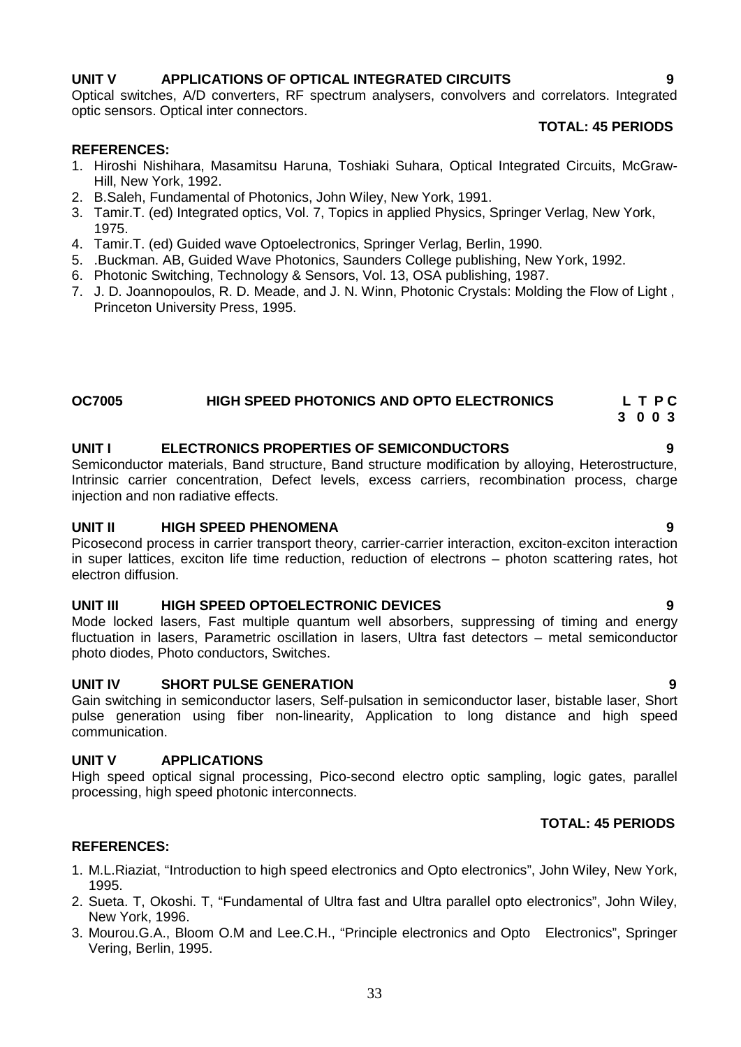**UNIT V APPLICATIONS OF OPTICAL INTEGRATED CIRCUITS 9**

Optical switches, A/D converters, RF spectrum analysers, convolvers and correlators. Integrated optic sensors. Optical inter connectors.

**TOTAL: 45 PERIODS**

**REFERENCES:**

1. Hiroshi Nishihara, Masamitsu Haruna, Toshiaki Suhara, Optical Integrated Circuits, McGraw-Hill, New York, 1992.
2. B.Saleh, Fundamental of Photonics, John Wiley, New York, 1991.
3. Tamir.T. (ed) Integrated optics, Vol. 7, Topics in applied Physics, Springer Verlag, New York, 1975.
4. Tamir.T. (ed) Guided wave Optoelectronics, Springer Verlag, Berlin, 1990.
5. .Buckman. AB, Guided Wave Photonics, Saunders College publishing, New York, 1992.
6. Photonic Switching, Technology & Sensors, Vol. 13, OSA publishing, 1987.
7. J. D. Joannopoulos, R. D. Meade, and J. N. Winn, Photonic Crystals: Molding the Flow of Light , Princeton University Press, 1995.

## OC7005 HIGH SPEED PHOTONICS AND OPTO ELECTRONICS

| L | T | P | C |
|---|---|---|---|
| 3 | 0 | 0 | 3 |

**UNIT I ELECTRONICS PROPERTIES OF SEMICONDUCTORS 9**

Semiconductor materials, Band structure, Band structure modification by alloying, Heterostructure, Intrinsic carrier concentration, Defect levels, excess carriers, recombination process, charge injection and non radiative effects.

**UNIT II HIGH SPEED PHENOMENA 9**

Picosecond process in carrier transport theory, carrier-carrier interaction, exciton-exciton interaction in super lattices, exciton life time reduction, reduction of electrons – photon scattering rates, hot electron diffusion.

**UNIT III HIGH SPEED OPTOELECTRONIC DEVICES 9**

Mode locked lasers, Fast multiple quantum well absorbers, suppressing of timing and energy fluctuation in lasers, Parametric oscillation in lasers, Ultra fast detectors – metal semiconductor photo diodes, Photo conductors, Switches.

**UNIT IV SHORT PULSE GENERATION 9**

Gain switching in semiconductor lasers, Self-pulsation in semiconductor laser, bistable laser, Short pulse generation using fiber non-linearity, Application to long distance and high speed communication.

**UNIT V APPLICATIONS**

High speed optical signal processing, Pico-second electro optic sampling, logic gates, parallel processing, high speed photonic interconnects.

**TOTAL: 45 PERIODS**

**REFERENCES:**

1. M.L.Riaziat, "Introduction to high speed electronics and Opto electronics", John Wiley, New York, 1995.
2. Sueta. T, Okoshi. T, "Fundamental of Ultra fast and Ultra parallel opto electronics", John Wiley, New York, 1996.
3. Mourou.G.A., Bloom O.M and Lee.C.H., "Principle electronics and Opto Electronics", Springer Vering, Berlin, 1995.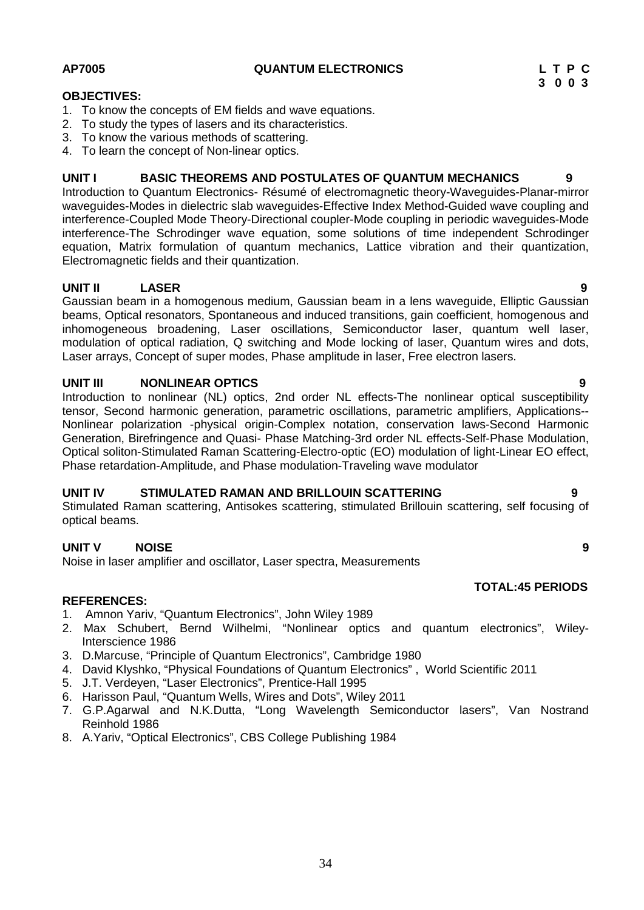**AP7005 QUANTUM ELECTRONICS**

| L | T | P | C |
|---|---|---|---|
| 3 | 0 | 0 | 3 |

**OBJECTIVES:**

1. To know the concepts of EM fields and wave equations.
2. To study the types of lasers and its characteristics.
3. To know the various methods of scattering.
4. To learn the concept of Non-linear optics.

**UNIT I BASIC THEOREMS AND POSTULATES OF QUANTUM MECHANICS 9**

Introduction to Quantum Electronics- Résumé of electromagnetic theory-Waveguides-Planar-mirror waveguides-Modes in dielectric slab waveguides-Effective Index Method-Guided wave coupling and interference-Coupled Mode Theory-Directional coupler-Mode coupling in periodic waveguides-Mode interference-The Schrodinger wave equation, some solutions of time independent Schrodinger equation, Matrix formulation of quantum mechanics, Lattice vibration and their quantization, Electromagnetic fields and their quantization.

**UNIT II LASER 9**

Gaussian beam in a homogenous medium, Gaussian beam in a lens waveguide, Elliptic Gaussian beams, Optical resonators, Spontaneous and induced transitions, gain coefficient, homogenous and inhomogeneous broadening, Laser oscillations, Semiconductor laser, quantum well laser, modulation of optical radiation, Q switching and Mode locking of laser, Quantum wires and dots, Laser arrays, Concept of super modes, Phase amplitude in laser, Free electron lasers.

**UNIT III NONLINEAR OPTICS 9**

Introduction to nonlinear (NL) optics, 2nd order NL effects-The nonlinear optical susceptibility tensor, Second harmonic generation, parametric oscillations, parametric amplifiers, Applications--Nonlinear polarization -physical origin-Complex notation, conservation laws-Second Harmonic Generation, Birefringence and Quasi- Phase Matching-3rd order NL effects-Self-Phase Modulation, Optical soliton-Stimulated Raman Scattering-Electro-optic (EO) modulation of light-Linear EO effect, Phase retardation-Amplitude, and Phase modulation-Traveling wave modulator

**UNIT IV STIMULATED RAMAN AND BRILLOUIN SCATTERING 9**

Stimulated Raman scattering, Antisokes scattering, stimulated Brillouin scattering, self focusing of optical beams.

**UNIT V NOISE 9**

Noise in laser amplifier and oscillator, Laser spectra, Measurements

**TOTAL:45 PERIODS**

**REFERENCES:**

1. Amnon Yariv, "Quantum Electronics", John Wiley 1989
2. Max Schubert, Bernd Wilhelmi, "Nonlinear optics and quantum electronics", Wiley-Interscience 1986
3. D.Marcuse, "Principle of Quantum Electronics", Cambridge 1980
4. David Klyshko, "Physical Foundations of Quantum Electronics" , World Scientific 2011
5. J.T. Verdeyen, "Laser Electronics", Prentice-Hall 1995
6. Harisson Paul, "Quantum Wells, Wires and Dots", Wiley 2011
7. G.P.Agarwal and N.K.Dutta, "Long Wavelength Semiconductor lasers", Van Nostrand Reinhold 1986
8. A.Yariv, "Optical Electronics", CBS College Publishing 1984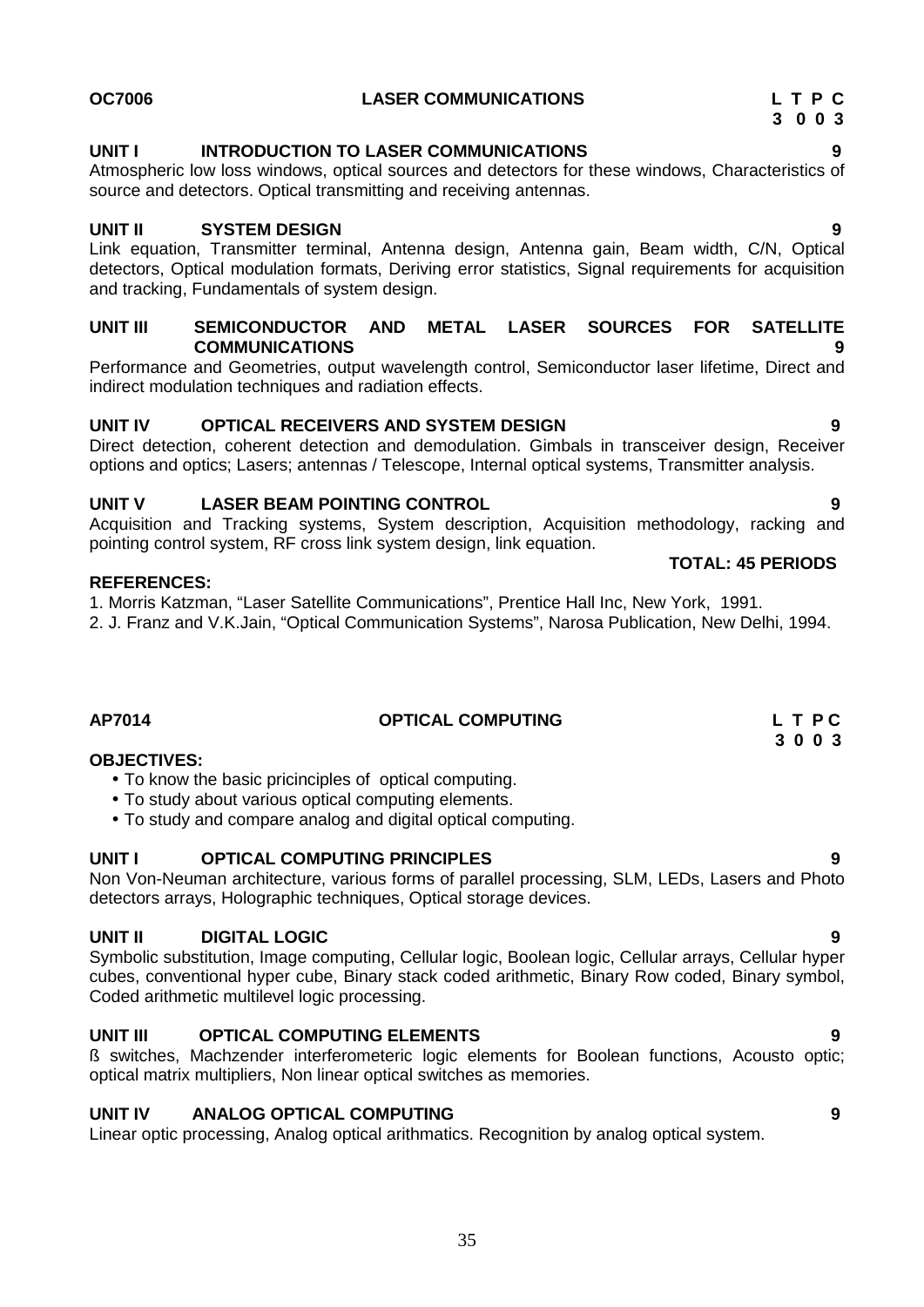**OC7006** **LASER COMMUNICATIONS** **L T P C**
**3 0 0 3**

**UNIT I INTRODUCTION TO LASER COMMUNICATIONS 9**

Atmospheric low loss windows, optical sources and detectors for these windows, Characteristics of source and detectors. Optical transmitting and receiving antennas.

**UNIT II SYSTEM DESIGN 9**

Link equation, Transmitter terminal, Antenna design, Antenna gain, Beam width, C/N, Optical detectors, Optical modulation formats, Deriving error statistics, Signal requirements for acquisition and tracking, Fundamentals of system design.

**UNIT III SEMICONDUCTOR AND METAL LASER SOURCES FOR SATELLITE COMMUNICATIONS 9**

Performance and Geometries, output wavelength control, Semiconductor laser lifetime, Direct and indirect modulation techniques and radiation effects.

**UNIT IV OPTICAL RECEIVERS AND SYSTEM DESIGN 9**

Direct detection, coherent detection and demodulation. Gimbals in transceiver design, Receiver options and optics; Lasers; antennas / Telescope, Internal optical systems, Transmitter analysis.

**UNIT V LASER BEAM POINTING CONTROL 9**

Acquisition and Tracking systems, System description, Acquisition methodology, racking and pointing control system, RF cross link system design, link equation.

**TOTAL: 45 PERIODS**

**REFERENCES:**

1. Morris Katzman, “Laser Satellite Communications”, Prentice Hall Inc, New York, 1991.
2. J. Franz and V.K.Jain, “Optical Communication Systems”, Narosa Publication, New Delhi, 1994.

**AP7014** **OPTICAL COMPUTING** **L T P C**
**3 0 0 3**

**OBJECTIVES:**

- To know the basic pricinciples of optical computing.
- To study about various optical computing elements.
- To study and compare analog and digital optical computing.

**UNIT I OPTICAL COMPUTING PRINCIPLES 9**

Non Von-Neuman architecture, various forms of parallel processing, SLM, LEDs, Lasers and Photo detectors arrays, Holographic techniques, Optical storage devices.

**UNIT II DIGITAL LOGIC 9**

Symbolic substitution, Image computing, Cellular logic, Boolean logic, Cellular arrays, Cellular hyper cubes, conventional hyper cube, Binary stack coded arithmetic, Binary Row coded, Binary symbol, Coded arithmetic multilevel logic processing.

**UNIT III OPTICAL COMPUTING ELEMENTS 9**

ß switches, Machzender interferometeric logic elements for Boolean functions, Acousto optic; optical matrix multipliers, Non linear optical switches as memories.

**UNIT IV ANALOG OPTICAL COMPUTING 9**

Linear optic processing, Analog optical arithmatics. Recognition by analog optical system.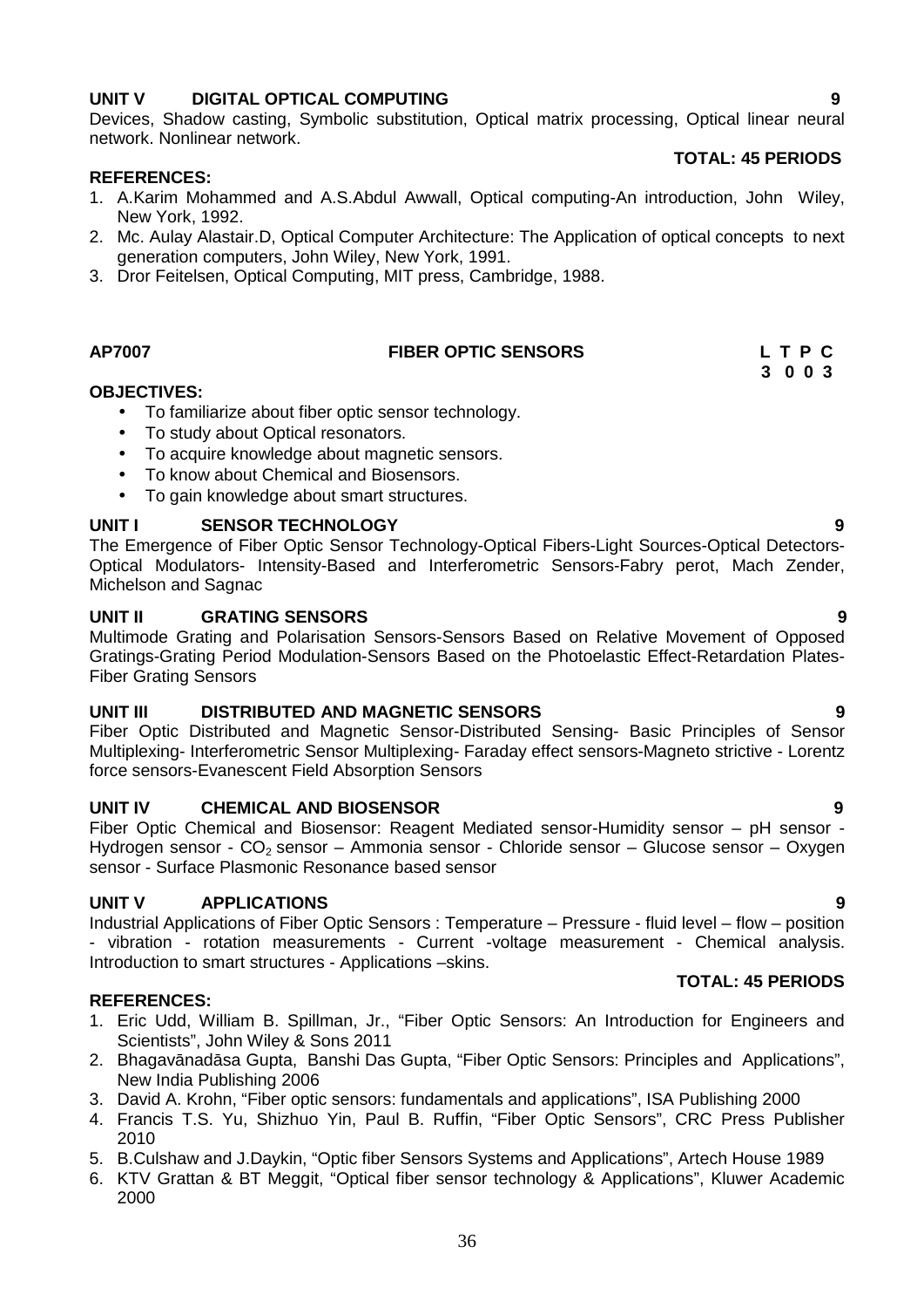**UNIT V DIGITAL OPTICAL COMPUTING** **9**

Devices, Shadow casting, Symbolic substitution, Optical matrix processing, Optical linear neural network. Nonlinear network.

**TOTAL: 45 PERIODS**

**REFERENCES:**

1. A.Karim Mohammed and A.S.Abdul Awwall, Optical computing-An introduction, John Wiley, New York, 1992.
2. Mc. Aulay Alastair.D, Optical Computer Architecture: The Application of optical concepts to next generation computers, John Wiley, New York, 1991.
3. Dror Feitelsen, Optical Computing, MIT press, Cambridge, 1988.

## AP7007 FIBER OPTIC SENSORS

| L | T | P | C |
|---|---|---|---|
| 3 | 0 | 0 | 3 |

**OBJECTIVES:**

- To familiarize about fiber optic sensor technology.
- To study about Optical resonators.
- To acquire knowledge about magnetic sensors.
- To know about Chemical and Biosensors.
- To gain knowledge about smart structures.

**UNIT I SENSOR TECHNOLOGY** **9**

The Emergence of Fiber Optic Sensor Technology-Optical Fibers-Light Sources-Optical Detectors-Optical Modulators- Intensity-Based and Interferometric Sensors-Fabry perot, Mach Zender, Michelson and Sagnac

**UNIT II GRATING SENSORS** **9**

Multimode Grating and Polarisation Sensors-Sensors Based on Relative Movement of Opposed Gratings-Grating Period Modulation-Sensors Based on the Photoelastic Effect-Retardation Plates-Fiber Grating Sensors

**UNIT III DISTRIBUTED AND MAGNETIC SENSORS** **9**

Fiber Optic Distributed and Magnetic Sensor-Distributed Sensing- Basic Principles of Sensor Multiplexing- Interferometric Sensor Multiplexing- Faraday effect sensors-Magneto strictive - Lorentz force sensors-Evanescent Field Absorption Sensors

**UNIT IV CHEMICAL AND BIOSENSOR** **9**

Fiber Optic Chemical and Biosensor: Reagent Mediated sensor-Humidity sensor – pH sensor - Hydrogen sensor - $CO_2$ sensor – Ammonia sensor - Chloride sensor – Glucose sensor – Oxygen sensor - Surface Plasmonic Resonance based sensor

**UNIT V APPLICATIONS** **9**

Industrial Applications of Fiber Optic Sensors : Temperature – Pressure - fluid level – flow – position - vibration - rotation measurements - Current -voltage measurement - Chemical analysis. Introduction to smart structures - Applications –skins.

**TOTAL: 45 PERIODS**

**REFERENCES:**

1. Eric Udd, William B. Spillman, Jr., "Fiber Optic Sensors: An Introduction for Engineers and Scientists", John Wiley & Sons 2011
2. Bhagavānadāsa Gupta, Banshi Das Gupta, "Fiber Optic Sensors: Principles and Applications", New India Publishing 2006
3. David A. Krohn, "Fiber optic sensors: fundamentals and applications", ISA Publishing 2000
4. Francis T.S. Yu, Shizhuo Yin, Paul B. Ruffin, "Fiber Optic Sensors", CRC Press Publisher 2010
5. B.Culshaw and J.Daykin, "Optic fiber Sensors Systems and Applications", Artech House 1989
6. KTV Grattan & BT Meggit, "Optical fiber sensor technology & Applications", Kluwer Academic 2000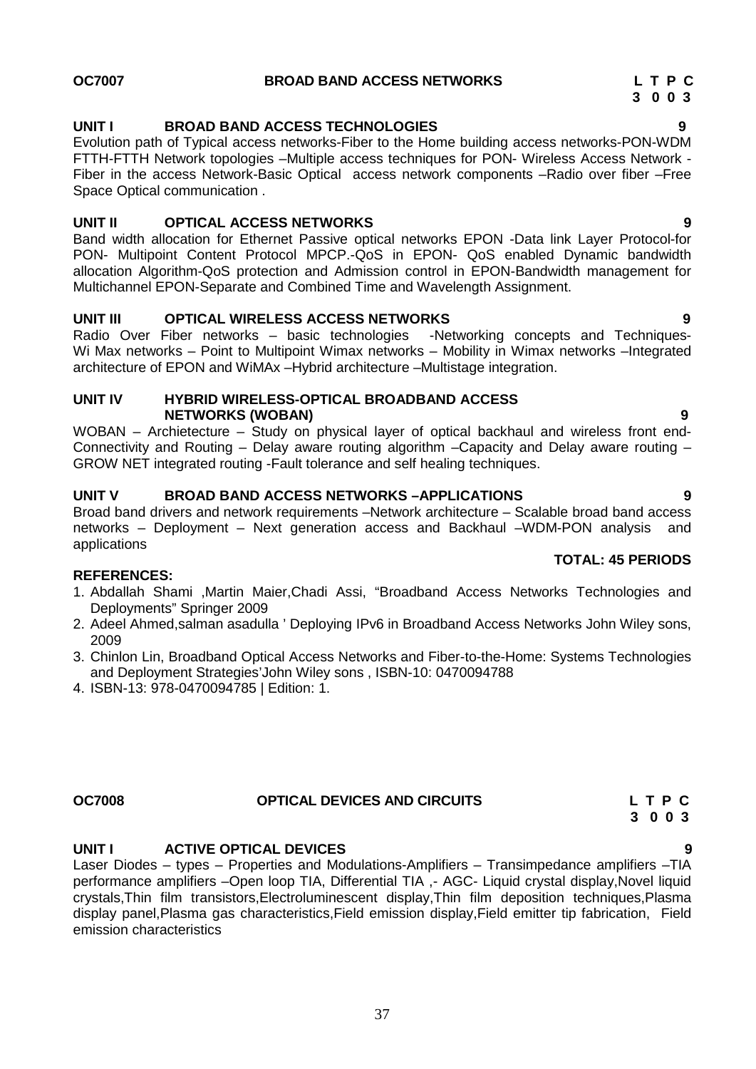**OC7007 BROAD BAND ACCESS NETWORKS**

| L | T | P | C |
|---|---|---|---|
| 3 | 0 | 0 | 3 |

**UNIT I BROAD BAND ACCESS TECHNOLOGIES 9**

Evolution path of Typical access networks-Fiber to the Home building access networks-PON-WDM FTTH-FTTH Network topologies –Multiple access techniques for PON- Wireless Access Network - Fiber in the access Network-Basic Optical access network components –Radio over fiber –Free Space Optical communication .

**UNIT II OPTICAL ACCESS NETWORKS 9**

Band width allocation for Ethernet Passive optical networks EPON -Data link Layer Protocol-for PON- Multipoint Content Protocol MPCP.-QoS in EPON- QoS enabled Dynamic bandwidth allocation Algorithm-QoS protection and Admission control in EPON-Bandwidth management for Multichannel EPON-Separate and Combined Time and Wavelength Assignment.

**UNIT III OPTICAL WIRELESS ACCESS NETWORKS 9**

Radio Over Fiber networks – basic technologies -Networking concepts and Techniques-Wi Max networks – Point to Multipoint Wimax networks – Mobility in Wimax networks –Integrated architecture of EPON and WiMAx –Hybrid architecture –Multistage integration.

**UNIT IV HYBRID WIRELESS-OPTICAL BROADBAND ACCESS NETWORKS (WOBAN) 9**

WOBAN – Archietecture – Study on physical layer of optical backhaul and wireless front end-Connectivity and Routing – Delay aware routing algorithm –Capacity and Delay aware routing – GROW NET integrated routing -Fault tolerance and self healing techniques.

**UNIT V BROAD BAND ACCESS NETWORKS –APPLICATIONS 9**

Broad band drivers and network requirements –Network architecture – Scalable broad band access networks – Deployment – Next generation access and Backhaul –WDM-PON analysis and applications

**TOTAL: 45 PERIODS**

**REFERENCES:**

1. Abdallah Shami ,Martin Maier,Chadi Assi, "Broadband Access Networks Technologies and Deployments" Springer 2009
2. Adeel Ahmed,salman asadulla ' Deploying IPv6 in Broadband Access Networks John Wiley sons, 2009
3. Chinlon Lin, Broadband Optical Access Networks and Fiber-to-the-Home: Systems Technologies and Deployment Strategies'John Wiley sons , ISBN-10: 0470094788
4. ISBN-13: 978-0470094785 | Edition: 1.

**OC7008 OPTICAL DEVICES AND CIRCUITS**

| L | T | P | C |
|---|---|---|---|
| 3 | 0 | 0 | 3 |

**UNIT I ACTIVE OPTICAL DEVICES 9**

Laser Diodes – types – Properties and Modulations-Amplifiers – Transimpedance amplifiers –TIA performance amplifiers –Open loop TIA, Differential TIA ,- AGC- Liquid crystal display,Novel liquid crystals,Thin film transistors,Electroluminescent display,Thin film deposition techniques,Plasma display panel,Plasma gas characteristics,Field emission display,Field emitter tip fabrication, Field emission characteristics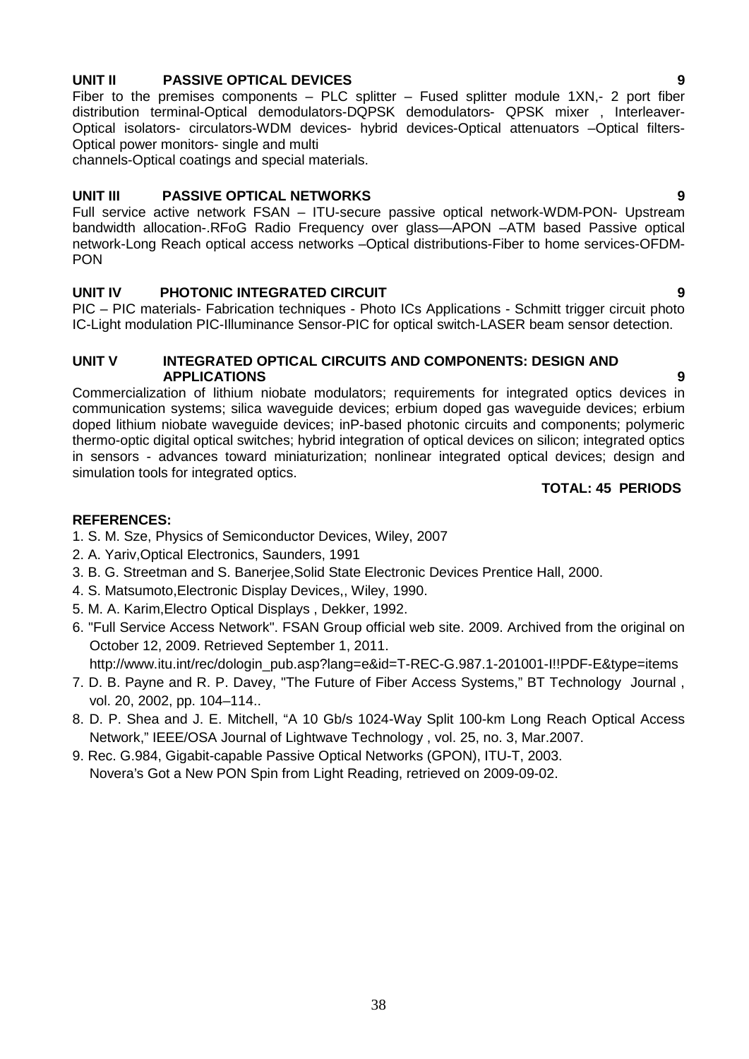## UNIT II PASSIVE OPTICAL DEVICES 9

Fiber to the premises components – PLC splitter – Fused splitter module 1XN,- 2 port fiber distribution terminal-Optical demodulators-DQPSK demodulators- QPSK mixer , Interleaver- Optical isolators- circulators-WDM devices- hybrid devices-Optical attenuators –Optical filters- Optical power monitors- single and multi
channels-Optical coatings and special materials.

## UNIT III PASSIVE OPTICAL NETWORKS 9

Full service active network FSAN – ITU-secure passive optical network-WDM-PON- Upstream bandwidth allocation-.RFoG Radio Frequency over glass—APON –ATM based Passive optical network-Long Reach optical access networks –Optical distributions-Fiber to home services-OFDM-PON

## UNIT IV PHOTONIC INTEGRATED CIRCUIT 9

PIC – PIC materials- Fabrication techniques - Photo ICs Applications - Schmitt trigger circuit photo IC-Light modulation PIC-Illuminance Sensor-PIC for optical switch-LASER beam sensor detection.

## UNIT V INTEGRATED OPTICAL CIRCUITS AND COMPONENTS: DESIGN AND APPLICATIONS 9

Commercialization of lithium niobate modulators; requirements for integrated optics devices in communication systems; silica waveguide devices; erbium doped gas waveguide devices; erbium doped lithium niobate waveguide devices; inP-based photonic circuits and components; polymeric thermo-optic digital optical switches; hybrid integration of optical devices on silicon; integrated optics in sensors - advances toward miniaturization; nonlinear integrated optical devices; design and simulation tools for integrated optics.

**TOTAL: 45 PERIODS**

**REFERENCES:**

1. S. M. Sze, Physics of Semiconductor Devices, Wiley, 2007
2. A. Yariv,Optical Electronics, Saunders, 1991
3. B. G. Streetman and S. Banerjee,Solid State Electronic Devices Prentice Hall, 2000.
4. S. Matsumoto,Electronic Display Devices,, Wiley, 1990.
5. M. A. Karim,Electro Optical Displays , Dekker, 1992.
6. "Full Service Access Network". FSAN Group official web site. 2009. Archived from the original on October 12, 2009. Retrieved September 1, 2011.
   http://www.itu.int/rec/dologin_pub.asp?lang=e&id=T-REC-G.987.1-201001-I!!PDF-E&type=items
7. D. B. Payne and R. P. Davey, "The Future of Fiber Access Systems," BT Technology Journal , vol. 20, 2002, pp. 104–114..
8. D. P. Shea and J. E. Mitchell, "A 10 Gb/s 1024-Way Split 100-km Long Reach Optical Access Network," IEEE/OSA Journal of Lightwave Technology , vol. 25, no. 3, Mar.2007.
9. Rec. G.984, Gigabit-capable Passive Optical Networks (GPON), ITU-T, 2003.
   Novera's Got a New PON Spin from Light Reading, retrieved on 2009-09-02.